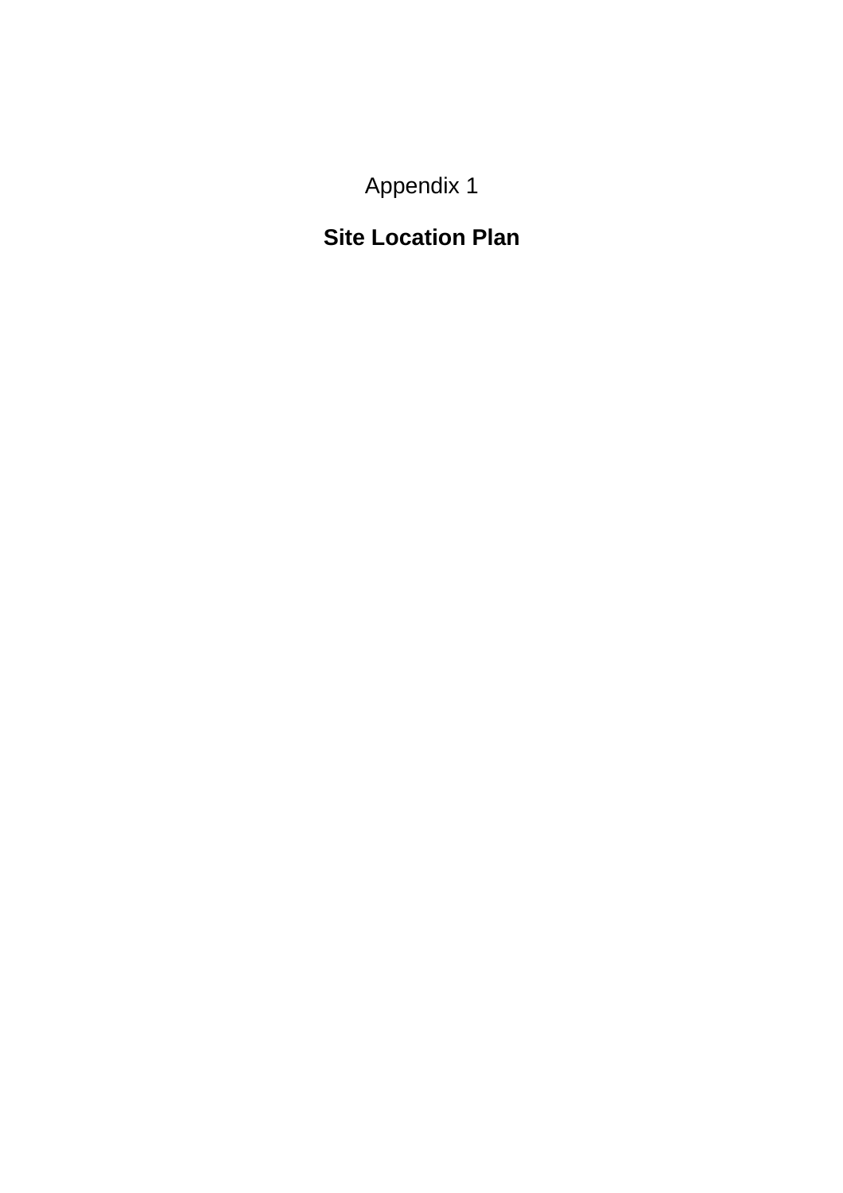Appendix 1

# Site Location Plan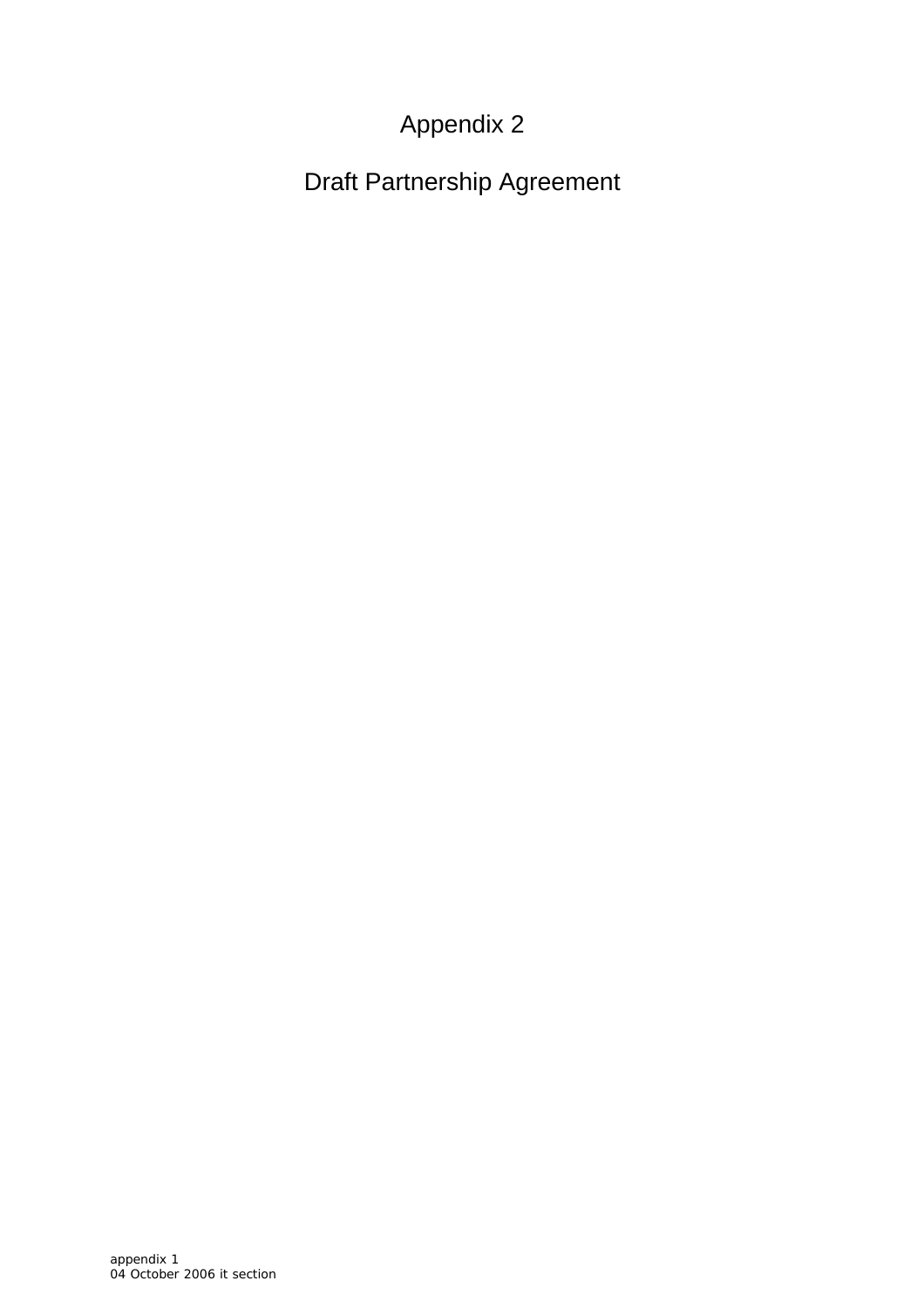# Appendix 2

# Draft Partnership Agreement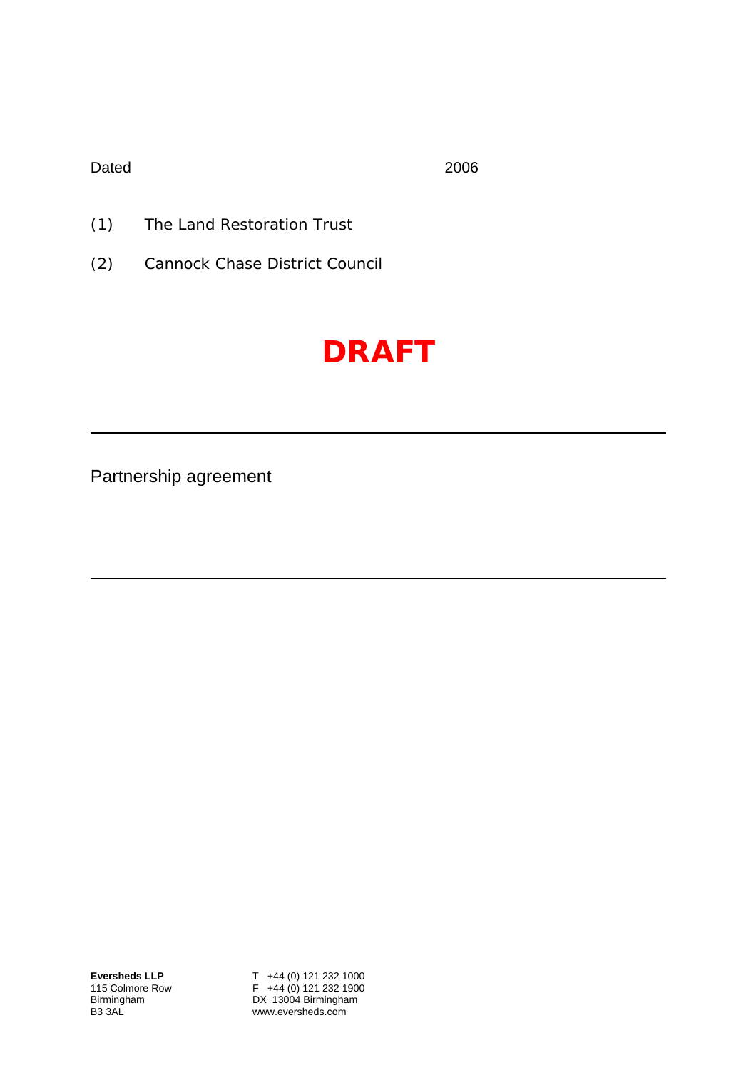Dated 2006

(1) The Land Restoration Trust

(2) Cannock Chase District Council

# DRAFT

---

## Partnership agreement

---

**Eversheds LLP**
115 Colmore Row
Birmingham
B3 3AL

T +44 (0) 121 232 1000
F +44 (0) 121 232 1900
DX 13004 Birmingham
www.eversheds.com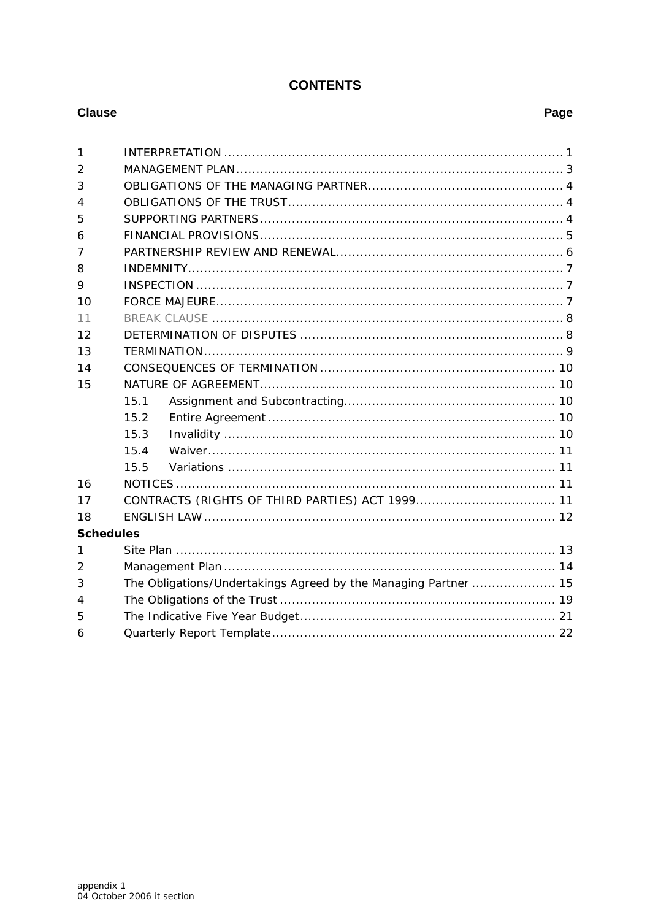# CONTENTS

| Clause | | Page |
|---|---|---|
| 1 | INTERPRETATION | 1 |
| 2 | MANAGEMENT PLAN | 3 |
| 3 | OBLIGATIONS OF THE MANAGING PARTNER | 4 |
| 4 | OBLIGATIONS OF THE TRUST | 4 |
| 5 | SUPPORTING PARTNERS | 4 |
| 6 | FINANCIAL PROVISIONS | 5 |
| 7 | PARTNERSHIP REVIEW AND RENEWAL | 6 |
| 8 | INDEMNITY | 7 |
| 9 | INSPECTION | 7 |
| 10 | FORCE MAJEURE | 7 |
| 11 | BREAK CLAUSE | 8 |
| 12 | DETERMINATION OF DISPUTES | 8 |
| 13 | TERMINATION | 9 |
| 14 | CONSEQUENCES OF TERMINATION | 10 |
| 15 | NATURE OF AGREEMENT | 10 |
| | 15.1 Assignment and Subcontracting | 10 |
| | 15.2 Entire Agreement | 10 |
| | 15.3 Invalidity | 10 |
| | 15.4 Waiver | 11 |
| | 15.5 Variations | 11 |
| 16 | NOTICES | 11 |
| 17 | CONTRACTS (RIGHTS OF THIRD PARTIES) ACT 1999 | 11 |
| 18 | ENGLISH LAW | 12 |
| **Schedules** | | |
| 1 | Site Plan | 13 |
| 2 | Management Plan | 14 |
| 3 | The Obligations/Undertakings Agreed by the Managing Partner | 15 |
| 4 | The Obligations of the Trust | 19 |
| 5 | The Indicative Five Year Budget | 21 |
| 6 | Quarterly Report Template | 22 |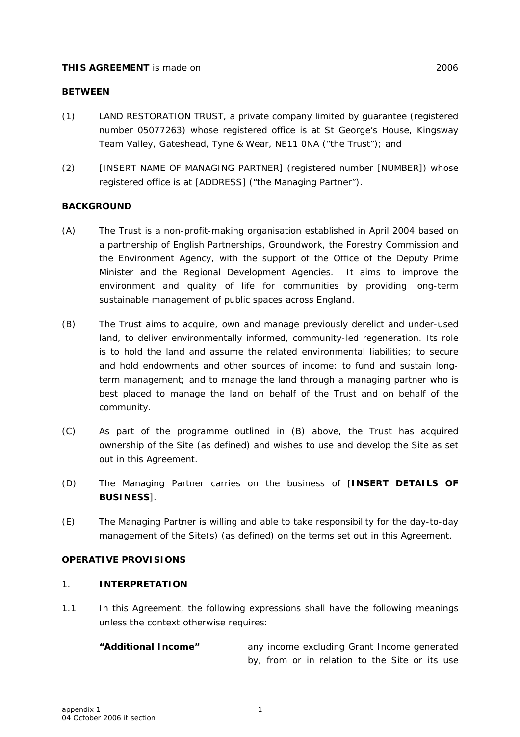**THIS AGREEMENT** is made on 2006

**BETWEEN**

(1) LAND RESTORATION TRUST, a private company limited by guarantee (registered number 05077263) whose registered office is at St George's House, Kingsway Team Valley, Gateshead, Tyne & Wear, NE11 0NA ("the Trust"); and

(2) [INSERT NAME OF MANAGING PARTNER] (registered number [NUMBER]) whose registered office is at [ADDRESS] ("the Managing Partner").

**BACKGROUND**

(A) The Trust is a non-profit-making organisation established in April 2004 based on a partnership of English Partnerships, Groundwork, the Forestry Commission and the Environment Agency, with the support of the Office of the Deputy Prime Minister and the Regional Development Agencies. It aims to improve the environment and quality of life for communities by providing long-term sustainable management of public spaces across England.

(B) The Trust aims to acquire, own and manage previously derelict and under-used land, to deliver environmentally informed, community-led regeneration. Its role is to hold the land and assume the related environmental liabilities; to secure and hold endowments and other sources of income; to fund and sustain long-term management; and to manage the land through a managing partner who is best placed to manage the land on behalf of the Trust and on behalf of the community.

(C) As part of the programme outlined in (B) above, the Trust has acquired ownership of the Site (as defined) and wishes to use and develop the Site as set out in this Agreement.

(D) The Managing Partner carries on the business of [**INSERT DETAILS OF BUSINESS**].

(E) The Managing Partner is willing and able to take responsibility for the day-to-day management of the Site(s) (as defined) on the terms set out in this Agreement.

**OPERATIVE PROVISIONS**

1. **INTERPRETATION**

1.1 In this Agreement, the following expressions shall have the following meanings unless the context otherwise requires:

**"Additional Income"** any income excluding Grant Income generated by, from or in relation to the Site or its use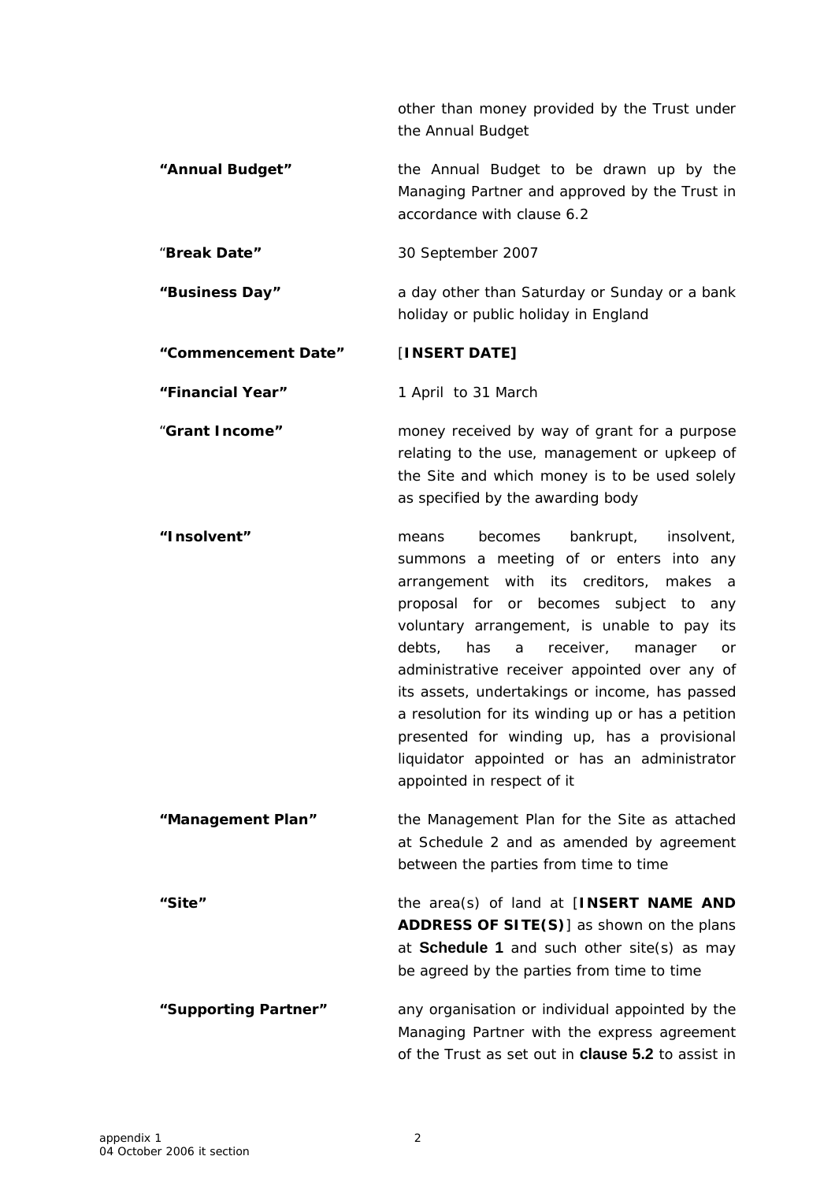other than money provided by the Trust under the Annual Budget

| | |
|---|---|
| **"Annual Budget"** | the Annual Budget to be drawn up by the Managing Partner and approved by the Trust in accordance with clause 6.2 |
| "**Break Date"** | 30 September 2007 |
| **"Business Day"** | a day other than Saturday or Sunday or a bank holiday or public holiday in England |
| **"Commencement Date"** | [**INSERT DATE]** |
| **"Financial Year"** | 1 April to 31 March |
| "**Grant Income"** | money received by way of grant for a purpose relating to the use, management or upkeep of the Site and which money is to be used solely as specified by the awarding body |
| **"Insolvent"** | means becomes bankrupt, insolvent, summons a meeting of or enters into any arrangement with its creditors, makes a proposal for or becomes subject to any voluntary arrangement, is unable to pay its debts, has a receiver, manager or administrative receiver appointed over any of its assets, undertakings or income, has passed a resolution for its winding up or has a petition presented for winding up, has a provisional liquidator appointed or has an administrator appointed in respect of it |
| **"Management Plan"** | the Management Plan for the Site as attached at Schedule 2 and as amended by agreement between the parties from time to time |
| **"Site"** | the area(s) of land at [**INSERT NAME AND ADDRESS OF SITE(S)**] as shown on the plans at **Schedule 1** and such other site(s) as may be agreed by the parties from time to time |
| **"Supporting Partner"** | any organisation or individual appointed by the Managing Partner with the express agreement of the Trust as set out in **clause 5.2** to assist in |

appendix 1
04 October 2006 it section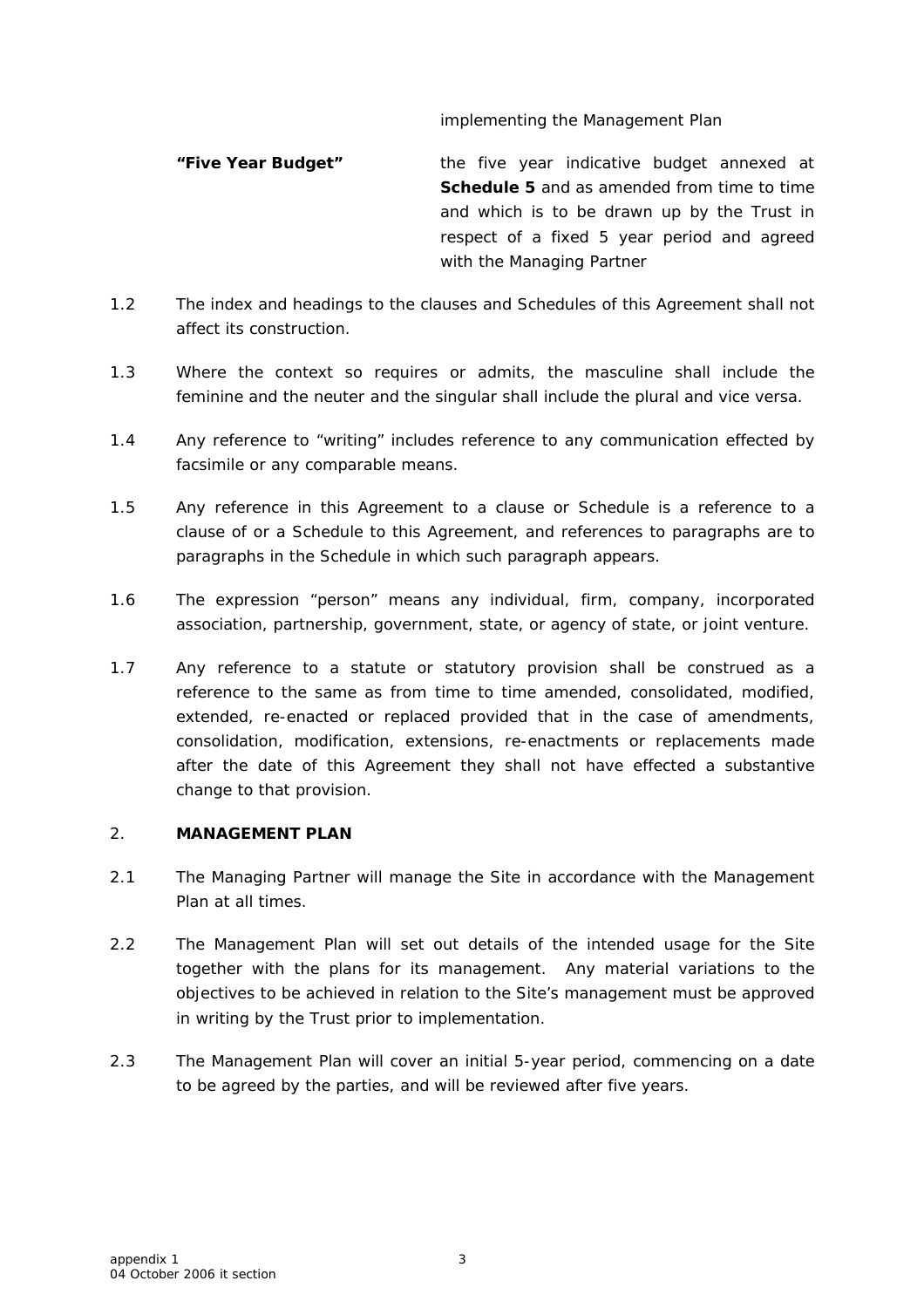implementing the Management Plan

**"Five Year Budget"** the five year indicative budget annexed at **Schedule 5** and as amended from time to time and which is to be drawn up by the Trust in respect of a fixed 5 year period and agreed with the Managing Partner

1.2 The index and headings to the clauses and Schedules of this Agreement shall not affect its construction.

1.3 Where the context so requires or admits, the masculine shall include the feminine and the neuter and the singular shall include the plural and vice versa.

1.4 Any reference to "writing" includes reference to any communication effected by facsimile or any comparable means.

1.5 Any reference in this Agreement to a clause or Schedule is a reference to a clause of or a Schedule to this Agreement, and references to paragraphs are to paragraphs in the Schedule in which such paragraph appears.

1.6 The expression "person" means any individual, firm, company, incorporated association, partnership, government, state, or agency of state, or joint venture.

1.7 Any reference to a statute or statutory provision shall be construed as a reference to the same as from time to time amended, consolidated, modified, extended, re-enacted or replaced provided that in the case of amendments, consolidation, modification, extensions, re-enactments or replacements made after the date of this Agreement they shall not have effected a substantive change to that provision.

2. **MANAGEMENT PLAN**

2.1 The Managing Partner will manage the Site in accordance with the Management Plan at all times.

2.2 The Management Plan will set out details of the intended usage for the Site together with the plans for its management. Any material variations to the objectives to be achieved in relation to the Site's management must be approved in writing by the Trust prior to implementation.

2.3 The Management Plan will cover an initial 5-year period, commencing on a date to be agreed by the parties, and will be reviewed after five years.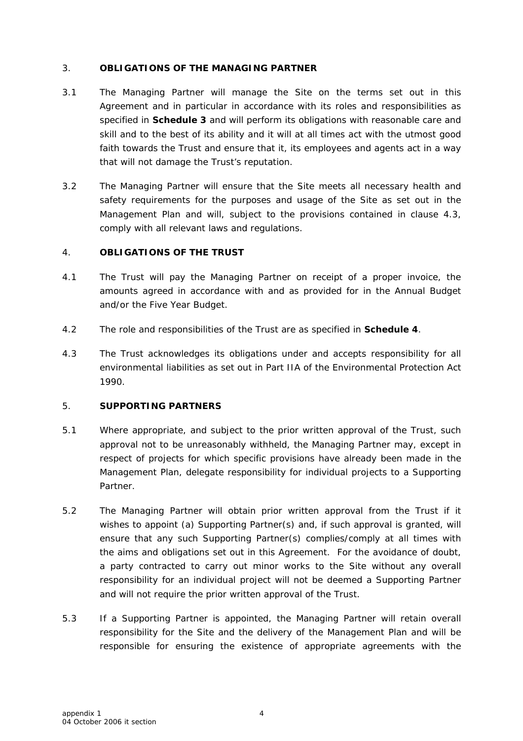## 3. OBLIGATIONS OF THE MANAGING PARTNER

3.1 The Managing Partner will manage the Site on the terms set out in this Agreement and in particular in accordance with its roles and responsibilities as specified in **Schedule 3** and will perform its obligations with reasonable care and skill and to the best of its ability and it will at all times act with the utmost good faith towards the Trust and ensure that it, its employees and agents act in a way that will not damage the Trust's reputation.

3.2 The Managing Partner will ensure that the Site meets all necessary health and safety requirements for the purposes and usage of the Site as set out in the Management Plan and will, subject to the provisions contained in clause 4.3, comply with all relevant laws and regulations.

## 4. OBLIGATIONS OF THE TRUST

4.1 The Trust will pay the Managing Partner on receipt of a proper invoice, the amounts agreed in accordance with and as provided for in the Annual Budget and/or the Five Year Budget.

4.2 The role and responsibilities of the Trust are as specified in **Schedule 4**.

4.3 The Trust acknowledges its obligations under and accepts responsibility for all environmental liabilities as set out in Part IIA of the Environmental Protection Act 1990.

## 5. SUPPORTING PARTNERS

5.1 Where appropriate, and subject to the prior written approval of the Trust, such approval not to be unreasonably withheld, the Managing Partner may, except in respect of projects for which specific provisions have already been made in the Management Plan, delegate responsibility for individual projects to a Supporting Partner.

5.2 The Managing Partner will obtain prior written approval from the Trust if it wishes to appoint (a) Supporting Partner(s) and, if such approval is granted, will ensure that any such Supporting Partner(s) complies/comply at all times with the aims and obligations set out in this Agreement. For the avoidance of doubt, a party contracted to carry out minor works to the Site without any overall responsibility for an individual project will not be deemed a Supporting Partner and will not require the prior written approval of the Trust.

5.3 If a Supporting Partner is appointed, the Managing Partner will retain overall responsibility for the Site and the delivery of the Management Plan and will be responsible for ensuring the existence of appropriate agreements with the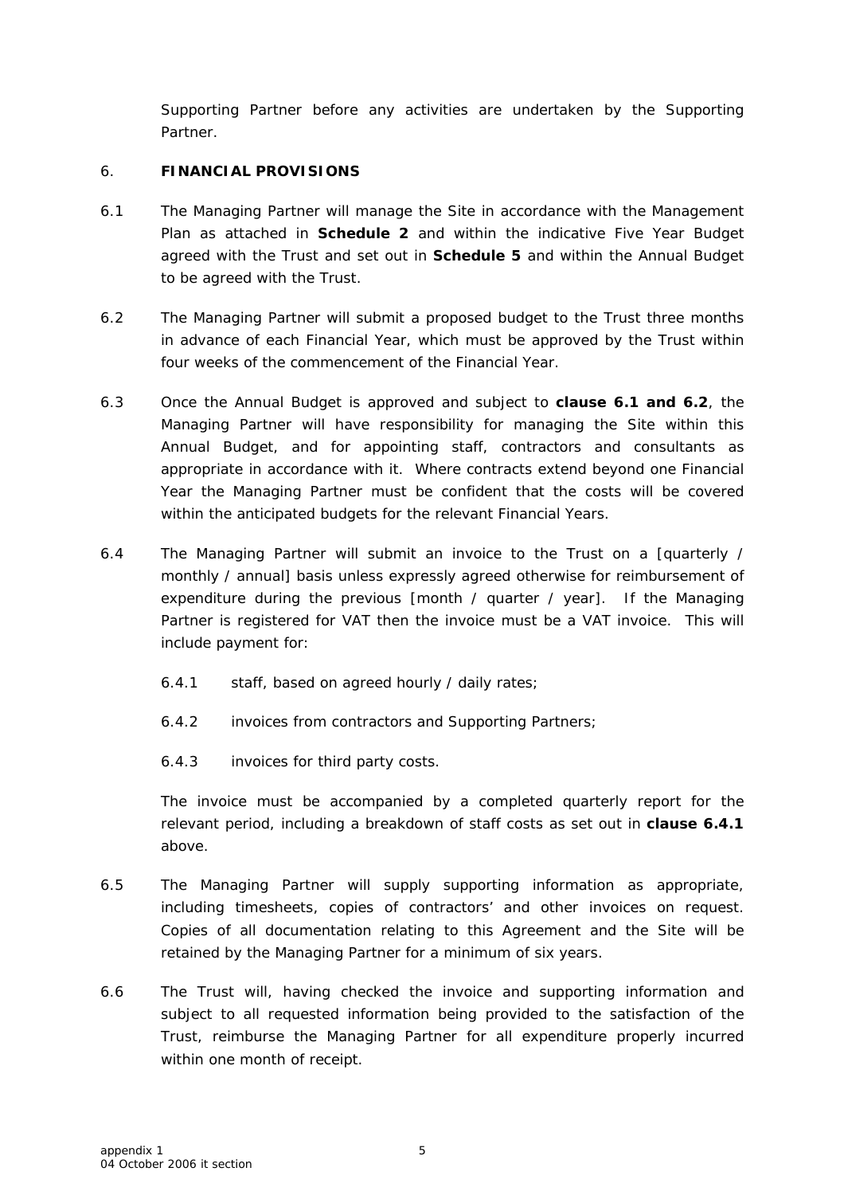Supporting Partner before any activities are undertaken by the Supporting Partner.

## 6. FINANCIAL PROVISIONS

6.1 The Managing Partner will manage the Site in accordance with the Management Plan as attached in **Schedule 2** and within the indicative Five Year Budget agreed with the Trust and set out in **Schedule 5** and within the Annual Budget to be agreed with the Trust.

6.2 The Managing Partner will submit a proposed budget to the Trust three months in advance of each Financial Year, which must be approved by the Trust within four weeks of the commencement of the Financial Year.

6.3 Once the Annual Budget is approved and subject to **clause 6.1 and 6.2**, the Managing Partner will have responsibility for managing the Site within this Annual Budget, and for appointing staff, contractors and consultants as appropriate in accordance with it. Where contracts extend beyond one Financial Year the Managing Partner must be confident that the costs will be covered within the anticipated budgets for the relevant Financial Years.

6.4 The Managing Partner will submit an invoice to the Trust on a [quarterly / monthly / annual] basis unless expressly agreed otherwise for reimbursement of expenditure during the previous [month / quarter / year]. If the Managing Partner is registered for VAT then the invoice must be a VAT invoice. This will include payment for:

6.4.1 staff, based on agreed hourly / daily rates;

6.4.2 invoices from contractors and Supporting Partners;

6.4.3 invoices for third party costs.

The invoice must be accompanied by a completed quarterly report for the relevant period, including a breakdown of staff costs as set out in **clause 6.4.1** above.

6.5 The Managing Partner will supply supporting information as appropriate, including timesheets, copies of contractors' and other invoices on request. Copies of all documentation relating to this Agreement and the Site will be retained by the Managing Partner for a minimum of six years.

6.6 The Trust will, having checked the invoice and supporting information and subject to all requested information being provided to the satisfaction of the Trust, reimburse the Managing Partner for all expenditure properly incurred within one month of receipt.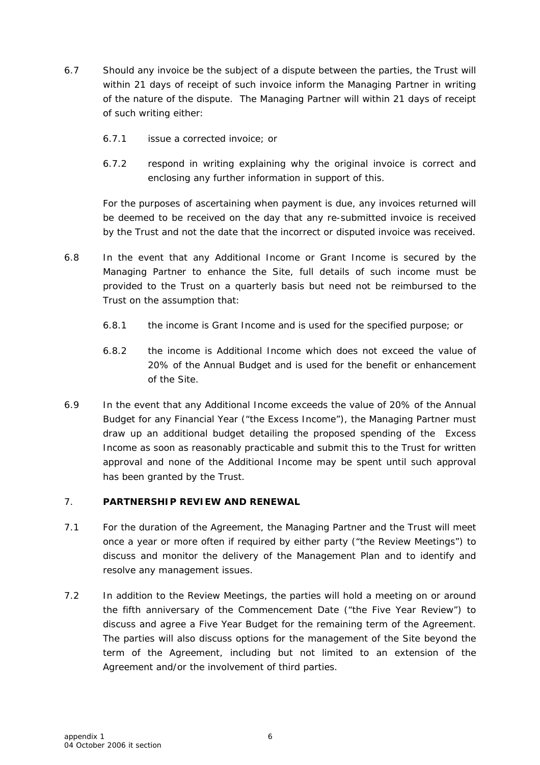6.7 Should any invoice be the subject of a dispute between the parties, the Trust will within 21 days of receipt of such invoice inform the Managing Partner in writing of the nature of the dispute. The Managing Partner will within 21 days of receipt of such writing either:

6.7.1 issue a corrected invoice; or

6.7.2 respond in writing explaining why the original invoice is correct and enclosing any further information in support of this.

For the purposes of ascertaining when payment is due, any invoices returned will be deemed to be received on the day that any re-submitted invoice is received by the Trust and not the date that the incorrect or disputed invoice was received.

6.8 In the event that any Additional Income or Grant Income is secured by the Managing Partner to enhance the Site, full details of such income must be provided to the Trust on a quarterly basis but need not be reimbursed to the Trust on the assumption that:

6.8.1 the income is Grant Income and is used for the specified purpose; or

6.8.2 the income is Additional Income which does not exceed the value of 20% of the Annual Budget and is used for the benefit or enhancement of the Site.

6.9 In the event that any Additional Income exceeds the value of 20% of the Annual Budget for any Financial Year ("the Excess Income"), the Managing Partner must draw up an additional budget detailing the proposed spending of the Excess Income as soon as reasonably practicable and submit this to the Trust for written approval and none of the Additional Income may be spent until such approval has been granted by the Trust.

## 7. PARTNERSHIP REVIEW AND RENEWAL

7.1 For the duration of the Agreement, the Managing Partner and the Trust will meet once a year or more often if required by either party ("the Review Meetings") to discuss and monitor the delivery of the Management Plan and to identify and resolve any management issues.

7.2 In addition to the Review Meetings, the parties will hold a meeting on or around the fifth anniversary of the Commencement Date ("the Five Year Review") to discuss and agree a Five Year Budget for the remaining term of the Agreement. The parties will also discuss options for the management of the Site beyond the term of the Agreement, including but not limited to an extension of the Agreement and/or the involvement of third parties.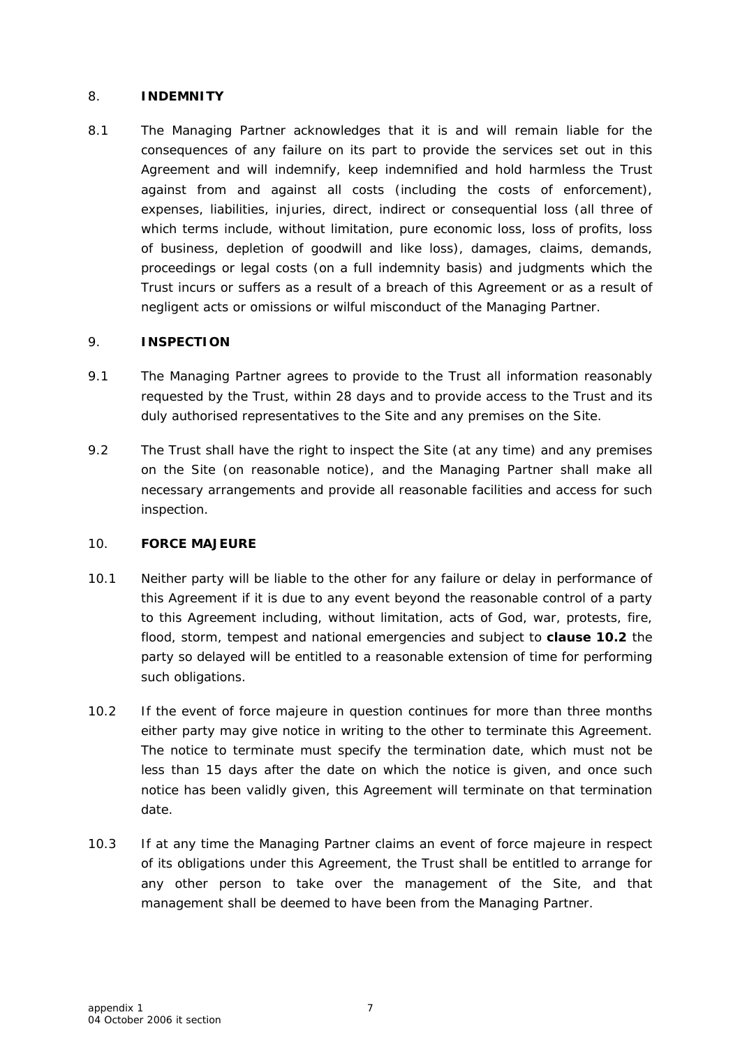## 8. INDEMNITY

8.1 The Managing Partner acknowledges that it is and will remain liable for the consequences of any failure on its part to provide the services set out in this Agreement and will indemnify, keep indemnified and hold harmless the Trust against from and against all costs (including the costs of enforcement), expenses, liabilities, injuries, direct, indirect or consequential loss (all three of which terms include, without limitation, pure economic loss, loss of profits, loss of business, depletion of goodwill and like loss), damages, claims, demands, proceedings or legal costs (on a full indemnity basis) and judgments which the Trust incurs or suffers as a result of a breach of this Agreement or as a result of negligent acts or omissions or wilful misconduct of the Managing Partner.

## 9. INSPECTION

9.1 The Managing Partner agrees to provide to the Trust all information reasonably requested by the Trust, within 28 days and to provide access to the Trust and its duly authorised representatives to the Site and any premises on the Site.

9.2 The Trust shall have the right to inspect the Site (at any time) and any premises on the Site (on reasonable notice), and the Managing Partner shall make all necessary arrangements and provide all reasonable facilities and access for such inspection.

## 10. FORCE MAJEURE

10.1 Neither party will be liable to the other for any failure or delay in performance of this Agreement if it is due to any event beyond the reasonable control of a party to this Agreement including, without limitation, acts of God, war, protests, fire, flood, storm, tempest and national emergencies and subject to **clause 10.2** the party so delayed will be entitled to a reasonable extension of time for performing such obligations.

10.2 If the event of force majeure in question continues for more than three months either party may give notice in writing to the other to terminate this Agreement. The notice to terminate must specify the termination date, which must not be less than 15 days after the date on which the notice is given, and once such notice has been validly given, this Agreement will terminate on that termination date.

10.3 If at any time the Managing Partner claims an event of force majeure in respect of its obligations under this Agreement, the Trust shall be entitled to arrange for any other person to take over the management of the Site, and that management shall be deemed to have been from the Managing Partner.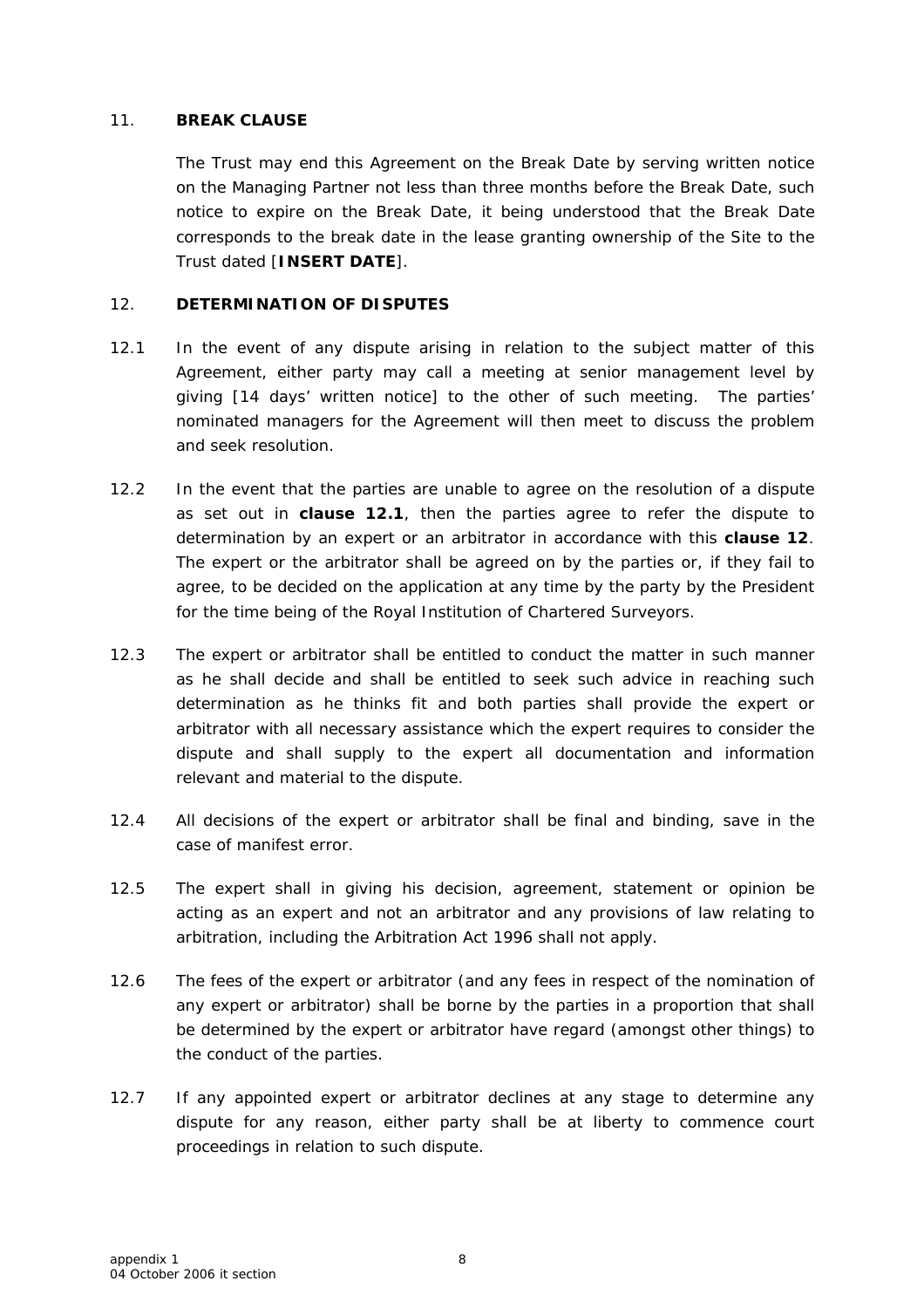## 11. BREAK CLAUSE

The Trust may end this Agreement on the Break Date by serving written notice on the Managing Partner not less than three months before the Break Date, such notice to expire on the Break Date, it being understood that the Break Date corresponds to the break date in the lease granting ownership of the Site to the Trust dated [**INSERT DATE**].

## 12. DETERMINATION OF DISPUTES

12.1 In the event of any dispute arising in relation to the subject matter of this Agreement, either party may call a meeting at senior management level by giving [14 days' written notice] to the other of such meeting. The parties' nominated managers for the Agreement will then meet to discuss the problem and seek resolution.

12.2 In the event that the parties are unable to agree on the resolution of a dispute as set out in **clause 12.1**, then the parties agree to refer the dispute to determination by an expert or an arbitrator in accordance with this **clause 12**. The expert or the arbitrator shall be agreed on by the parties or, if they fail to agree, to be decided on the application at any time by the party by the President for the time being of the Royal Institution of Chartered Surveyors.

12.3 The expert or arbitrator shall be entitled to conduct the matter in such manner as he shall decide and shall be entitled to seek such advice in reaching such determination as he thinks fit and both parties shall provide the expert or arbitrator with all necessary assistance which the expert requires to consider the dispute and shall supply to the expert all documentation and information relevant and material to the dispute.

12.4 All decisions of the expert or arbitrator shall be final and binding, save in the case of manifest error.

12.5 The expert shall in giving his decision, agreement, statement or opinion be acting as an expert and not an arbitrator and any provisions of law relating to arbitration, including the Arbitration Act 1996 shall not apply.

12.6 The fees of the expert or arbitrator (and any fees in respect of the nomination of any expert or arbitrator) shall be borne by the parties in a proportion that shall be determined by the expert or arbitrator have regard (amongst other things) to the conduct of the parties.

12.7 If any appointed expert or arbitrator declines at any stage to determine any dispute for any reason, either party shall be at liberty to commence court proceedings in relation to such dispute.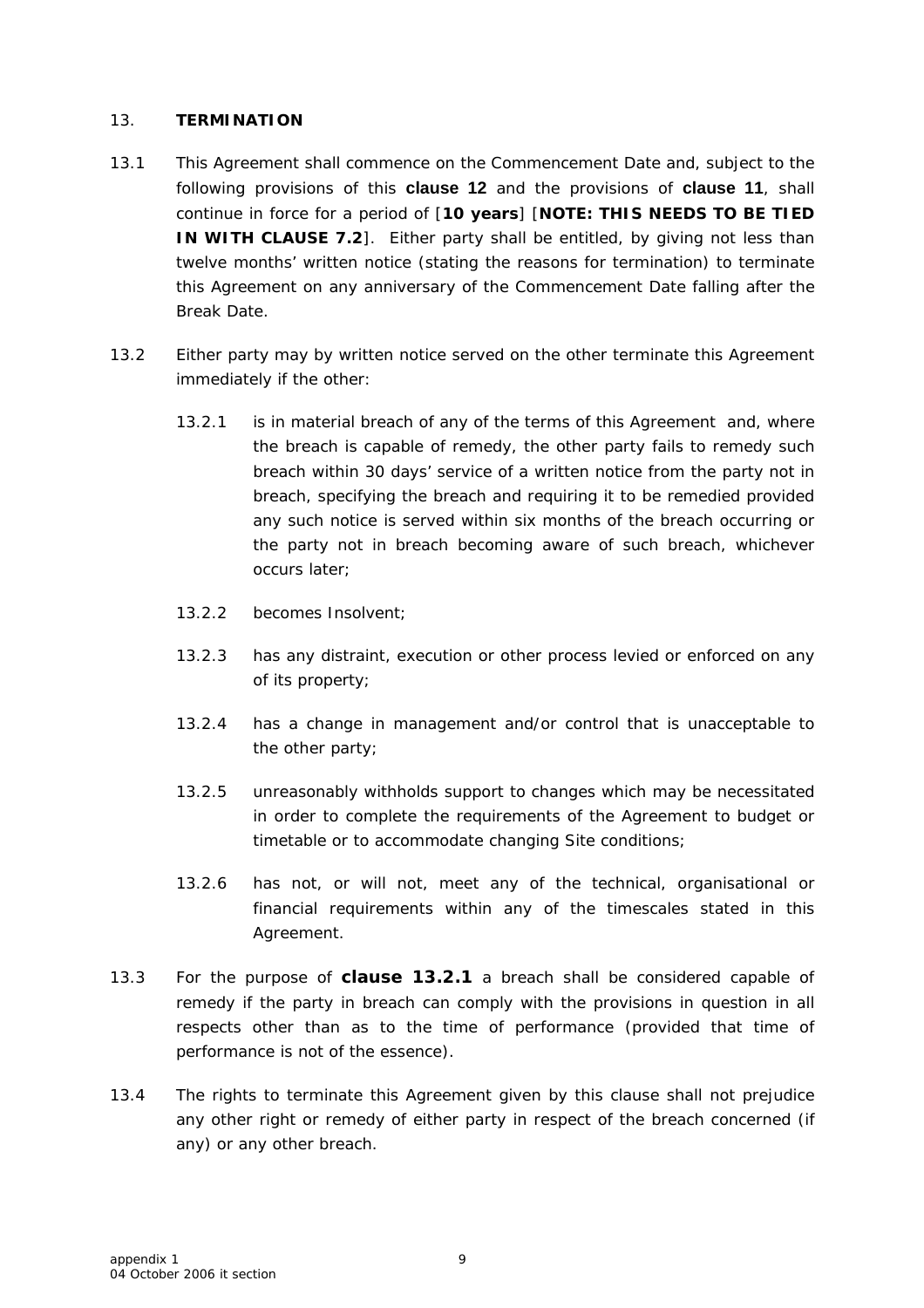## 13. TERMINATION

13.1 This Agreement shall commence on the Commencement Date and, subject to the following provisions of this **clause 12** and the provisions of **clause 11**, shall continue in force for a period of [**10 years**] [**NOTE: THIS NEEDS TO BE TIED IN WITH CLAUSE 7.2**]. Either party shall be entitled, by giving not less than twelve months' written notice (stating the reasons for termination) to terminate this Agreement on any anniversary of the Commencement Date falling after the Break Date.

13.2 Either party may by written notice served on the other terminate this Agreement immediately if the other:

13.2.1 is in material breach of any of the terms of this Agreement and, where the breach is capable of remedy, the other party fails to remedy such breach within 30 days' service of a written notice from the party not in breach, specifying the breach and requiring it to be remedied provided any such notice is served within six months of the breach occurring or the party not in breach becoming aware of such breach, whichever occurs later;

13.2.2 becomes Insolvent;

13.2.3 has any distraint, execution or other process levied or enforced on any of its property;

13.2.4 has a change in management and/or control that is unacceptable to the other party;

13.2.5 unreasonably withholds support to changes which may be necessitated in order to complete the requirements of the Agreement to budget or timetable or to accommodate changing Site conditions;

13.2.6 has not, or will not, meet any of the technical, organisational or financial requirements within any of the timescales stated in this Agreement.

13.3 For the purpose of **clause 13.2.1** a breach shall be considered capable of remedy if the party in breach can comply with the provisions in question in all respects other than as to the time of performance (provided that time of performance is not of the essence).

13.4 The rights to terminate this Agreement given by this clause shall not prejudice any other right or remedy of either party in respect of the breach concerned (if any) or any other breach.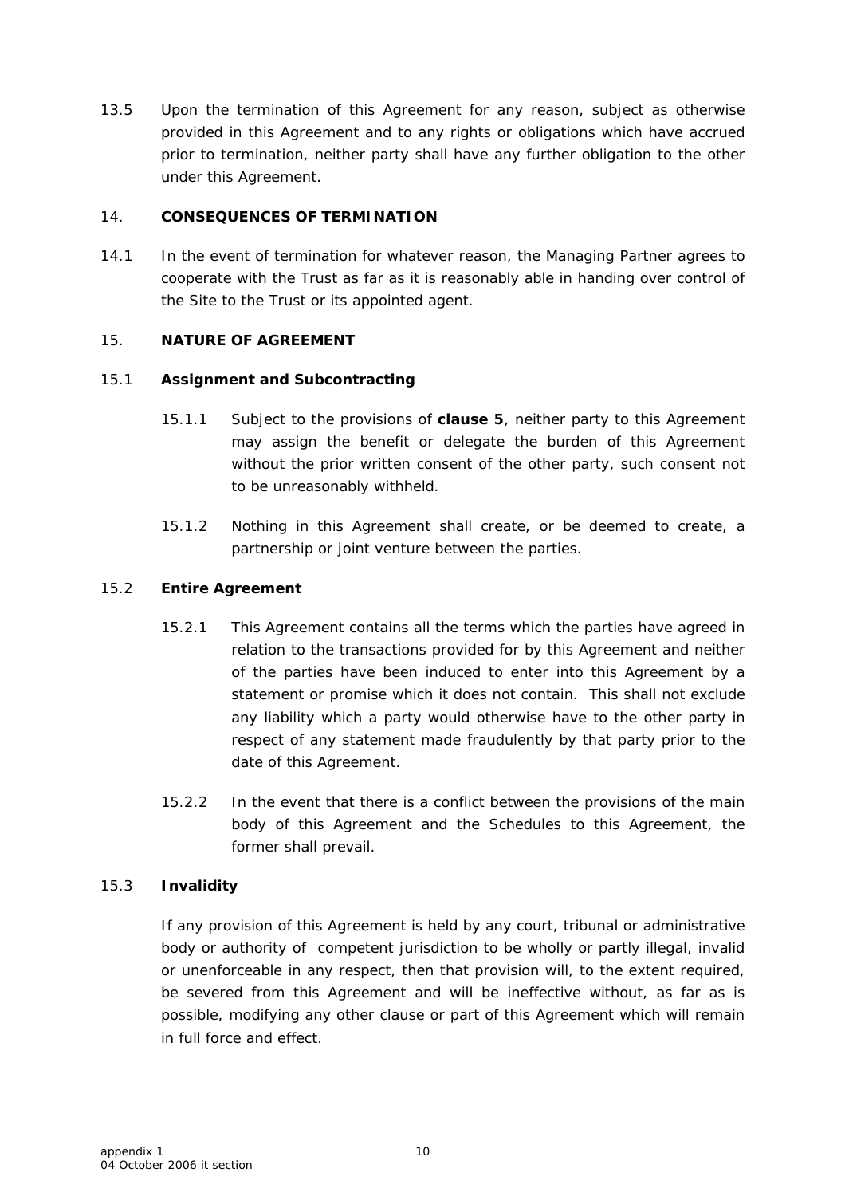13.5 Upon the termination of this Agreement for any reason, subject as otherwise provided in this Agreement and to any rights or obligations which have accrued prior to termination, neither party shall have any further obligation to the other under this Agreement.

## 14. CONSEQUENCES OF TERMINATION

14.1 In the event of termination for whatever reason, the Managing Partner agrees to cooperate with the Trust as far as it is reasonably able in handing over control of the Site to the Trust or its appointed agent.

## 15. NATURE OF AGREEMENT

### 15.1 Assignment and Subcontracting

15.1.1 Subject to the provisions of **clause 5**, neither party to this Agreement may assign the benefit or delegate the burden of this Agreement without the prior written consent of the other party, such consent not to be unreasonably withheld.

15.1.2 Nothing in this Agreement shall create, or be deemed to create, a partnership or joint venture between the parties.

### 15.2 Entire Agreement

15.2.1 This Agreement contains all the terms which the parties have agreed in relation to the transactions provided for by this Agreement and neither of the parties have been induced to enter into this Agreement by a statement or promise which it does not contain. This shall not exclude any liability which a party would otherwise have to the other party in respect of any statement made fraudulently by that party prior to the date of this Agreement.

15.2.2 In the event that there is a conflict between the provisions of the main body of this Agreement and the Schedules to this Agreement, the former shall prevail.

### 15.3 Invalidity

If any provision of this Agreement is held by any court, tribunal or administrative body or authority of competent jurisdiction to be wholly or partly illegal, invalid or unenforceable in any respect, then that provision will, to the extent required, be severed from this Agreement and will be ineffective without, as far as is possible, modifying any other clause or part of this Agreement which will remain in full force and effect.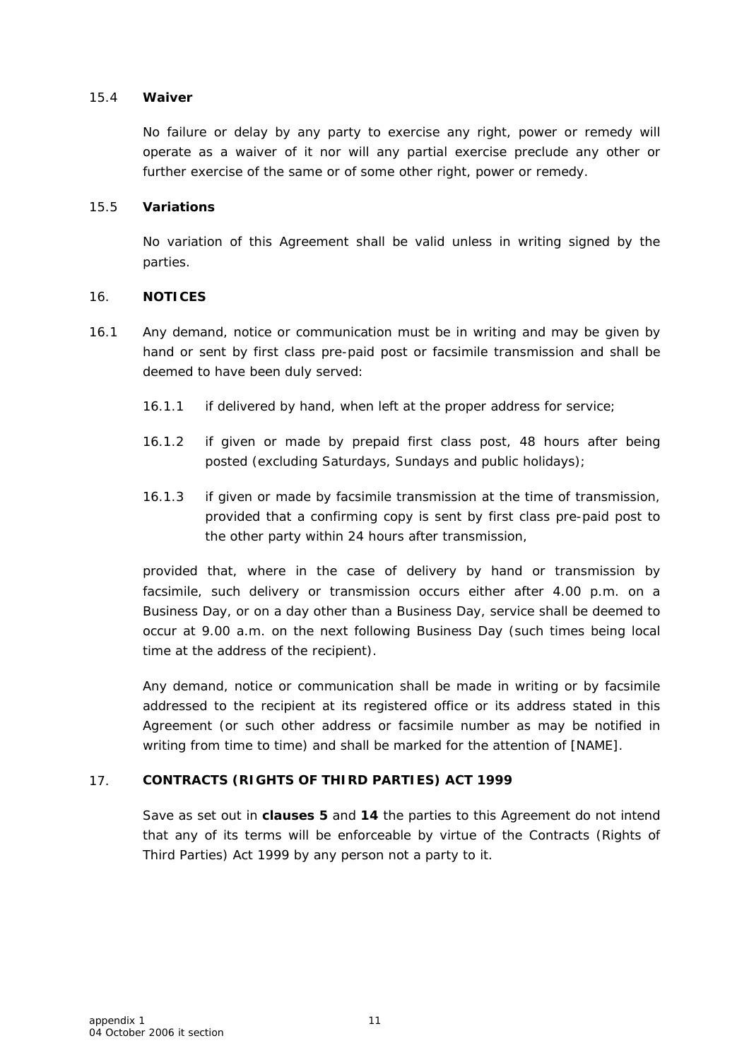15.4 **Waiver**

No failure or delay by any party to exercise any right, power or remedy will operate as a waiver of it nor will any partial exercise preclude any other or further exercise of the same or of some other right, power or remedy.

15.5 **Variations**

No variation of this Agreement shall be valid unless in writing signed by the parties.

16. **NOTICES**

16.1 Any demand, notice or communication must be in writing and may be given by hand or sent by first class pre-paid post or facsimile transmission and shall be deemed to have been duly served:

16.1.1 if delivered by hand, when left at the proper address for service;

16.1.2 if given or made by prepaid first class post, 48 hours after being posted (excluding Saturdays, Sundays and public holidays);

16.1.3 if given or made by facsimile transmission at the time of transmission, provided that a confirming copy is sent by first class pre-paid post to the other party within 24 hours after transmission,

provided that, where in the case of delivery by hand or transmission by facsimile, such delivery or transmission occurs either after 4.00 p.m. on a Business Day, or on a day other than a Business Day, service shall be deemed to occur at 9.00 a.m. on the next following Business Day (such times being local time at the address of the recipient).

Any demand, notice or communication shall be made in writing or by facsimile addressed to the recipient at its registered office or its address stated in this Agreement (or such other address or facsimile number as may be notified in writing from time to time) and shall be marked for the attention of [NAME].

17. **CONTRACTS (RIGHTS OF THIRD PARTIES) ACT 1999**

Save as set out in **clauses 5** and **14** the parties to this Agreement do not intend that any of its terms will be enforceable by virtue of the Contracts (Rights of Third Parties) Act 1999 by any person not a party to it.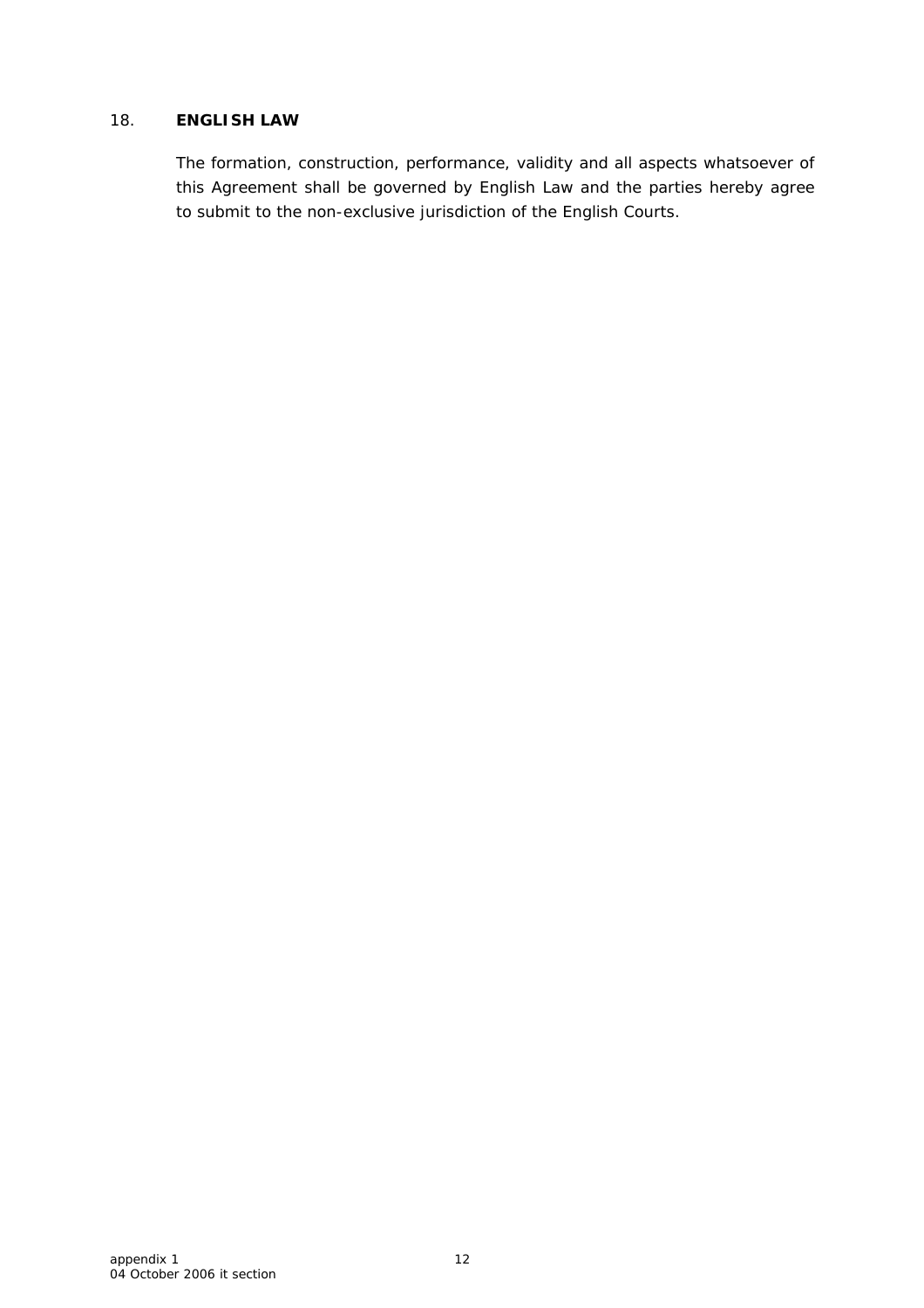18. **ENGLISH LAW**

The formation, construction, performance, validity and all aspects whatsoever of this Agreement shall be governed by English Law and the parties hereby agree to submit to the non-exclusive jurisdiction of the English Courts.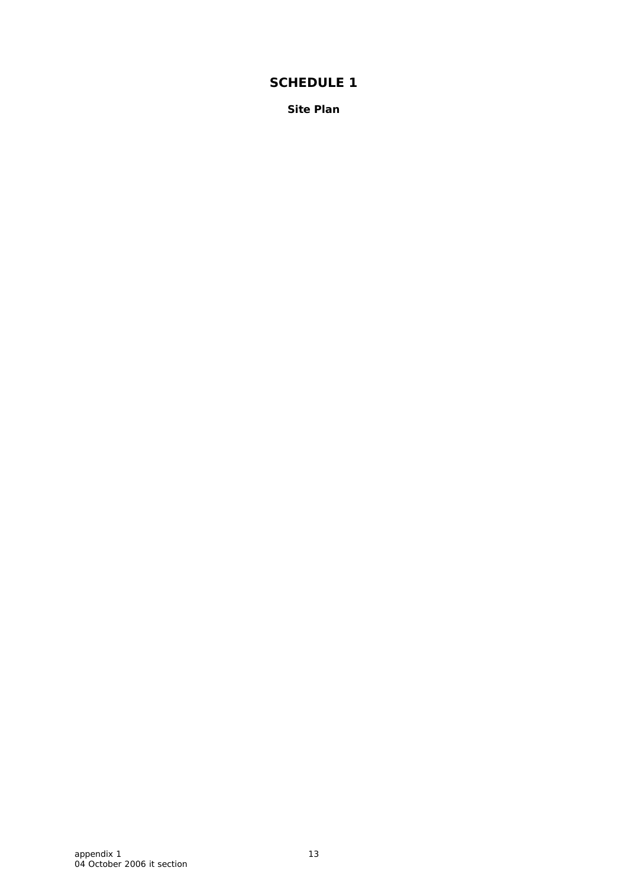# SCHEDULE 1

**Site Plan**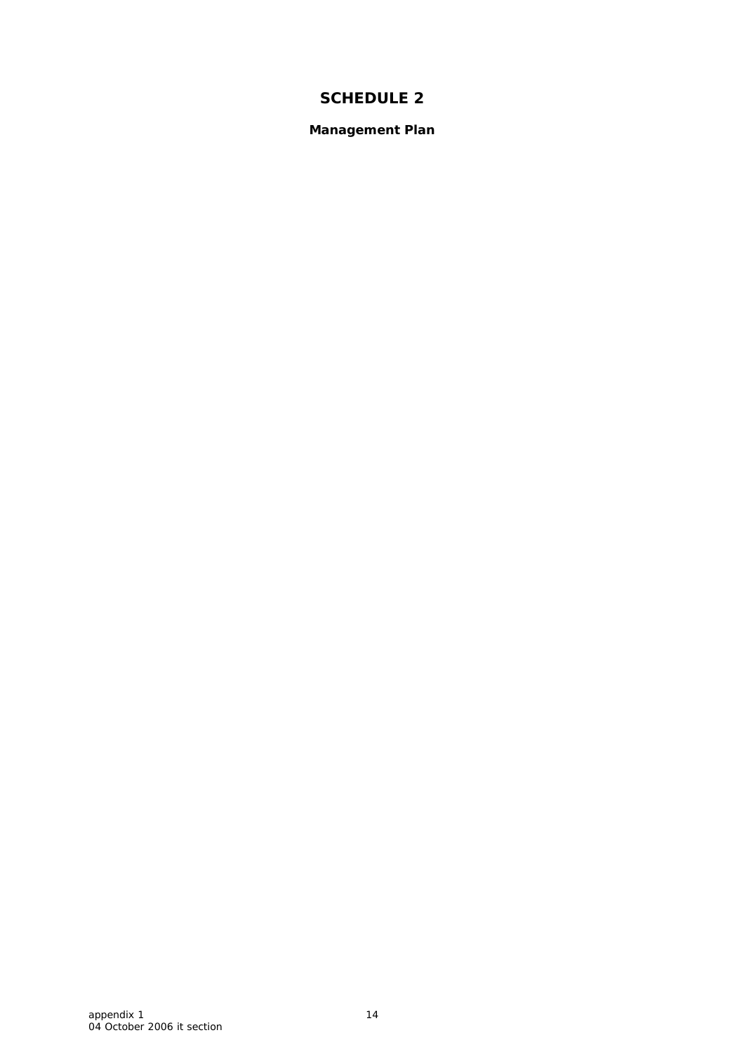# SCHEDULE 2

**Management Plan**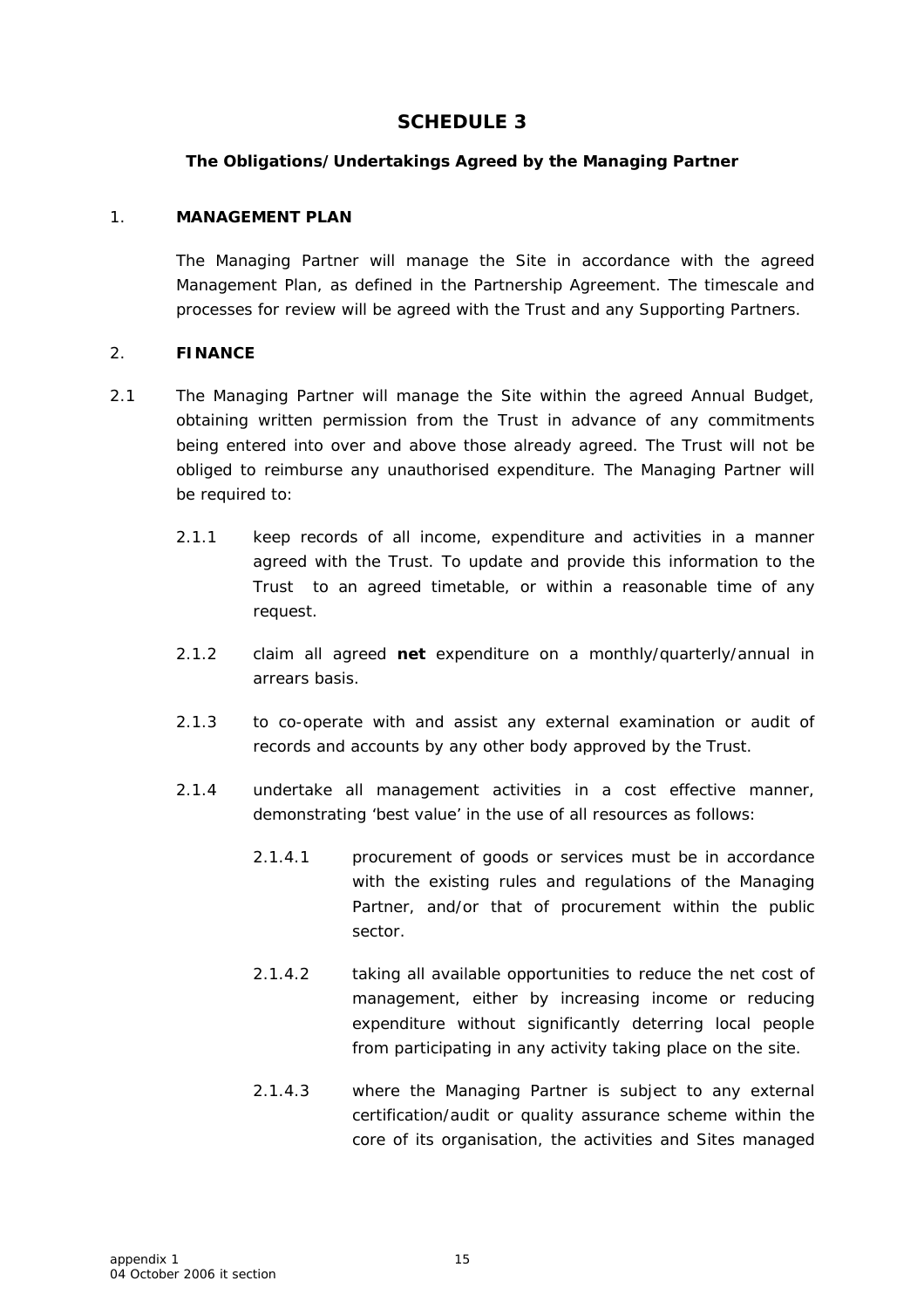# SCHEDULE 3

**The Obligations/Undertakings Agreed by the Managing Partner**

1. **MANAGEMENT PLAN**

The Managing Partner will manage the Site in accordance with the agreed Management Plan, as defined in the Partnership Agreement. The timescale and processes for review will be agreed with the Trust and any Supporting Partners.

2. **FINANCE**

2.1 The Managing Partner will manage the Site within the agreed Annual Budget, obtaining written permission from the Trust in advance of any commitments being entered into over and above those already agreed. The Trust will not be obliged to reimburse any unauthorised expenditure. The Managing Partner will be required to:

2.1.1 keep records of all income, expenditure and activities in a manner agreed with the Trust. To update and provide this information to the Trust to an agreed timetable, or within a reasonable time of any request.

2.1.2 claim all agreed **net** expenditure on a monthly/quarterly/annual in arrears basis.

2.1.3 to co-operate with and assist any external examination or audit of records and accounts by any other body approved by the Trust.

2.1.4 undertake all management activities in a cost effective manner, demonstrating 'best value' in the use of all resources as follows:

2.1.4.1 procurement of goods or services must be in accordance with the existing rules and regulations of the Managing Partner, and/or that of procurement within the public sector.

2.1.4.2 taking all available opportunities to reduce the net cost of management, either by increasing income or reducing expenditure without significantly deterring local people from participating in any activity taking place on the site.

2.1.4.3 where the Managing Partner is subject to any external certification/audit or quality assurance scheme within the core of its organisation, the activities and Sites managed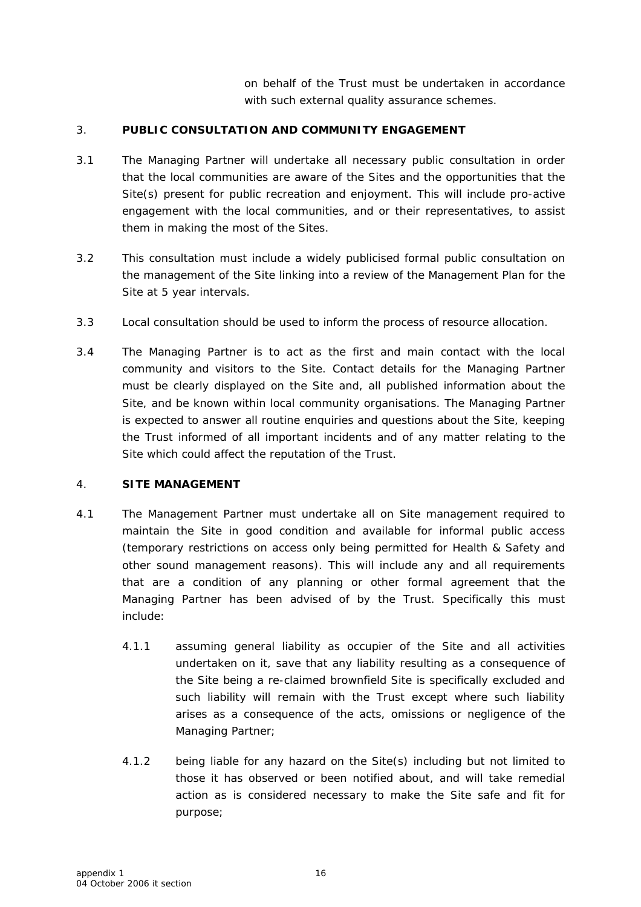on behalf of the Trust must be undertaken in accordance with such external quality assurance schemes.

## 3. PUBLIC CONSULTATION AND COMMUNITY ENGAGEMENT

3.1 The Managing Partner will undertake all necessary public consultation in order that the local communities are aware of the Sites and the opportunities that the Site(s) present for public recreation and enjoyment. This will include pro-active engagement with the local communities, and or their representatives, to assist them in making the most of the Sites.

3.2 This consultation must include a widely publicised formal public consultation on the management of the Site linking into a review of the Management Plan for the Site at 5 year intervals.

3.3 Local consultation should be used to inform the process of resource allocation.

3.4 The Managing Partner is to act as the first and main contact with the local community and visitors to the Site. Contact details for the Managing Partner must be clearly displayed on the Site and, all published information about the Site, and be known within local community organisations. The Managing Partner is expected to answer all routine enquiries and questions about the Site, keeping the Trust informed of all important incidents and of any matter relating to the Site which could affect the reputation of the Trust.

## 4. SITE MANAGEMENT

4.1 The Management Partner must undertake all on Site management required to maintain the Site in good condition and available for informal public access (temporary restrictions on access only being permitted for Health & Safety and other sound management reasons). This will include any and all requirements that are a condition of any planning or other formal agreement that the Managing Partner has been advised of by the Trust. Specifically this must include:

4.1.1 assuming general liability as occupier of the Site and all activities undertaken on it, save that any liability resulting as a consequence of the Site being a re-claimed brownfield Site is specifically excluded and such liability will remain with the Trust except where such liability arises as a consequence of the acts, omissions or negligence of the Managing Partner;

4.1.2 being liable for any hazard on the Site(s) including but not limited to those it has observed or been notified about, and will take remedial action as is considered necessary to make the Site safe and fit for purpose;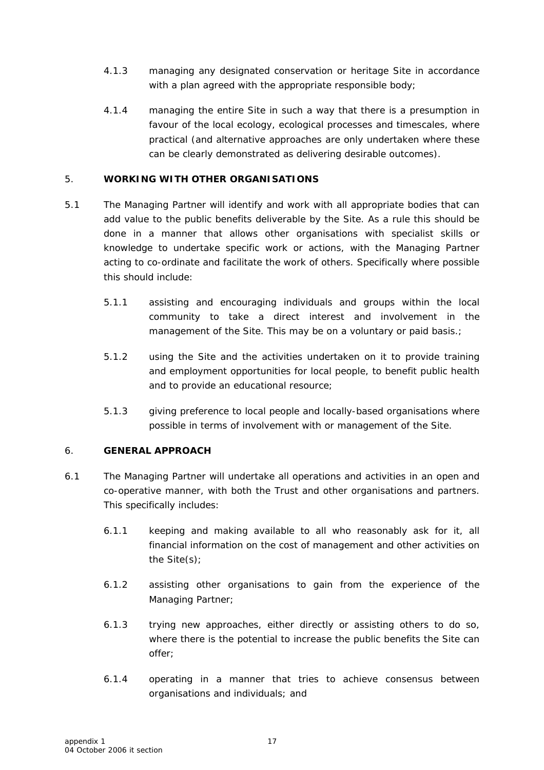4.1.3 managing any designated conservation or heritage Site in accordance with a plan agreed with the appropriate responsible body;

4.1.4 managing the entire Site in such a way that there is a presumption in favour of the local ecology, ecological processes and timescales, where practical (and alternative approaches are only undertaken where these can be clearly demonstrated as delivering desirable outcomes).

## 5. WORKING WITH OTHER ORGANISATIONS

5.1 The Managing Partner will identify and work with all appropriate bodies that can add value to the public benefits deliverable by the Site. As a rule this should be done in a manner that allows other organisations with specialist skills or knowledge to undertake specific work or actions, with the Managing Partner acting to co-ordinate and facilitate the work of others. Specifically where possible this should include:

5.1.1 assisting and encouraging individuals and groups within the local community to take a direct interest and involvement in the management of the Site. This may be on a voluntary or paid basis.;

5.1.2 using the Site and the activities undertaken on it to provide training and employment opportunities for local people, to benefit public health and to provide an educational resource;

5.1.3 giving preference to local people and locally-based organisations where possible in terms of involvement with or management of the Site.

## 6. GENERAL APPROACH

6.1 The Managing Partner will undertake all operations and activities in an open and co-operative manner, with both the Trust and other organisations and partners. This specifically includes:

6.1.1 keeping and making available to all who reasonably ask for it, all financial information on the cost of management and other activities on the Site(s);

6.1.2 assisting other organisations to gain from the experience of the Managing Partner;

6.1.3 trying new approaches, either directly or assisting others to do so, where there is the potential to increase the public benefits the Site can offer;

6.1.4 operating in a manner that tries to achieve consensus between organisations and individuals; and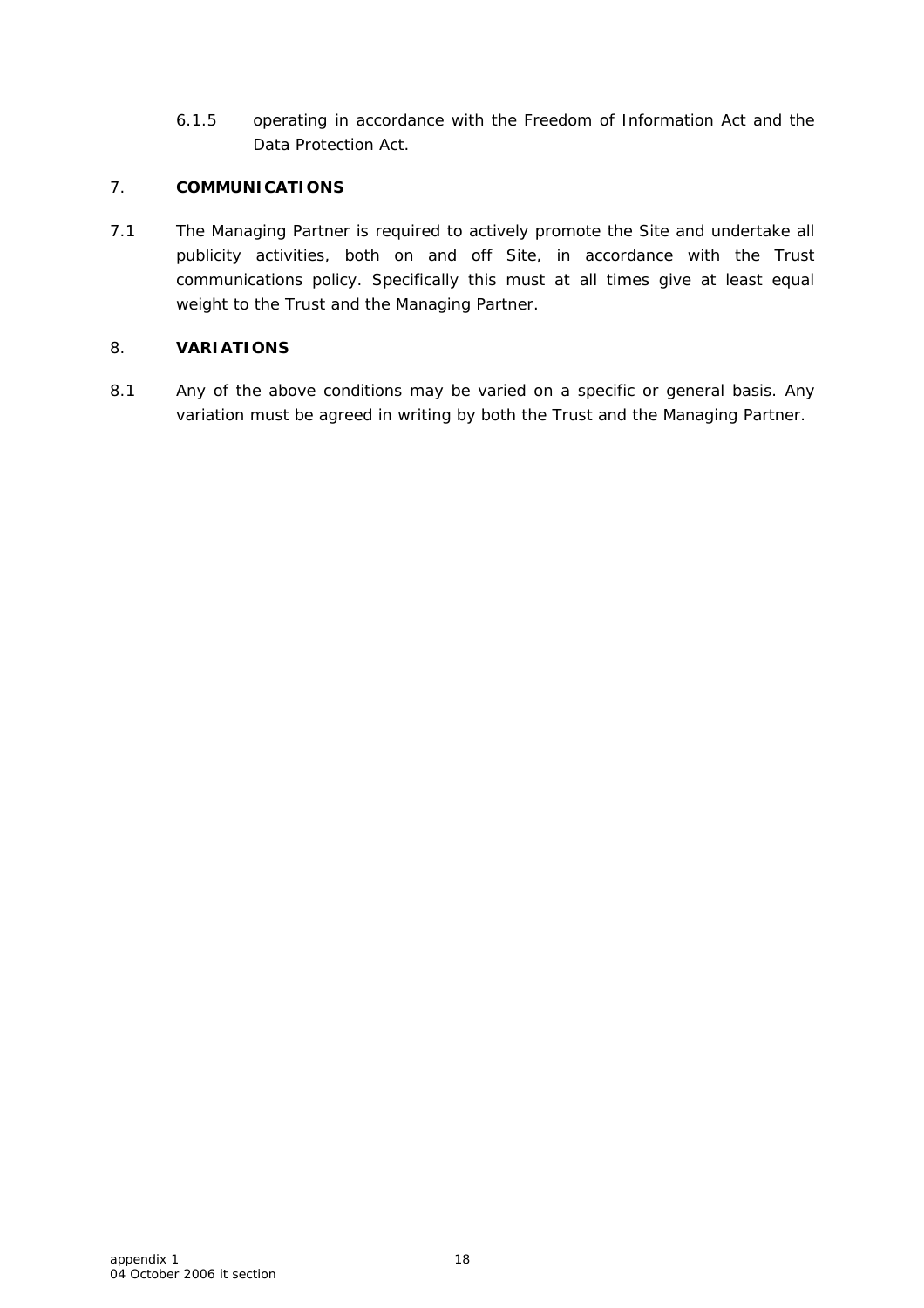6.1.5 operating in accordance with the Freedom of Information Act and the Data Protection Act.

## 7. COMMUNICATIONS

7.1 The Managing Partner is required to actively promote the Site and undertake all publicity activities, both on and off Site, in accordance with the Trust communications policy. Specifically this must at all times give at least equal weight to the Trust and the Managing Partner.

## 8. VARIATIONS

8.1 Any of the above conditions may be varied on a specific or general basis. Any variation must be agreed in writing by both the Trust and the Managing Partner.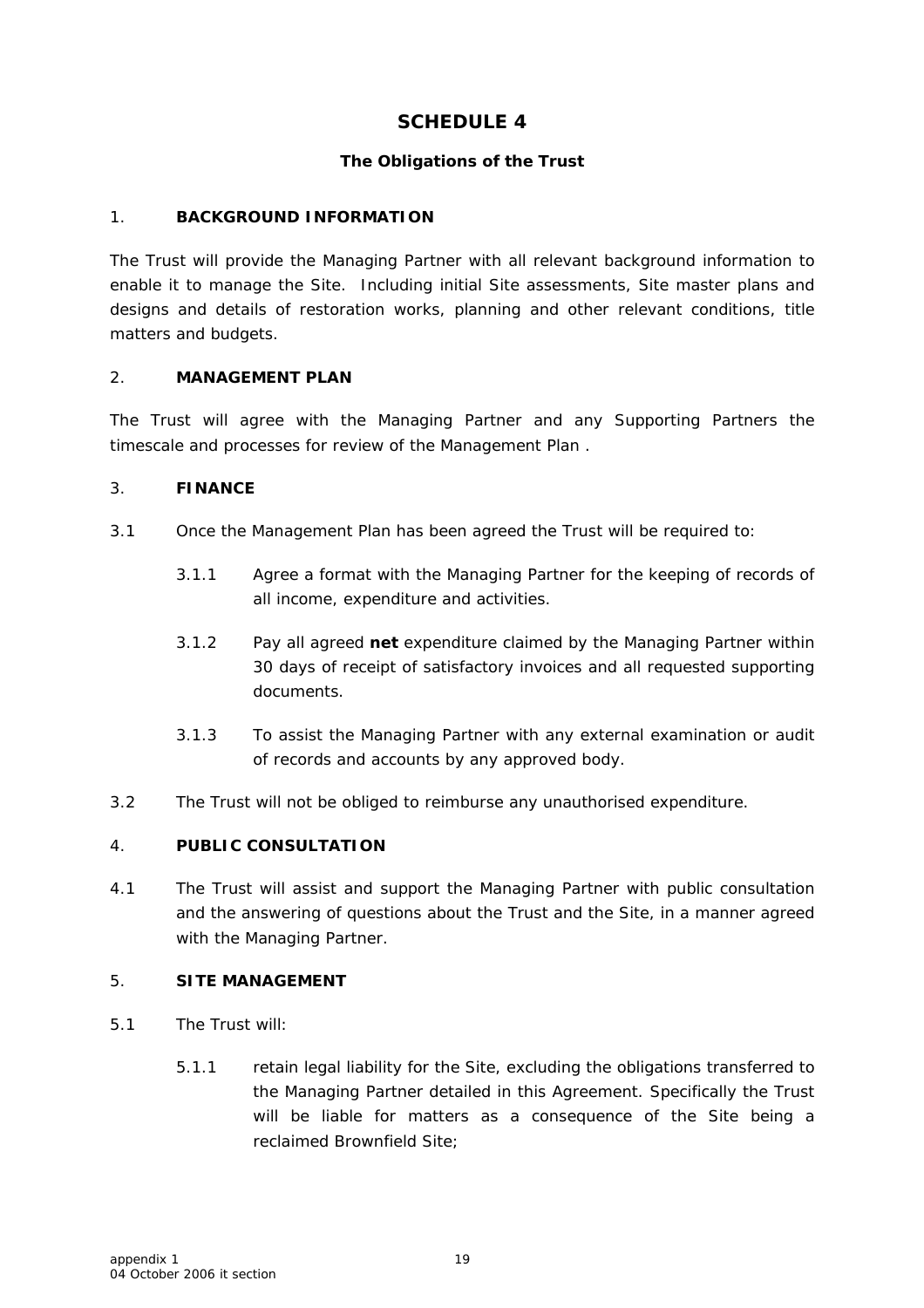# SCHEDULE 4

## The Obligations of the Trust

1. **BACKGROUND INFORMATION**

The Trust will provide the Managing Partner with all relevant background information to enable it to manage the Site. Including initial Site assessments, Site master plans and designs and details of restoration works, planning and other relevant conditions, title matters and budgets.

2. **MANAGEMENT PLAN**

The Trust will agree with the Managing Partner and any Supporting Partners the timescale and processes for review of the Management Plan .

3. **FINANCE**

3.1 Once the Management Plan has been agreed the Trust will be required to:

3.1.1 Agree a format with the Managing Partner for the keeping of records of all income, expenditure and activities.

3.1.2 Pay all agreed **net** expenditure claimed by the Managing Partner within 30 days of receipt of satisfactory invoices and all requested supporting documents.

3.1.3 To assist the Managing Partner with any external examination or audit of records and accounts by any approved body.

3.2 The Trust will not be obliged to reimburse any unauthorised expenditure.

4. **PUBLIC CONSULTATION**

4.1 The Trust will assist and support the Managing Partner with public consultation and the answering of questions about the Trust and the Site, in a manner agreed with the Managing Partner.

5. **SITE MANAGEMENT**

5.1 The Trust will:

5.1.1 retain legal liability for the Site, excluding the obligations transferred to the Managing Partner detailed in this Agreement. Specifically the Trust will be liable for matters as a consequence of the Site being a reclaimed Brownfield Site;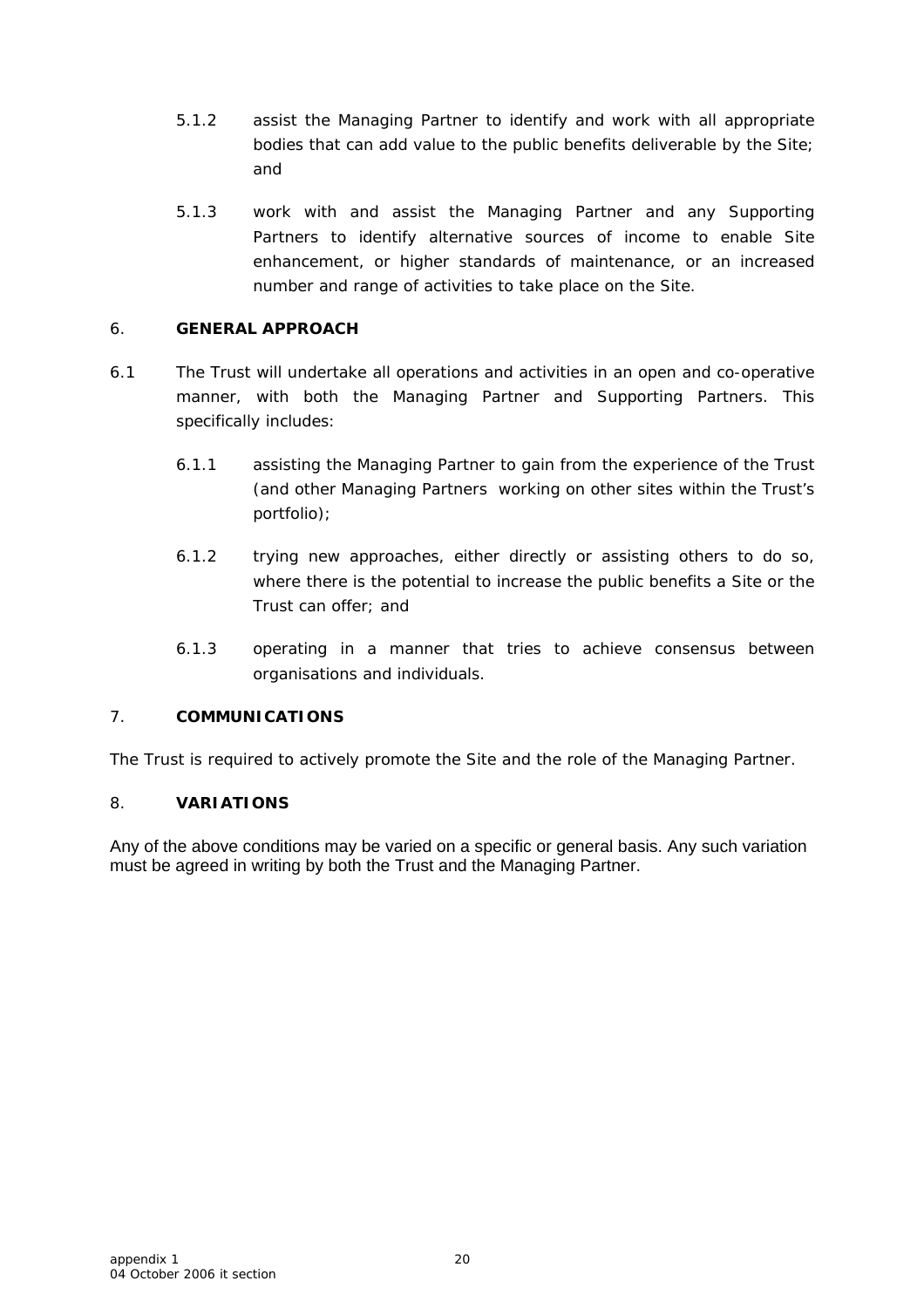5.1.2 assist the Managing Partner to identify and work with all appropriate bodies that can add value to the public benefits deliverable by the Site; and

5.1.3 work with and assist the Managing Partner and any Supporting Partners to identify alternative sources of income to enable Site enhancement, or higher standards of maintenance, or an increased number and range of activities to take place on the Site.

## 6. GENERAL APPROACH

6.1 The Trust will undertake all operations and activities in an open and co-operative manner, with both the Managing Partner and Supporting Partners. This specifically includes:

6.1.1 assisting the Managing Partner to gain from the experience of the Trust (and other Managing Partners working on other sites within the Trust's portfolio);

6.1.2 trying new approaches, either directly or assisting others to do so, where there is the potential to increase the public benefits a Site or the Trust can offer; and

6.1.3 operating in a manner that tries to achieve consensus between organisations and individuals.

## 7. COMMUNICATIONS

The Trust is required to actively promote the Site and the role of the Managing Partner.

## 8. VARIATIONS

Any of the above conditions may be varied on a specific or general basis. Any such variation must be agreed in writing by both the Trust and the Managing Partner.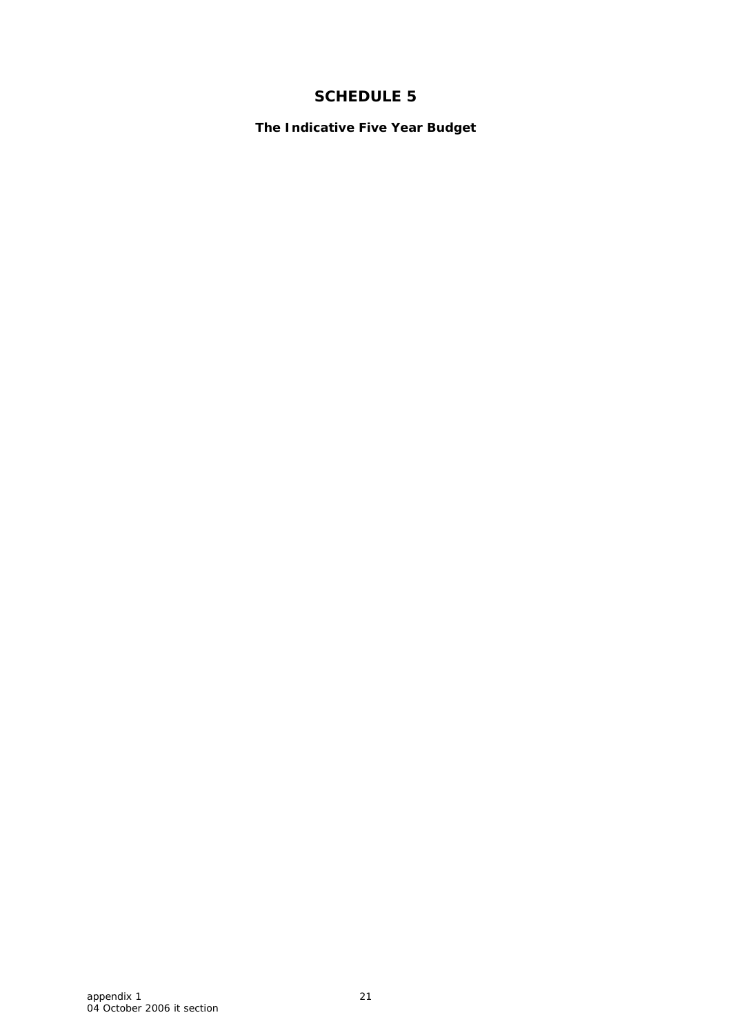# SCHEDULE 5

**The Indicative Five Year Budget**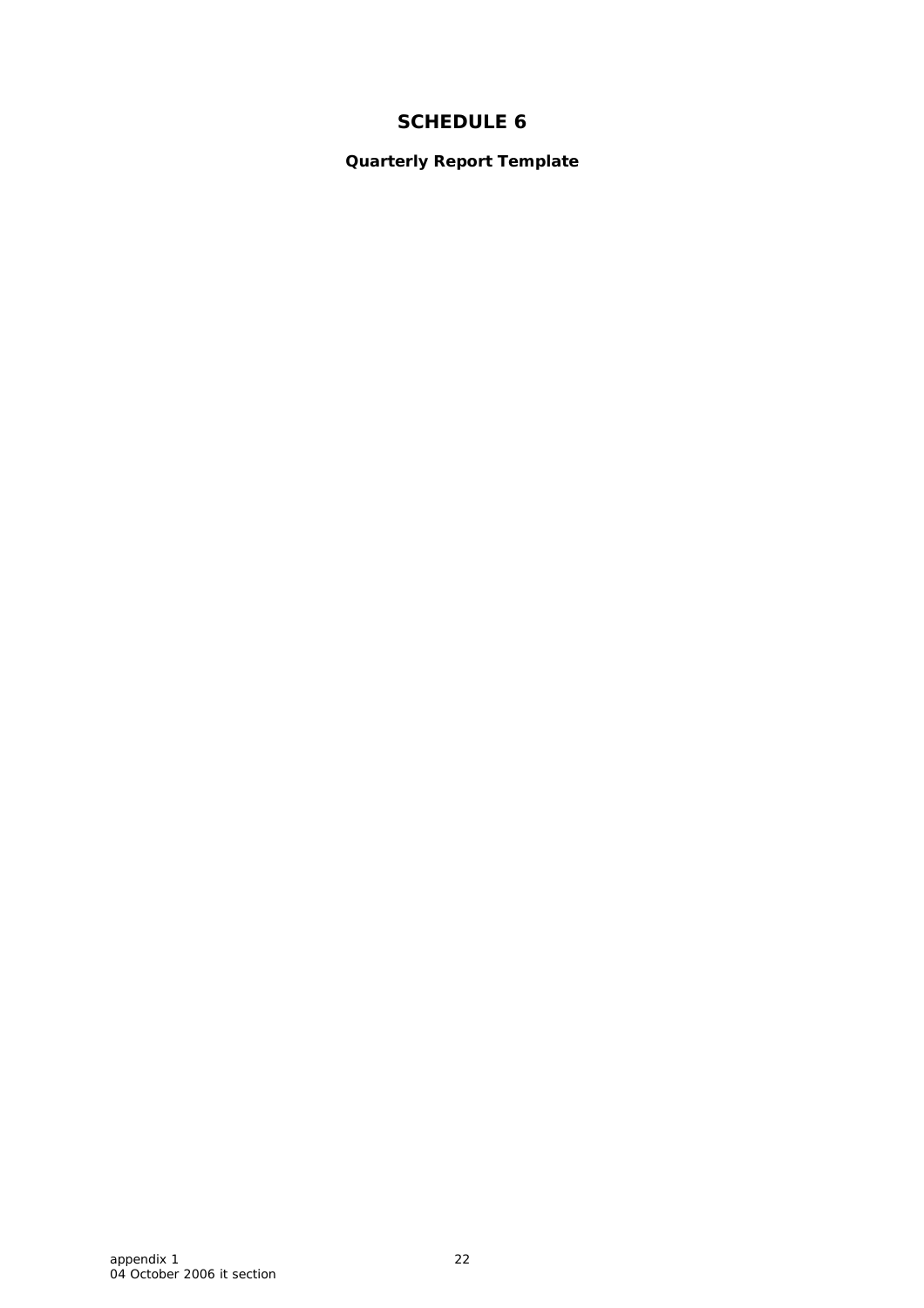# SCHEDULE 6

**Quarterly Report Template**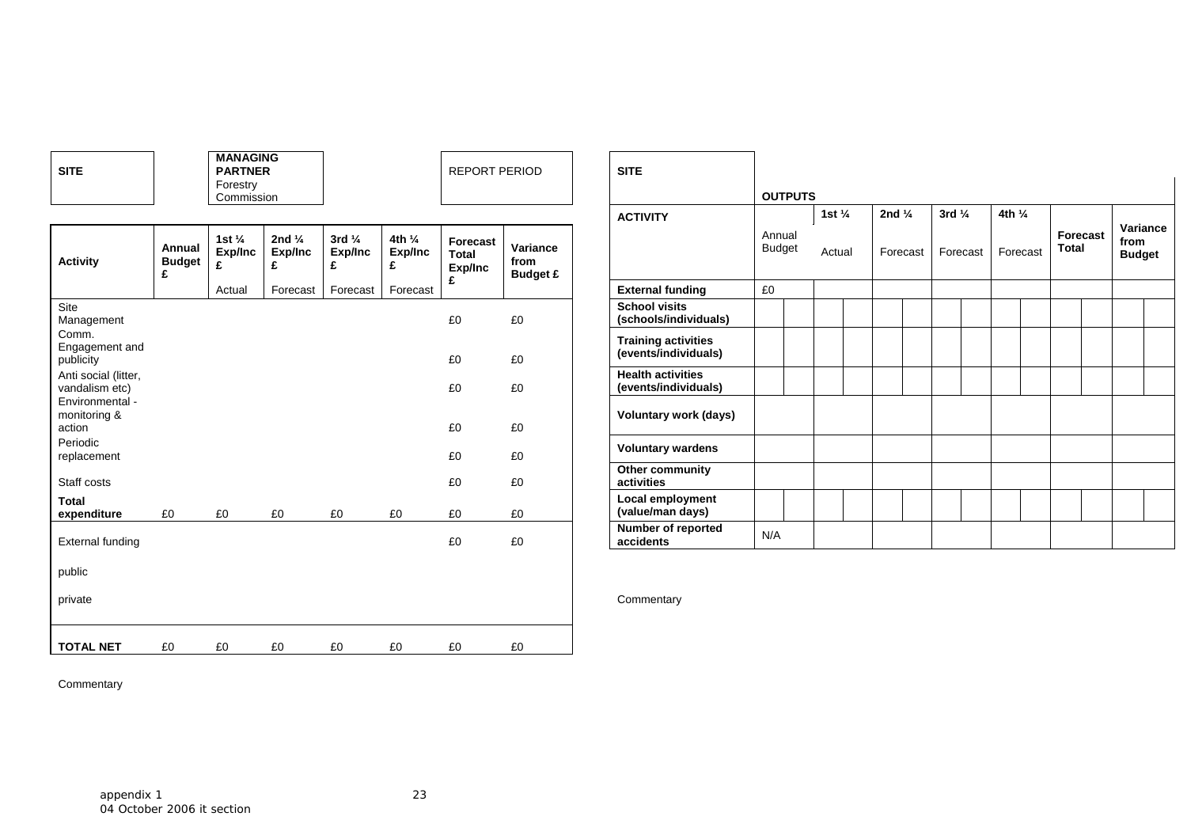| SITE | | MANAGING PARTNER Forestry Commission | | | | REPORT PERIOD | |
|---|---|---|---|---|---|---|---|

| Activity | Annual Budget £ | 1st ¼ Exp/Inc £ | 2nd ¼ Exp/Inc £ | 3rd ¼ Exp/Inc £ | 4th ¼ Exp/Inc £ | Forecast Total Exp/Inc £ | Variance from Budget £ |
|---|---|---|---|---|---|---|---|
| | | Actual | Forecast | Forecast | Forecast | | |
| Site Management | | | | | | £0 | £0 |
| Comm. Engagement and publicity | | | | | | £0 | £0 |
| Anti social (litter, vandalism etc) | | | | | | £0 | £0 |
| Environmental - monitoring & action | | | | | | £0 | £0 |
| Periodic replacement | | | | | | £0 | £0 |
| Staff costs | | | | | | £0 | £0 |
| **Total expenditure** | £0 | £0 | £0 | £0 | £0 | £0 | £0 |
| External funding | | | | | | £0 | £0 |
| public | | | | | | | |
| private | | | | | | | |
| **TOTAL NET** | £0 | £0 | £0 | £0 | £0 | £0 | £0 |

Commentary

| **SITE** | | | | | | | |
|---|---|---|---|---|---|---|---|
| | **OUTPUTS** | | | | | | |
| **ACTIVITY** | Annual Budget | **1st ¼** Actual | **2nd ¼** Forecast | **3rd ¼** Forecast | **4th ¼** Forecast | **Forecast Total** | **Variance from Budget** |
| **External funding** | £0 | | | | | | |
| **School visits (schools/individuals)** | | | | | | | |
| **Training activities (events/individuals)** | | | | | | | |
| **Health activities (events/individuals)** | | | | | | | |
| **Voluntary work (days)** | | | | | | | |
| **Voluntary wardens** | | | | | | | |
| **Other community activities** | | | | | | | |
| **Local employment (value/man days)** | | | | | | | |
| **Number of reported accidents** | N/A | | | | | | |

Commentary

appendix 1
04 October 2006 it section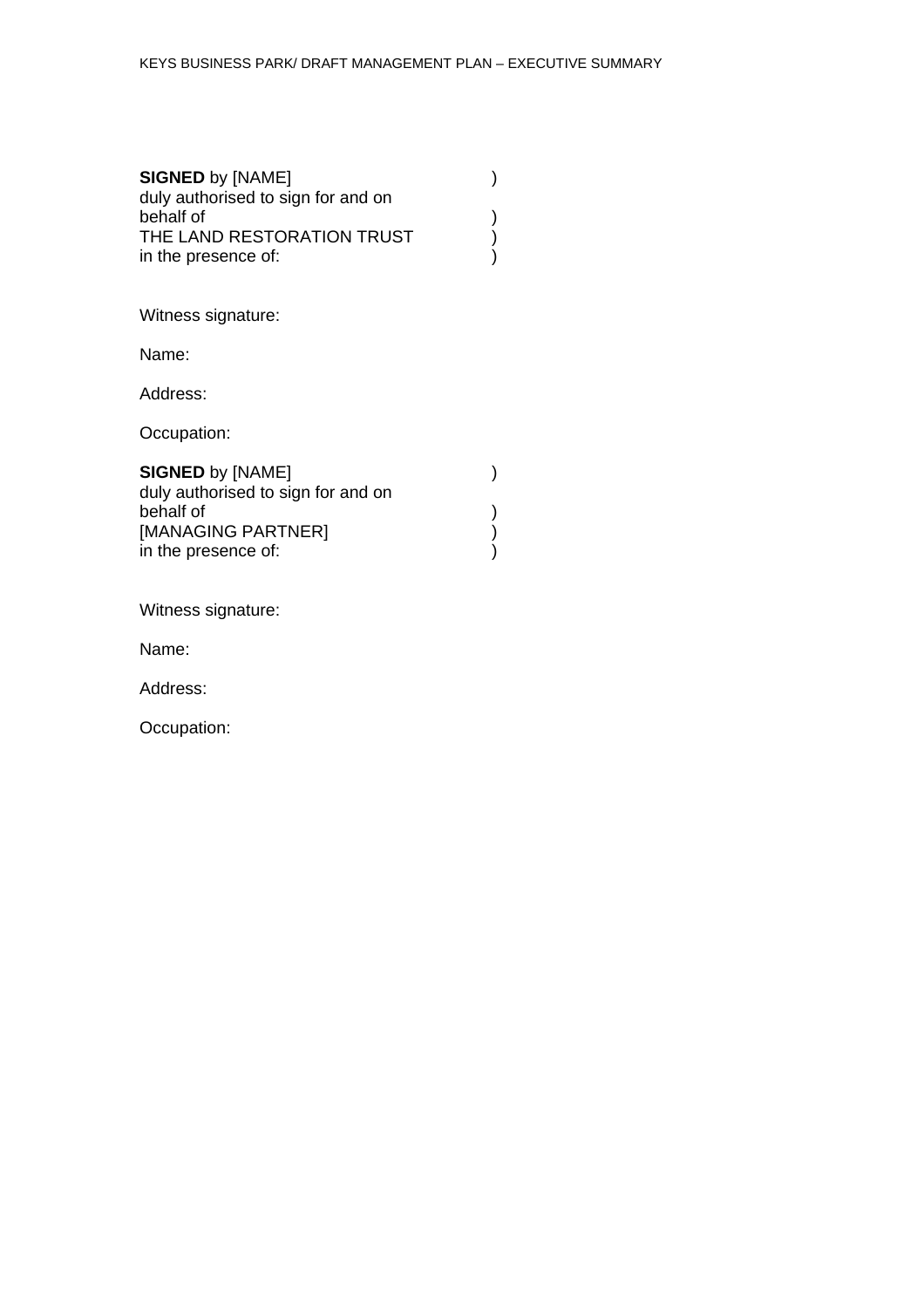**SIGNED** by [NAME] )
duly authorised to sign for and on
behalf of )
THE LAND RESTORATION TRUST )
in the presence of: )

Witness signature:

Name:

Address:

Occupation:

**SIGNED** by [NAME] )
duly authorised to sign for and on
behalf of )
[MANAGING PARTNER] )
in the presence of: )

Witness signature:

Name:

Address:

Occupation: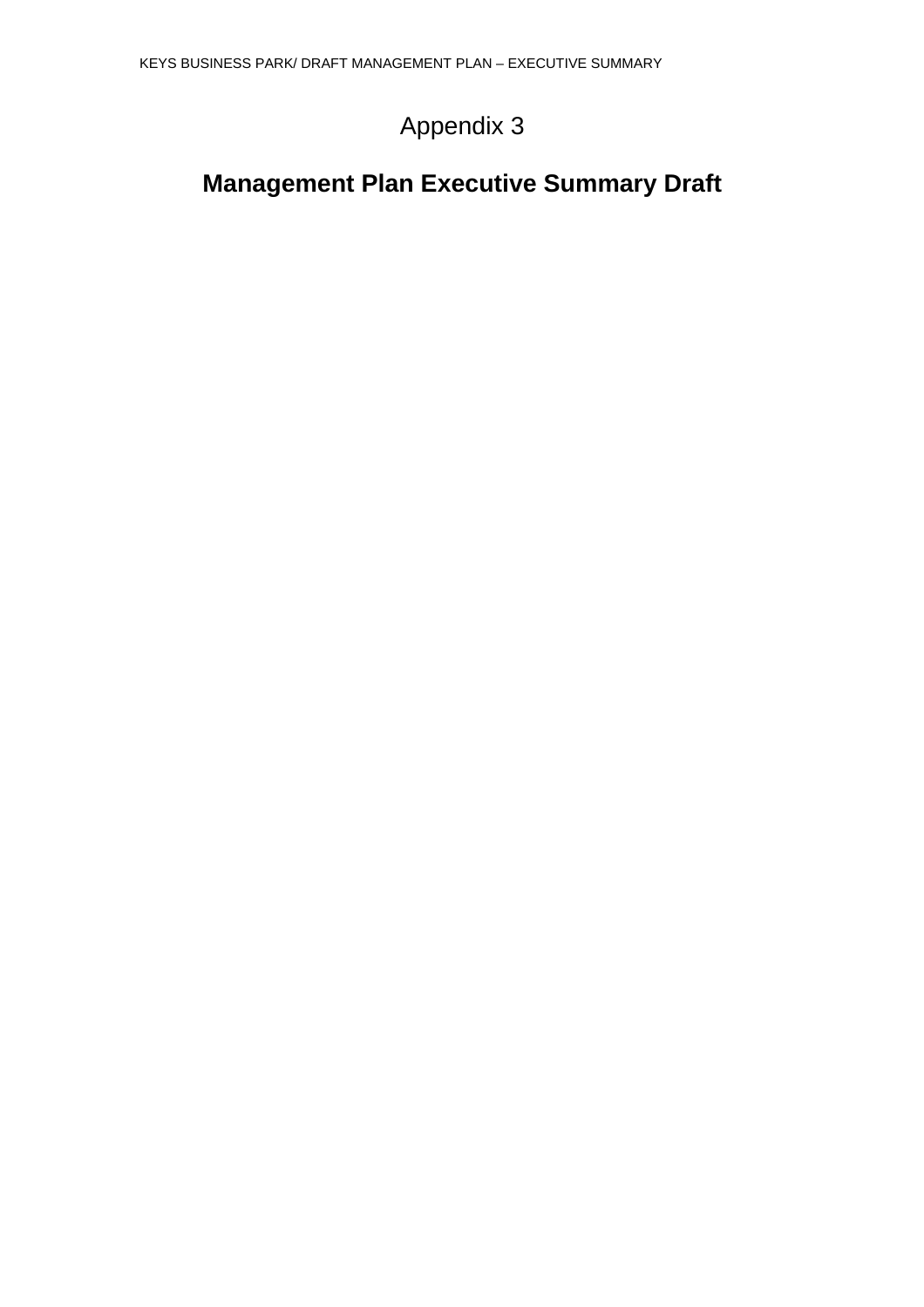Appendix 3

# Management Plan Executive Summary Draft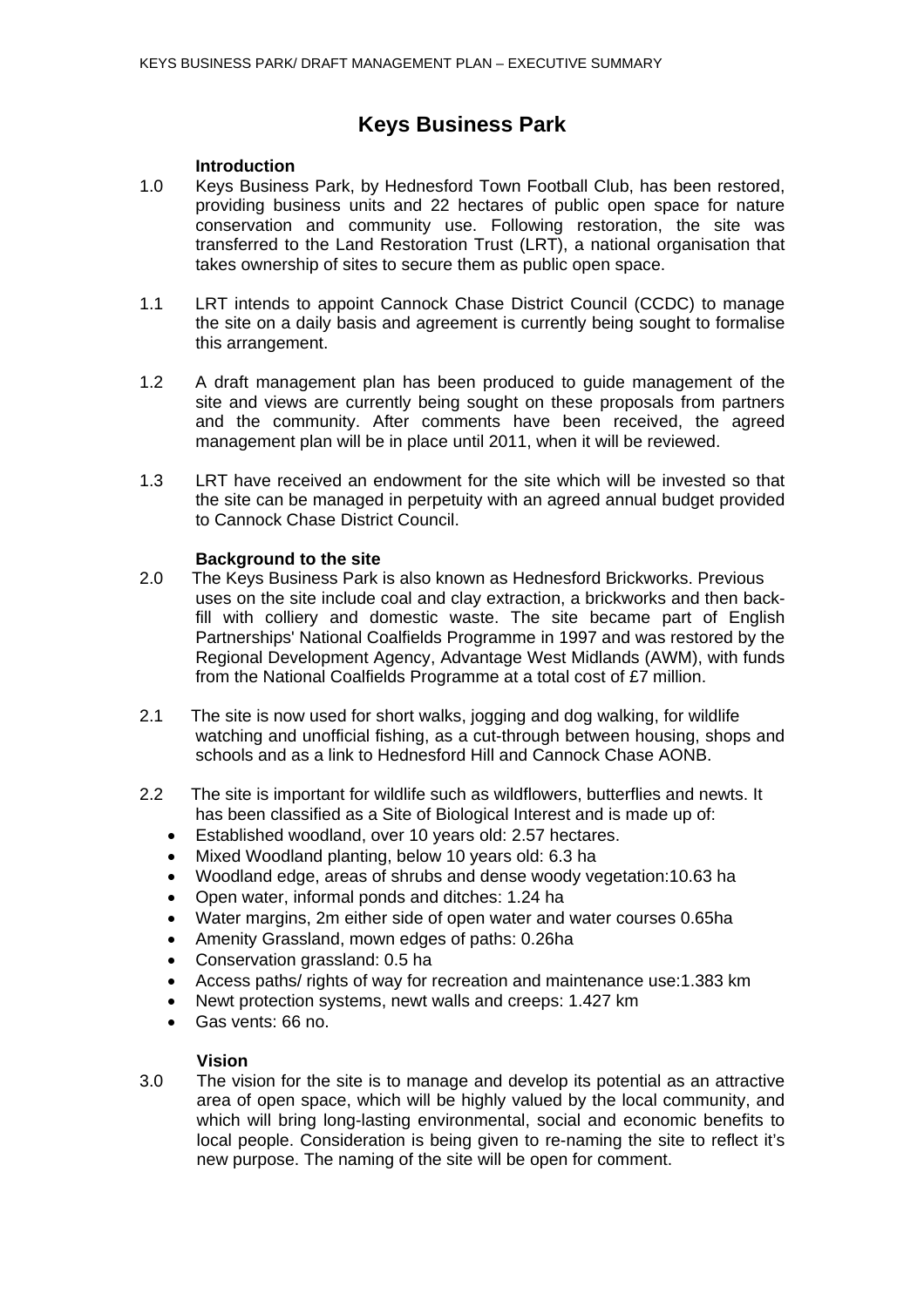# Keys Business Park

## Introduction

1.0 Keys Business Park, by Hednesford Town Football Club, has been restored, providing business units and 22 hectares of public open space for nature conservation and community use. Following restoration, the site was transferred to the Land Restoration Trust (LRT), a national organisation that takes ownership of sites to secure them as public open space.

1.1 LRT intends to appoint Cannock Chase District Council (CCDC) to manage the site on a daily basis and agreement is currently being sought to formalise this arrangement.

1.2 A draft management plan has been produced to guide management of the site and views are currently being sought on these proposals from partners and the community. After comments have been received, the agreed management plan will be in place until 2011, when it will be reviewed.

1.3 LRT have received an endowment for the site which will be invested so that the site can be managed in perpetuity with an agreed annual budget provided to Cannock Chase District Council.

## Background to the site

2.0 The Keys Business Park is also known as Hednesford Brickworks. Previous uses on the site include coal and clay extraction, a brickworks and then back-fill with colliery and domestic waste. The site became part of English Partnerships' National Coalfields Programme in 1997 and was restored by the Regional Development Agency, Advantage West Midlands (AWM), with funds from the National Coalfields Programme at a total cost of £7 million.

2.1 The site is now used for short walks, jogging and dog walking, for wildlife watching and unofficial fishing, as a cut-through between housing, shops and schools and as a link to Hednesford Hill and Cannock Chase AONB.

2.2 The site is important for wildlife such as wildflowers, butterflies and newts. It has been classified as a Site of Biological Interest and is made up of:

- Established woodland, over 10 years old: 2.57 hectares.
- Mixed Woodland planting, below 10 years old: 6.3 ha
- Woodland edge, areas of shrubs and dense woody vegetation:10.63 ha
- Open water, informal ponds and ditches: 1.24 ha
- Water margins, 2m either side of open water and water courses 0.65ha
- Amenity Grassland, mown edges of paths: 0.26ha
- Conservation grassland: 0.5 ha
- Access paths/ rights of way for recreation and maintenance use:1.383 km
- Newt protection systems, newt walls and creeps: 1.427 km
- Gas vents: 66 no.

## Vision

3.0 The vision for the site is to manage and develop its potential as an attractive area of open space, which will be highly valued by the local community, and which will bring long-lasting environmental, social and economic benefits to local people. Consideration is being given to re-naming the site to reflect it's new purpose. The naming of the site will be open for comment.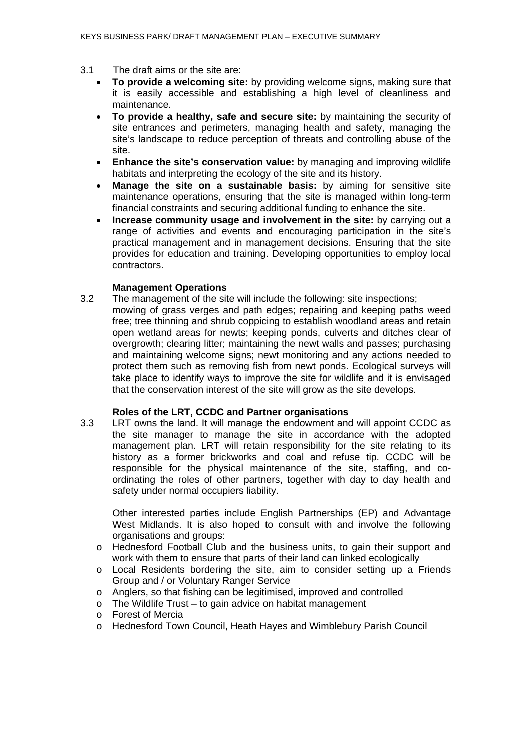3.1 The draft aims or the site are:

- **To provide a welcoming site:** by providing welcome signs, making sure that it is easily accessible and establishing a high level of cleanliness and maintenance.
- **To provide a healthy, safe and secure site:** by maintaining the security of site entrances and perimeters, managing health and safety, managing the site's landscape to reduce perception of threats and controlling abuse of the site.
- **Enhance the site's conservation value:** by managing and improving wildlife habitats and interpreting the ecology of the site and its history.
- **Manage the site on a sustainable basis:** by aiming for sensitive site maintenance operations, ensuring that the site is managed within long-term financial constraints and securing additional funding to enhance the site.
- **Increase community usage and involvement in the site:** by carrying out a range of activities and events and encouraging participation in the site's practical management and in management decisions. Ensuring that the site provides for education and training. Developing opportunities to employ local contractors.

**Management Operations**

3.2 The management of the site will include the following: site inspections; mowing of grass verges and path edges; repairing and keeping paths weed free; tree thinning and shrub coppicing to establish woodland areas and retain open wetland areas for newts; keeping ponds, culverts and ditches clear of overgrowth; clearing litter; maintaining the newt walls and passes; purchasing and maintaining welcome signs; newt monitoring and any actions needed to protect them such as removing fish from newt ponds. Ecological surveys will take place to identify ways to improve the site for wildlife and it is envisaged that the conservation interest of the site will grow as the site develops.

**Roles of the LRT, CCDC and Partner organisations**

3.3 LRT owns the land. It will manage the endowment and will appoint CCDC as the site manager to manage the site in accordance with the adopted management plan. LRT will retain responsibility for the site relating to its history as a former brickworks and coal and refuse tip. CCDC will be responsible for the physical maintenance of the site, staffing, and co-ordinating the roles of other partners, together with day to day health and safety under normal occupiers liability.

Other interested parties include English Partnerships (EP) and Advantage West Midlands. It is also hoped to consult with and involve the following organisations and groups:

- Hednesford Football Club and the business units, to gain their support and work with them to ensure that parts of their land can linked ecologically
- Local Residents bordering the site, aim to consider setting up a Friends Group and / or Voluntary Ranger Service
- Anglers, so that fishing can be legitimised, improved and controlled
- The Wildlife Trust – to gain advice on habitat management
- Forest of Mercia
- Hednesford Town Council, Heath Hayes and Wimblebury Parish Council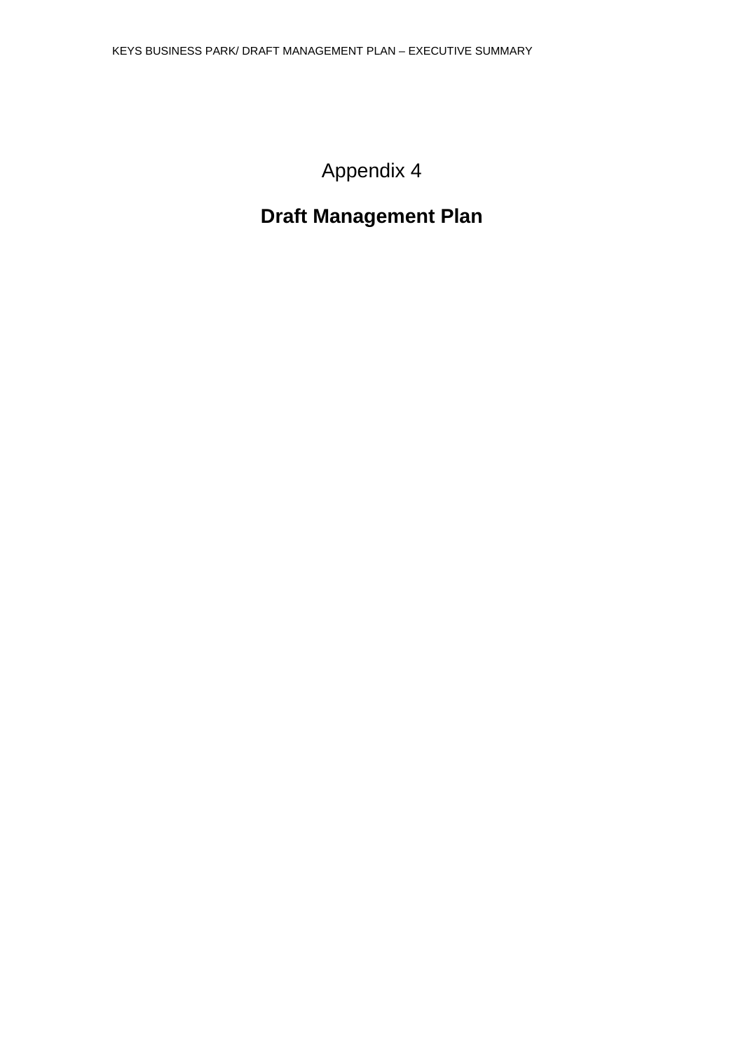Appendix 4

# Draft Management Plan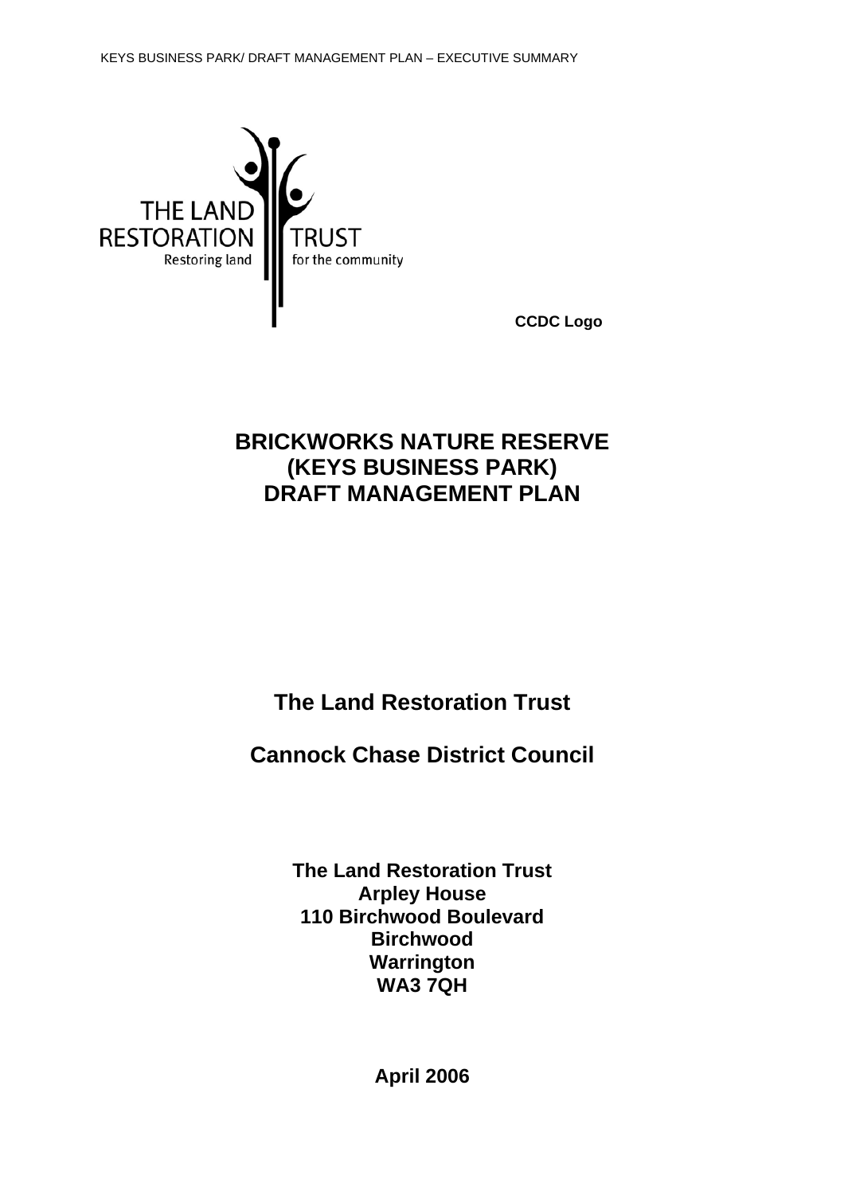THE LAND RESTORATION TRUST
Restoring land for the community

**CCDC Logo**

# BRICKWORKS NATURE RESERVE
# (KEYS BUSINESS PARK)
# DRAFT MANAGEMENT PLAN

## The Land Restoration Trust

## Cannock Chase District Council

**The Land Restoration Trust**
**Arpley House**
**110 Birchwood Boulevard**
**Birchwood**
**Warrington**
**WA3 7QH**

**April 2006**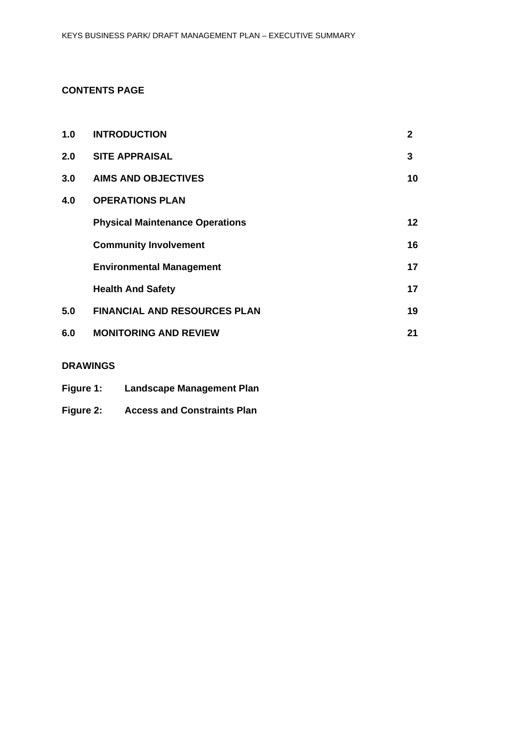## CONTENTS PAGE

| | | |
|---|---|---|
| **1.0** | **INTRODUCTION** | **2** |
| **2.0** | **SITE APPRAISAL** | **3** |
| **3.0** | **AIMS AND OBJECTIVES** | **10** |
| **4.0** | **OPERATIONS PLAN** | |
| | **Physical Maintenance Operations** | **12** |
| | **Community Involvement** | **16** |
| | **Environmental Management** | **17** |
| | **Health And Safety** | **17** |
| **5.0** | **FINANCIAL AND RESOURCES PLAN** | **19** |
| **6.0** | **MONITORING AND REVIEW** | **21** |

**DRAWINGS**

**Figure 1:** **Landscape Management Plan**

**Figure 2:** **Access and Constraints Plan**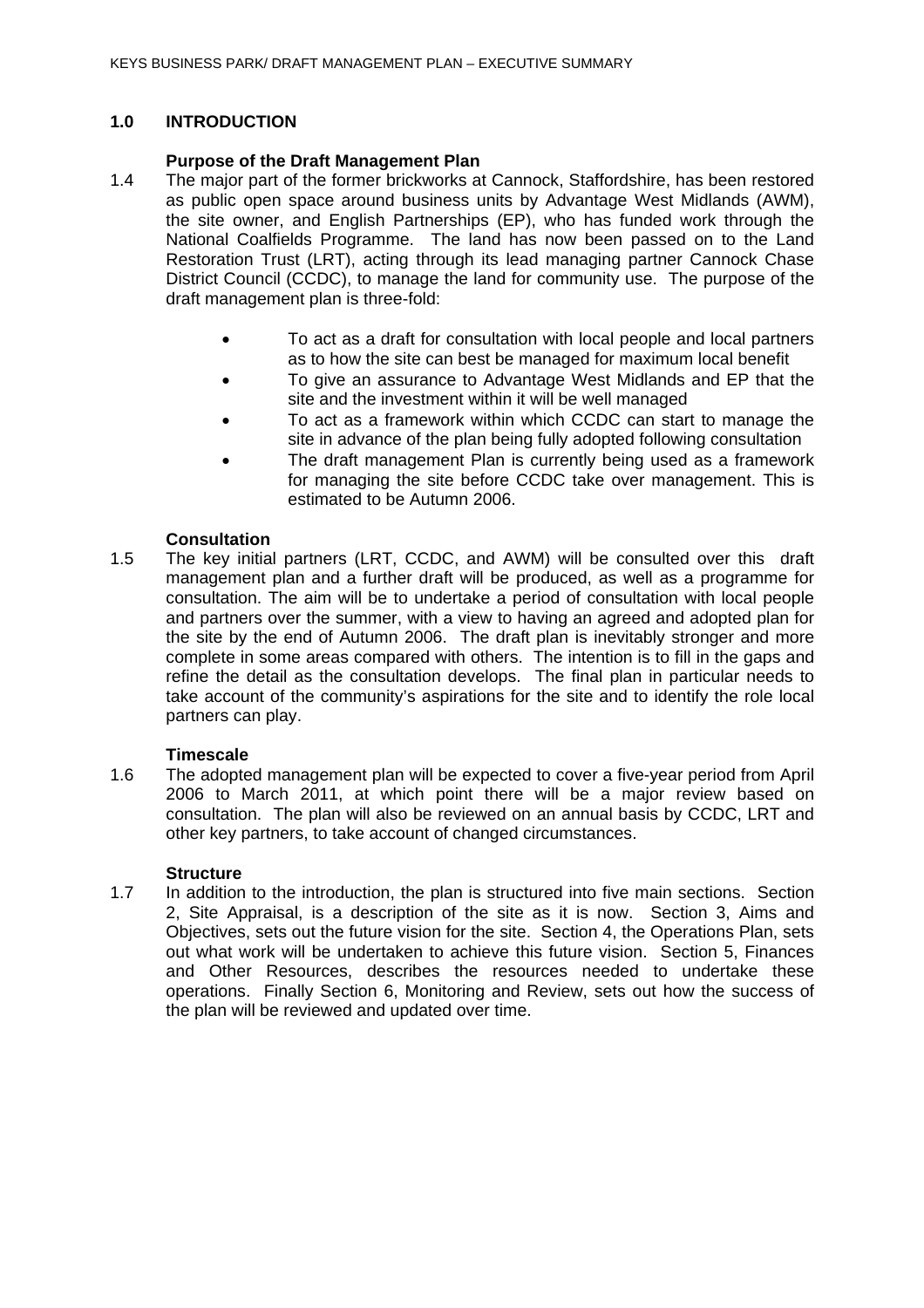## 1.0 INTRODUCTION

### Purpose of the Draft Management Plan

1.4 The major part of the former brickworks at Cannock, Staffordshire, has been restored as public open space around business units by Advantage West Midlands (AWM), the site owner, and English Partnerships (EP), who has funded work through the National Coalfields Programme. The land has now been passed on to the Land Restoration Trust (LRT), acting through its lead managing partner Cannock Chase District Council (CCDC), to manage the land for community use. The purpose of the draft management plan is three-fold:

- To act as a draft for consultation with local people and local partners as to how the site can best be managed for maximum local benefit
- To give an assurance to Advantage West Midlands and EP that the site and the investment within it will be well managed
- To act as a framework within which CCDC can start to manage the site in advance of the plan being fully adopted following consultation
- The draft management Plan is currently being used as a framework for managing the site before CCDC take over management. This is estimated to be Autumn 2006.

### Consultation

1.5 The key initial partners (LRT, CCDC, and AWM) will be consulted over this draft management plan and a further draft will be produced, as well as a programme for consultation. The aim will be to undertake a period of consultation with local people and partners over the summer, with a view to having an agreed and adopted plan for the site by the end of Autumn 2006. The draft plan is inevitably stronger and more complete in some areas compared with others. The intention is to fill in the gaps and refine the detail as the consultation develops. The final plan in particular needs to take account of the community's aspirations for the site and to identify the role local partners can play.

### Timescale

1.6 The adopted management plan will be expected to cover a five-year period from April 2006 to March 2011, at which point there will be a major review based on consultation. The plan will also be reviewed on an annual basis by CCDC, LRT and other key partners, to take account of changed circumstances.

### Structure

1.7 In addition to the introduction, the plan is structured into five main sections. Section 2, Site Appraisal, is a description of the site as it is now. Section 3, Aims and Objectives, sets out the future vision for the site. Section 4, the Operations Plan, sets out what work will be undertaken to achieve this future vision. Section 5, Finances and Other Resources, describes the resources needed to undertake these operations. Finally Section 6, Monitoring and Review, sets out how the success of the plan will be reviewed and updated over time.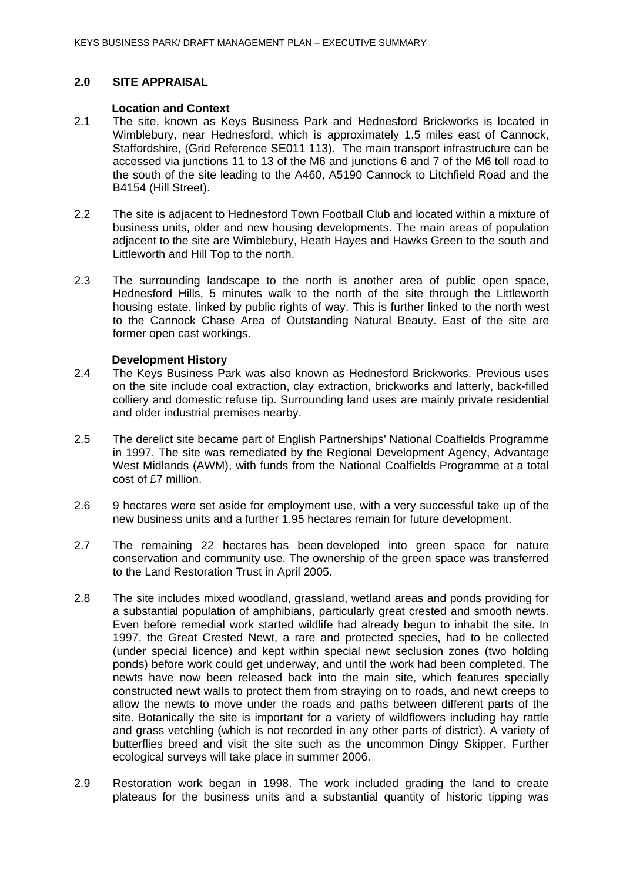## 2.0 SITE APPRAISAL

**Location and Context**

2.1 The site, known as Keys Business Park and Hednesford Brickworks is located in Wimblebury, near Hednesford, which is approximately 1.5 miles east of Cannock, Staffordshire, (Grid Reference SE011 113). The main transport infrastructure can be accessed via junctions 11 to 13 of the M6 and junctions 6 and 7 of the M6 toll road to the south of the site leading to the A460, A5190 Cannock to Litchfield Road and the B4154 (Hill Street).

2.2 The site is adjacent to Hednesford Town Football Club and located within a mixture of business units, older and new housing developments. The main areas of population adjacent to the site are Wimblebury, Heath Hayes and Hawks Green to the south and Littleworth and Hill Top to the north.

2.3 The surrounding landscape to the north is another area of public open space, Hednesford Hills, 5 minutes walk to the north of the site through the Littleworth housing estate, linked by public rights of way. This is further linked to the north west to the Cannock Chase Area of Outstanding Natural Beauty. East of the site are former open cast workings.

**Development History**

2.4 The Keys Business Park was also known as Hednesford Brickworks. Previous uses on the site include coal extraction, clay extraction, brickworks and latterly, back-filled colliery and domestic refuse tip. Surrounding land uses are mainly private residential and older industrial premises nearby.

2.5 The derelict site became part of English Partnerships' National Coalfields Programme in 1997. The site was remediated by the Regional Development Agency, Advantage West Midlands (AWM), with funds from the National Coalfields Programme at a total cost of £7 million.

2.6 9 hectares were set aside for employment use, with a very successful take up of the new business units and a further 1.95 hectares remain for future development.

2.7 The remaining 22 hectares has been developed into green space for nature conservation and community use. The ownership of the green space was transferred to the Land Restoration Trust in April 2005.

2.8 The site includes mixed woodland, grassland, wetland areas and ponds providing for a substantial population of amphibians, particularly great crested and smooth newts. Even before remedial work started wildlife had already begun to inhabit the site. In 1997, the Great Crested Newt, a rare and protected species, had to be collected (under special licence) and kept within special newt seclusion zones (two holding ponds) before work could get underway, and until the work had been completed. The newts have now been released back into the main site, which features specially constructed newt walls to protect them from straying on to roads, and newt creeps to allow the newts to move under the roads and paths between different parts of the site. Botanically the site is important for a variety of wildflowers including hay rattle and grass vetchling (which is not recorded in any other parts of district). A variety of butterflies breed and visit the site such as the uncommon Dingy Skipper. Further ecological surveys will take place in summer 2006.

2.9 Restoration work began in 1998. The work included grading the land to create plateaus for the business units and a substantial quantity of historic tipping was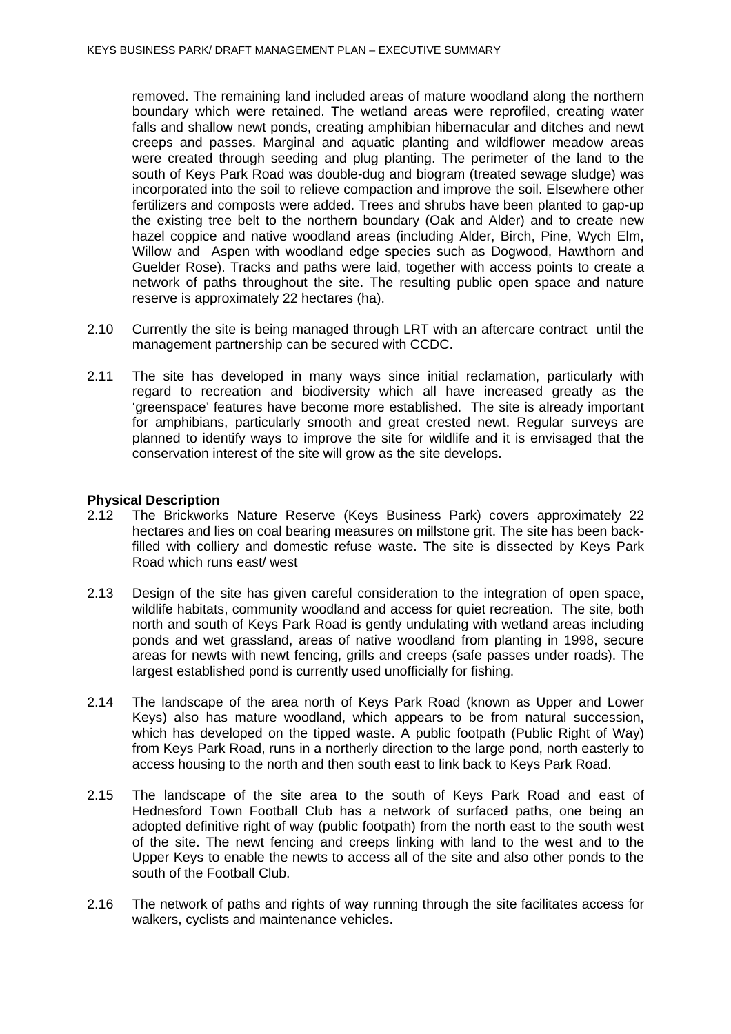removed. The remaining land included areas of mature woodland along the northern boundary which were retained. The wetland areas were reprofiled, creating water falls and shallow newt ponds, creating amphibian hibernacular and ditches and newt creeps and passes. Marginal and aquatic planting and wildflower meadow areas were created through seeding and plug planting. The perimeter of the land to the south of Keys Park Road was double-dug and biogram (treated sewage sludge) was incorporated into the soil to relieve compaction and improve the soil. Elsewhere other fertilizers and composts were added. Trees and shrubs have been planted to gap-up the existing tree belt to the northern boundary (Oak and Alder) and to create new hazel coppice and native woodland areas (including Alder, Birch, Pine, Wych Elm, Willow and Aspen with woodland edge species such as Dogwood, Hawthorn and Guelder Rose). Tracks and paths were laid, together with access points to create a network of paths throughout the site. The resulting public open space and nature reserve is approximately 22 hectares (ha).

2.10 Currently the site is being managed through LRT with an aftercare contract until the management partnership can be secured with CCDC.

2.11 The site has developed in many ways since initial reclamation, particularly with regard to recreation and biodiversity which all have increased greatly as the 'greenspace' features have become more established. The site is already important for amphibians, particularly smooth and great crested newt. Regular surveys are planned to identify ways to improve the site for wildlife and it is envisaged that the conservation interest of the site will grow as the site develops.

**Physical Description**

2.12 The Brickworks Nature Reserve (Keys Business Park) covers approximately 22 hectares and lies on coal bearing measures on millstone grit. The site has been back-filled with colliery and domestic refuse waste. The site is dissected by Keys Park Road which runs east/ west

2.13 Design of the site has given careful consideration to the integration of open space, wildlife habitats, community woodland and access for quiet recreation. The site, both north and south of Keys Park Road is gently undulating with wetland areas including ponds and wet grassland, areas of native woodland from planting in 1998, secure areas for newts with newt fencing, grills and creeps (safe passes under roads). The largest established pond is currently used unofficially for fishing.

2.14 The landscape of the area north of Keys Park Road (known as Upper and Lower Keys) also has mature woodland, which appears to be from natural succession, which has developed on the tipped waste. A public footpath (Public Right of Way) from Keys Park Road, runs in a northerly direction to the large pond, north easterly to access housing to the north and then south east to link back to Keys Park Road.

2.15 The landscape of the site area to the south of Keys Park Road and east of Hednesford Town Football Club has a network of surfaced paths, one being an adopted definitive right of way (public footpath) from the north east to the south west of the site. The newt fencing and creeps linking with land to the west and to the Upper Keys to enable the newts to access all of the site and also other ponds to the south of the Football Club.

2.16 The network of paths and rights of way running through the site facilitates access for walkers, cyclists and maintenance vehicles.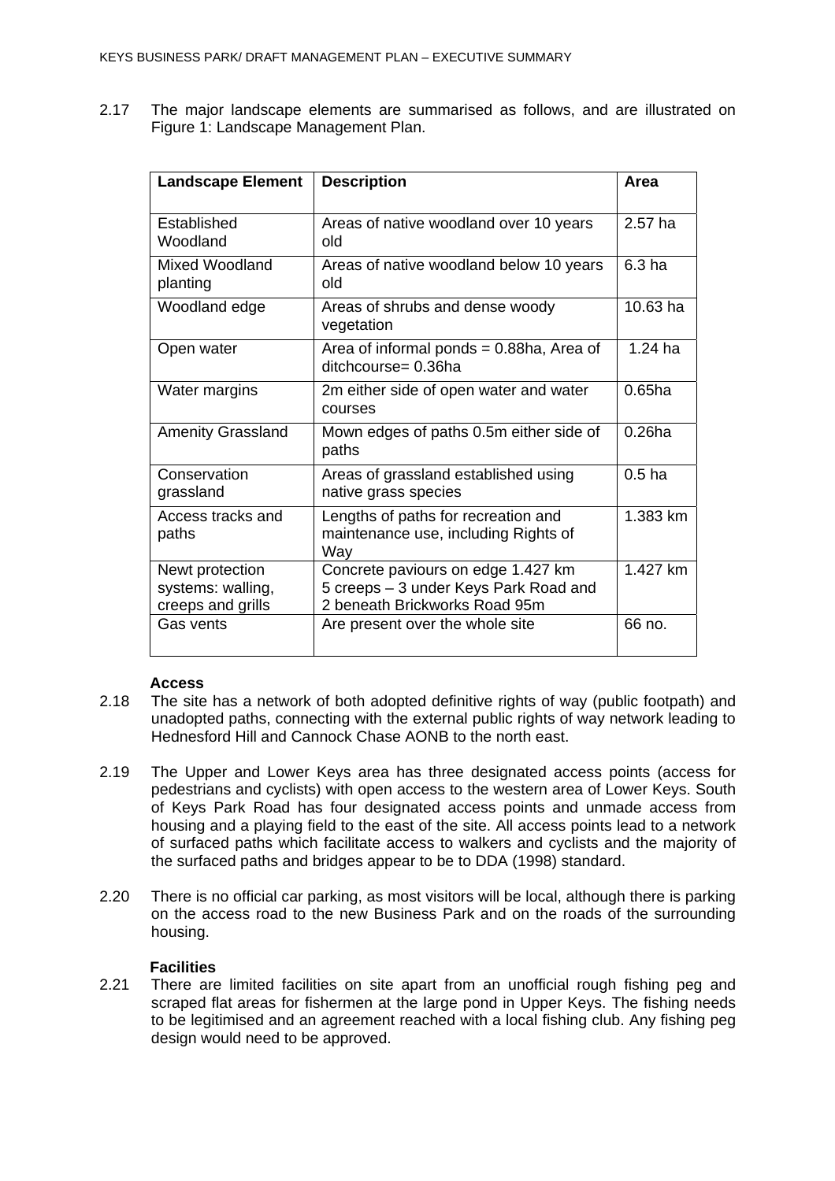2.17 The major landscape elements are summarised as follows, and are illustrated on Figure 1: Landscape Management Plan.

| Landscape Element | Description | Area |
|---|---|---|
| Established Woodland | Areas of native woodland over 10 years old | 2.57 ha |
| Mixed Woodland planting | Areas of native woodland below 10 years old | 6.3 ha |
| Woodland edge | Areas of shrubs and dense woody vegetation | 10.63 ha |
| Open water | Area of informal ponds = 0.88ha, Area of ditchcourse= 0.36ha | 1.24 ha |
| Water margins | 2m either side of open water and water courses | 0.65ha |
| Amenity Grassland | Mown edges of paths 0.5m either side of paths | 0.26ha |
| Conservation grassland | Areas of grassland established using native grass species | 0.5 ha |
| Access tracks and paths | Lengths of paths for recreation and maintenance use, including Rights of Way | 1.383 km |
| Newt protection systems: walling, creeps and grills | Concrete paviours on edge 1.427 km 5 creeps – 3 under Keys Park Road and 2 beneath Brickworks Road 95m | 1.427 km |
| Gas vents | Are present over the whole site | 66 no. |

**Access**

2.18 The site has a network of both adopted definitive rights of way (public footpath) and unadopted paths, connecting with the external public rights of way network leading to Hednesford Hill and Cannock Chase AONB to the north east.

2.19 The Upper and Lower Keys area has three designated access points (access for pedestrians and cyclists) with open access to the western area of Lower Keys. South of Keys Park Road has four designated access points and unmade access from housing and a playing field to the east of the site. All access points lead to a network of surfaced paths which facilitate access to walkers and cyclists and the majority of the surfaced paths and bridges appear to be to DDA (1998) standard.

2.20 There is no official car parking, as most visitors will be local, although there is parking on the access road to the new Business Park and on the roads of the surrounding housing.

**Facilities**

2.21 There are limited facilities on site apart from an unofficial rough fishing peg and scraped flat areas for fishermen at the large pond in Upper Keys. The fishing needs to be legitimised and an agreement reached with a local fishing club. Any fishing peg design would need to be approved.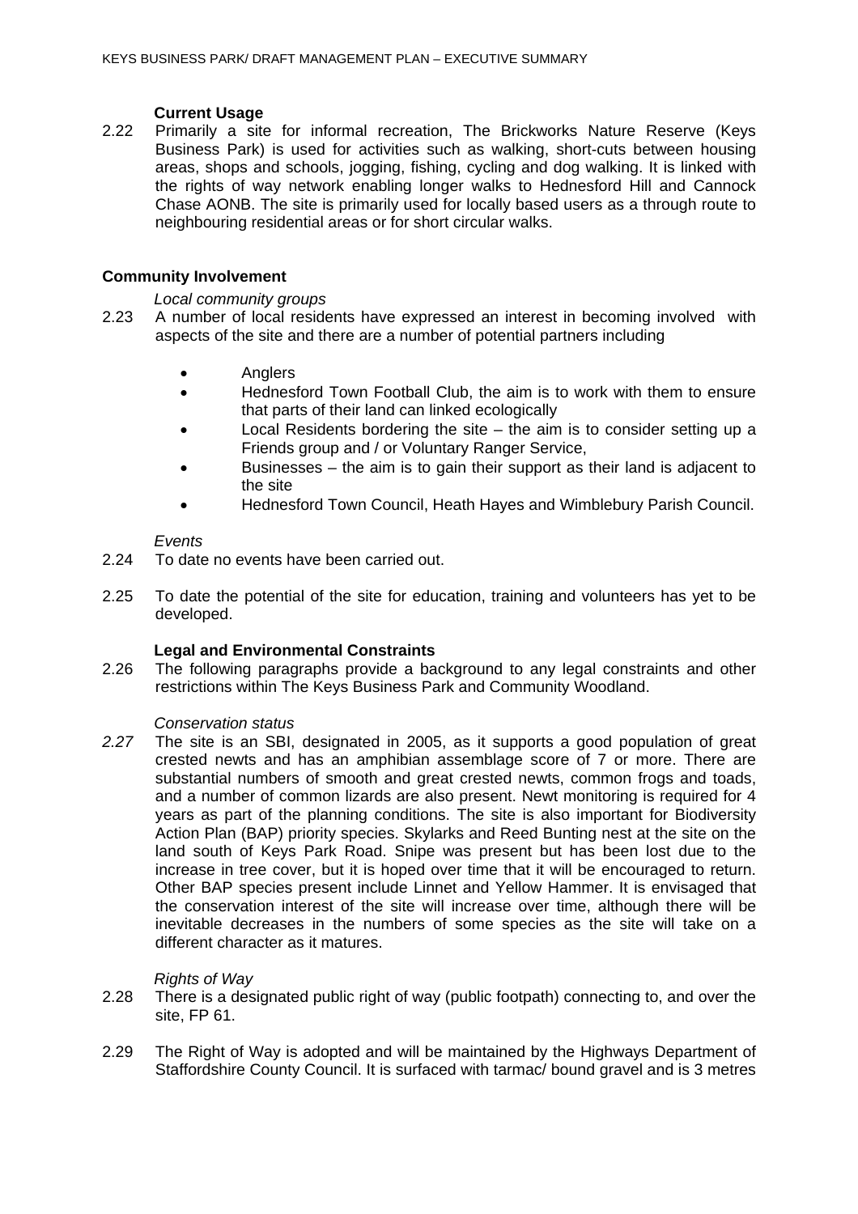**Current Usage**

2.22 Primarily a site for informal recreation, The Brickworks Nature Reserve (Keys Business Park) is used for activities such as walking, short-cuts between housing areas, shops and schools, jogging, fishing, cycling and dog walking. It is linked with the rights of way network enabling longer walks to Hednesford Hill and Cannock Chase AONB. The site is primarily used for locally based users as a through route to neighbouring residential areas or for short circular walks.

## Community Involvement

*Local community groups*

2.23 A number of local residents have expressed an interest in becoming involved with aspects of the site and there are a number of potential partners including

- Anglers
- Hednesford Town Football Club, the aim is to work with them to ensure that parts of their land can linked ecologically
- Local Residents bordering the site – the aim is to consider setting up a Friends group and / or Voluntary Ranger Service,
- Businesses – the aim is to gain their support as their land is adjacent to the site
- Hednesford Town Council, Heath Hayes and Wimblebury Parish Council.

*Events*

2.24 To date no events have been carried out.

2.25 To date the potential of the site for education, training and volunteers has yet to be developed.

**Legal and Environmental Constraints**

2.26 The following paragraphs provide a background to any legal constraints and other restrictions within The Keys Business Park and Community Woodland.

*Conservation status*

*2.27* The site is an SBI, designated in 2005, as it supports a good population of great crested newts and has an amphibian assemblage score of 7 or more. There are substantial numbers of smooth and great crested newts, common frogs and toads, and a number of common lizards are also present. Newt monitoring is required for 4 years as part of the planning conditions. The site is also important for Biodiversity Action Plan (BAP) priority species. Skylarks and Reed Bunting nest at the site on the land south of Keys Park Road. Snipe was present but has been lost due to the increase in tree cover, but it is hoped over time that it will be encouraged to return. Other BAP species present include Linnet and Yellow Hammer. It is envisaged that the conservation interest of the site will increase over time, although there will be inevitable decreases in the numbers of some species as the site will take on a different character as it matures.

*Rights of Way*

2.28 There is a designated public right of way (public footpath) connecting to, and over the site, FP 61.

2.29 The Right of Way is adopted and will be maintained by the Highways Department of Staffordshire County Council. It is surfaced with tarmac/ bound gravel and is 3 metres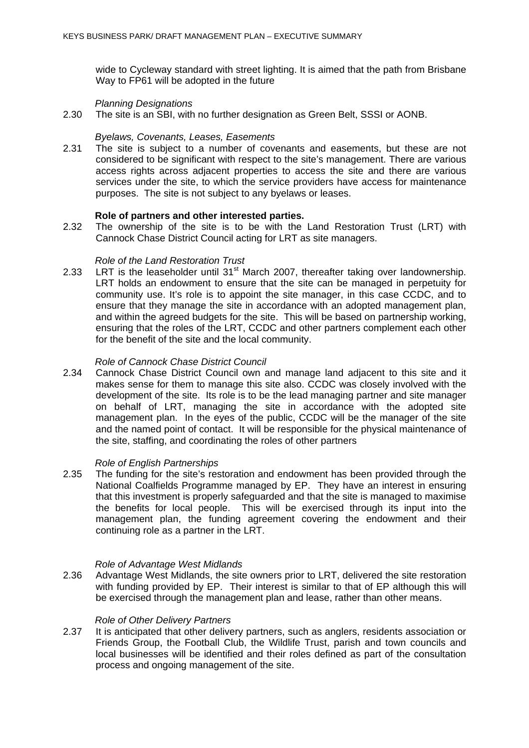wide to Cycleway standard with street lighting. It is aimed that the path from Brisbane Way to FP61 will be adopted in the future

*Planning Designations*

2.30 The site is an SBI, with no further designation as Green Belt, SSSI or AONB.

*Byelaws, Covenants, Leases, Easements*

2.31 The site is subject to a number of covenants and easements, but these are not considered to be significant with respect to the site's management. There are various access rights across adjacent properties to access the site and there are various services under the site, to which the service providers have access for maintenance purposes. The site is not subject to any byelaws or leases.

**Role of partners and other interested parties.**

2.32 The ownership of the site is to be with the Land Restoration Trust (LRT) with Cannock Chase District Council acting for LRT as site managers.

*Role of the Land Restoration Trust*

2.33 LRT is the leaseholder until 31st March 2007, thereafter taking over landownership. LRT holds an endowment to ensure that the site can be managed in perpetuity for community use. It's role is to appoint the site manager, in this case CCDC, and to ensure that they manage the site in accordance with an adopted management plan, and within the agreed budgets for the site. This will be based on partnership working, ensuring that the roles of the LRT, CCDC and other partners complement each other for the benefit of the site and the local community.

*Role of Cannock Chase District Council*

2.34 Cannock Chase District Council own and manage land adjacent to this site and it makes sense for them to manage this site also. CCDC was closely involved with the development of the site. Its role is to be the lead managing partner and site manager on behalf of LRT, managing the site in accordance with the adopted site management plan. In the eyes of the public, CCDC will be the manager of the site and the named point of contact. It will be responsible for the physical maintenance of the site, staffing, and coordinating the roles of other partners

*Role of English Partnerships*

2.35 The funding for the site's restoration and endowment has been provided through the National Coalfields Programme managed by EP. They have an interest in ensuring that this investment is properly safeguarded and that the site is managed to maximise the benefits for local people. This will be exercised through its input into the management plan, the funding agreement covering the endowment and their continuing role as a partner in the LRT.

*Role of Advantage West Midlands*

2.36 Advantage West Midlands, the site owners prior to LRT, delivered the site restoration with funding provided by EP. Their interest is similar to that of EP although this will be exercised through the management plan and lease, rather than other means.

*Role of Other Delivery Partners*

2.37 It is anticipated that other delivery partners, such as anglers, residents association or Friends Group, the Football Club, the Wildlife Trust, parish and town councils and local businesses will be identified and their roles defined as part of the consultation process and ongoing management of the site.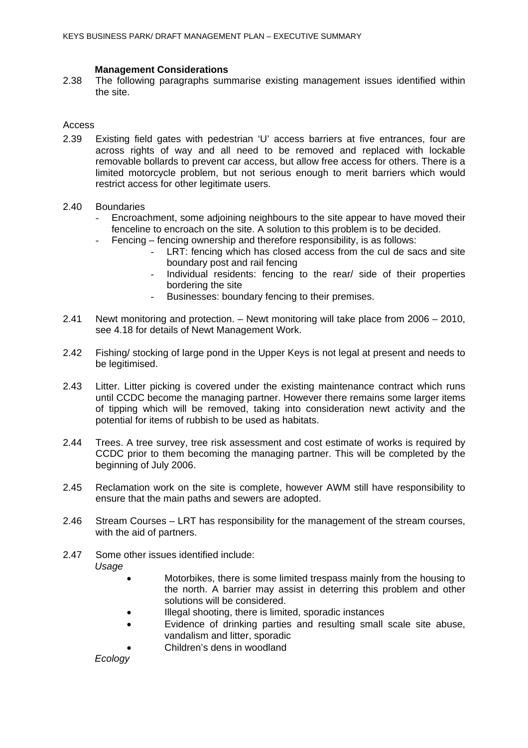**Management Considerations**

2.38 The following paragraphs summarise existing management issues identified within the site.

Access

2.39 Existing field gates with pedestrian 'U' access barriers at five entrances, four are across rights of way and all need to be removed and replaced with lockable removable bollards to prevent car access, but allow free access for others. There is a limited motorcycle problem, but not serious enough to merit barriers which would restrict access for other legitimate users.

2.40 Boundaries

- Encroachment, some adjoining neighbours to the site appear to have moved their fenceline to encroach on the site. A solution to this problem is to be decided.
- Fencing – fencing ownership and therefore responsibility, is as follows:
  - LRT: fencing which has closed access from the cul de sacs and site boundary post and rail fencing
  - Individual residents: fencing to the rear/ side of their properties bordering the site
  - Businesses: boundary fencing to their premises.

2.41 Newt monitoring and protection. – Newt monitoring will take place from 2006 – 2010, see 4.18 for details of Newt Management Work.

2.42 Fishing/ stocking of large pond in the Upper Keys is not legal at present and needs to be legitimised.

2.43 Litter. Litter picking is covered under the existing maintenance contract which runs until CCDC become the managing partner. However there remains some larger items of tipping which will be removed, taking into consideration newt activity and the potential for items of rubbish to be used as habitats.

2.44 Trees. A tree survey, tree risk assessment and cost estimate of works is required by CCDC prior to them becoming the managing partner. This will be completed by the beginning of July 2006.

2.45 Reclamation work on the site is complete, however AWM still have responsibility to ensure that the main paths and sewers are adopted.

2.46 Stream Courses – LRT has responsibility for the management of the stream courses, with the aid of partners.

2.47 Some other issues identified include:

*Usage*

- Motorbikes, there is some limited trespass mainly from the housing to the north. A barrier may assist in deterring this problem and other solutions will be considered.
- Illegal shooting, there is limited, sporadic instances
- Evidence of drinking parties and resulting small scale site abuse, vandalism and litter, sporadic
- Children's dens in woodland

*Ecology*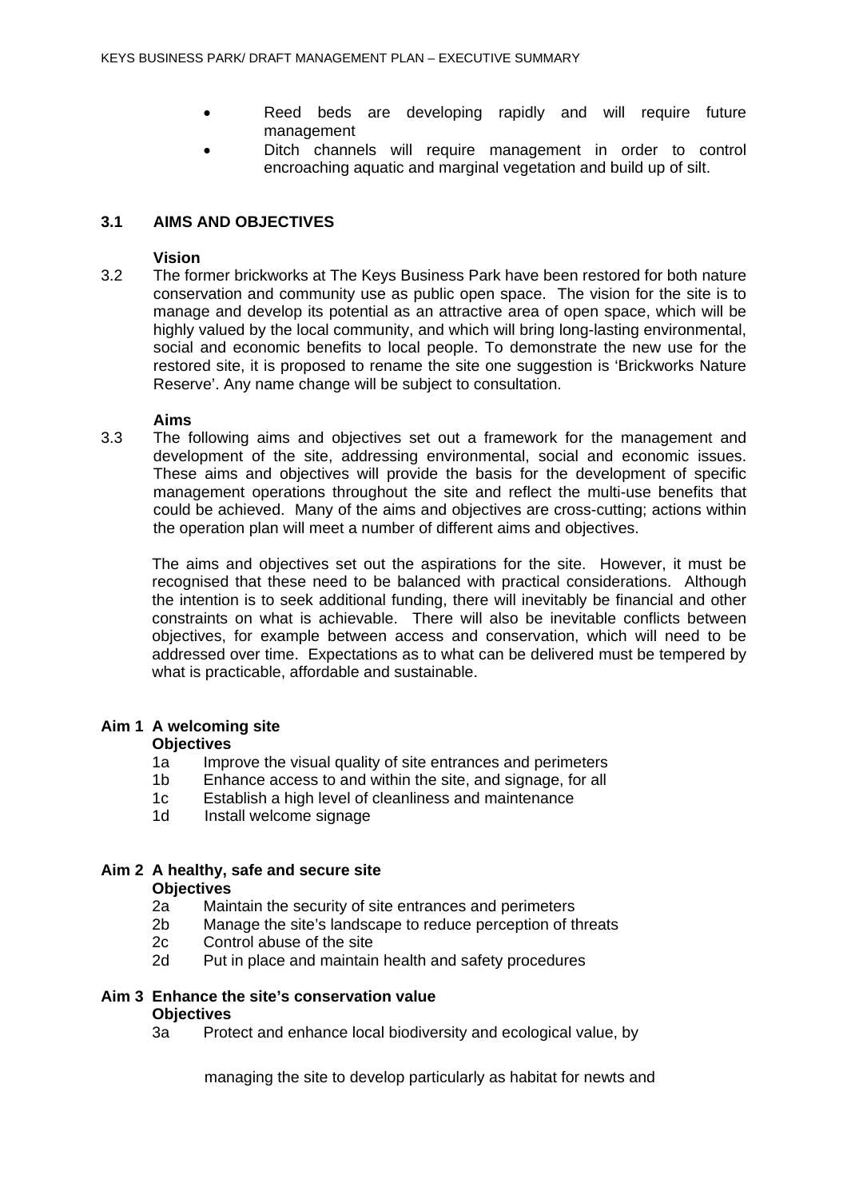- Reed beds are developing rapidly and will require future management
- Ditch channels will require management in order to control encroaching aquatic and marginal vegetation and build up of silt.

### 3.1 AIMS AND OBJECTIVES

**Vision**

3.2 The former brickworks at The Keys Business Park have been restored for both nature conservation and community use as public open space. The vision for the site is to manage and develop its potential as an attractive area of open space, which will be highly valued by the local community, and which will bring long-lasting environmental, social and economic benefits to local people. To demonstrate the new use for the restored site, it is proposed to rename the site one suggestion is 'Brickworks Nature Reserve'. Any name change will be subject to consultation.

**Aims**

3.3 The following aims and objectives set out a framework for the management and development of the site, addressing environmental, social and economic issues. These aims and objectives will provide the basis for the development of specific management operations throughout the site and reflect the multi-use benefits that could be achieved. Many of the aims and objectives are cross-cutting; actions within the operation plan will meet a number of different aims and objectives.

The aims and objectives set out the aspirations for the site. However, it must be recognised that these need to be balanced with practical considerations. Although the intention is to seek additional funding, there will inevitably be financial and other constraints on what is achievable. There will also be inevitable conflicts between objectives, for example between access and conservation, which will need to be addressed over time. Expectations as to what can be delivered must be tempered by what is practicable, affordable and sustainable.

**Aim 1 A welcoming site**

**Objectives**

1a Improve the visual quality of site entrances and perimeters
1b Enhance access to and within the site, and signage, for all
1c Establish a high level of cleanliness and maintenance
1d Install welcome signage

**Aim 2 A healthy, safe and secure site**

**Objectives**

2a Maintain the security of site entrances and perimeters
2b Manage the site's landscape to reduce perception of threats
2c Control abuse of the site
2d Put in place and maintain health and safety procedures

**Aim 3 Enhance the site's conservation value**

**Objectives**

3a Protect and enhance local biodiversity and ecological value, by

managing the site to develop particularly as habitat for newts and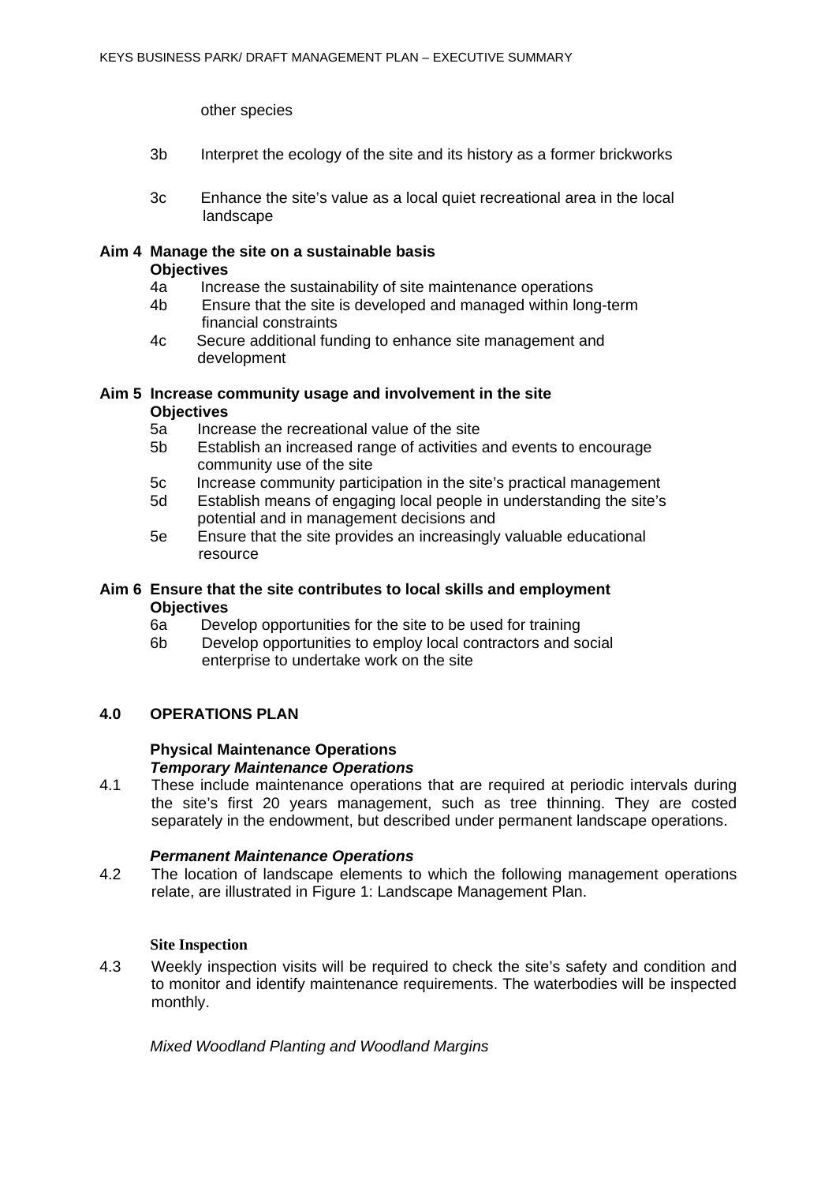other species

3b Interpret the ecology of the site and its history as a former brickworks

3c Enhance the site's value as a local quiet recreational area in the local landscape

**Aim 4 Manage the site on a sustainable basis**
**Objectives**

4a Increase the sustainability of site maintenance operations
4b Ensure that the site is developed and managed within long-term financial constraints
4c Secure additional funding to enhance site management and development

**Aim 5 Increase community usage and involvement in the site**
**Objectives**

5a Increase the recreational value of the site
5b Establish an increased range of activities and events to encourage community use of the site
5c Increase community participation in the site's practical management
5d Establish means of engaging local people in understanding the site's potential and in management decisions and
5e Ensure that the site provides an increasingly valuable educational resource

**Aim 6 Ensure that the site contributes to local skills and employment**
**Objectives**

6a Develop opportunities for the site to be used for training
6b Develop opportunities to employ local contractors and social enterprise to undertake work on the site

## 4.0 OPERATIONS PLAN

**Physical Maintenance Operations**

***Temporary Maintenance Operations***

4.1 These include maintenance operations that are required at periodic intervals during the site's first 20 years management, such as tree thinning. They are costed separately in the endowment, but described under permanent landscape operations.

***Permanent Maintenance Operations***

4.2 The location of landscape elements to which the following management operations relate, are illustrated in Figure 1: Landscape Management Plan.

**Site Inspection**

4.3 Weekly inspection visits will be required to check the site's safety and condition and to monitor and identify maintenance requirements. The waterbodies will be inspected monthly.

*Mixed Woodland Planting and Woodland Margins*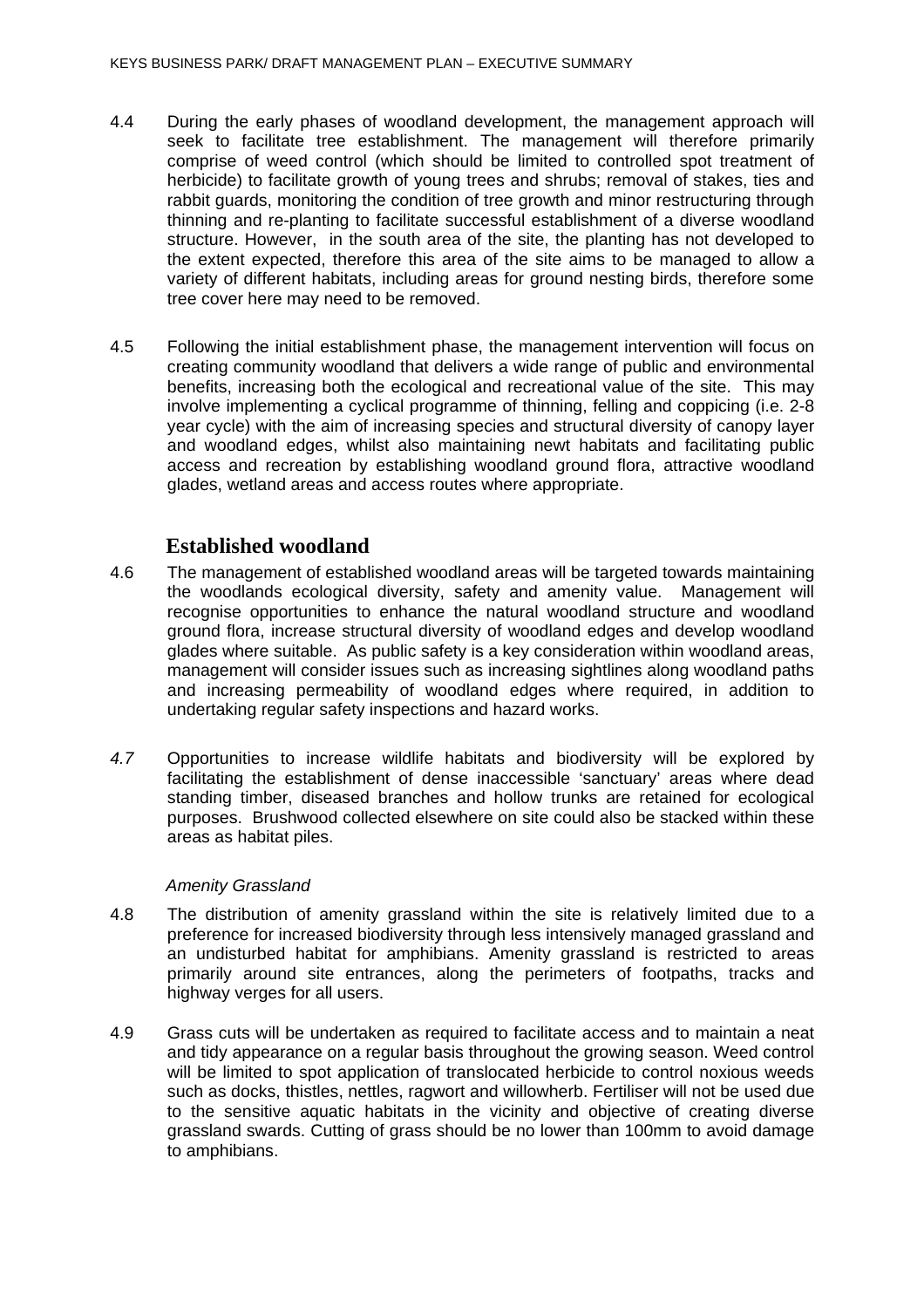4.4 During the early phases of woodland development, the management approach will seek to facilitate tree establishment. The management will therefore primarily comprise of weed control (which should be limited to controlled spot treatment of herbicide) to facilitate growth of young trees and shrubs; removal of stakes, ties and rabbit guards, monitoring the condition of tree growth and minor restructuring through thinning and re-planting to facilitate successful establishment of a diverse woodland structure. However, in the south area of the site, the planting has not developed to the extent expected, therefore this area of the site aims to be managed to allow a variety of different habitats, including areas for ground nesting birds, therefore some tree cover here may need to be removed.

4.5 Following the initial establishment phase, the management intervention will focus on creating community woodland that delivers a wide range of public and environmental benefits, increasing both the ecological and recreational value of the site. This may involve implementing a cyclical programme of thinning, felling and coppicing (i.e. 2-8 year cycle) with the aim of increasing species and structural diversity of canopy layer and woodland edges, whilst also maintaining newt habitats and facilitating public access and recreation by establishing woodland ground flora, attractive woodland glades, wetland areas and access routes where appropriate.

## Established woodland

4.6 The management of established woodland areas will be targeted towards maintaining the woodlands ecological diversity, safety and amenity value. Management will recognise opportunities to enhance the natural woodland structure and woodland ground flora, increase structural diversity of woodland edges and develop woodland glades where suitable. As public safety is a key consideration within woodland areas, management will consider issues such as increasing sightlines along woodland paths and increasing permeability of woodland edges where required, in addition to undertaking regular safety inspections and hazard works.

*4.7* Opportunities to increase wildlife habitats and biodiversity will be explored by facilitating the establishment of dense inaccessible 'sanctuary' areas where dead standing timber, diseased branches and hollow trunks are retained for ecological purposes. Brushwood collected elsewhere on site could also be stacked within these areas as habitat piles.

*Amenity Grassland*

4.8 The distribution of amenity grassland within the site is relatively limited due to a preference for increased biodiversity through less intensively managed grassland and an undisturbed habitat for amphibians. Amenity grassland is restricted to areas primarily around site entrances, along the perimeters of footpaths, tracks and highway verges for all users.

4.9 Grass cuts will be undertaken as required to facilitate access and to maintain a neat and tidy appearance on a regular basis throughout the growing season. Weed control will be limited to spot application of translocated herbicide to control noxious weeds such as docks, thistles, nettles, ragwort and willowherb. Fertiliser will not be used due to the sensitive aquatic habitats in the vicinity and objective of creating diverse grassland swards. Cutting of grass should be no lower than 100mm to avoid damage to amphibians.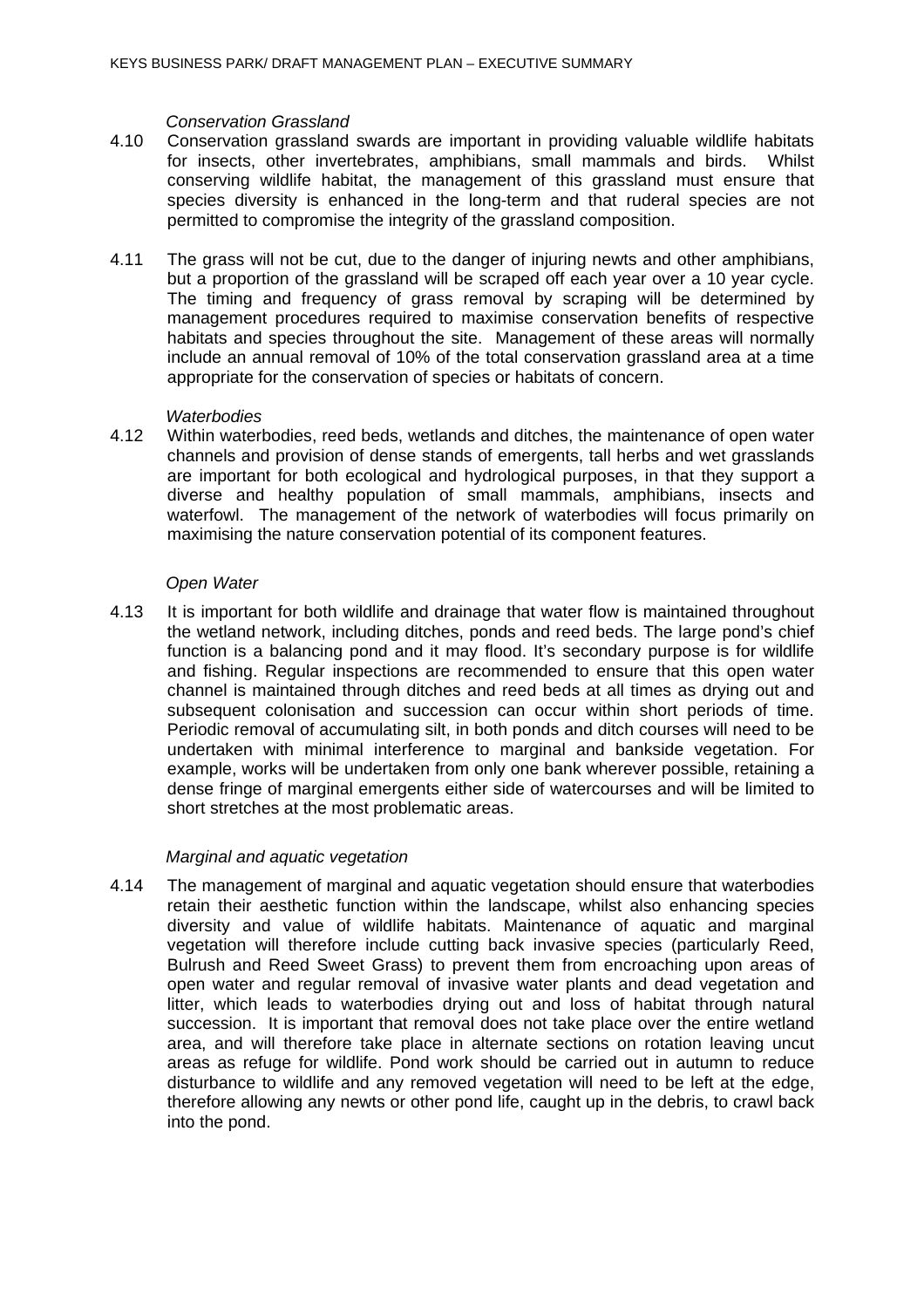*Conservation Grassland*

4.10 Conservation grassland swards are important in providing valuable wildlife habitats for insects, other invertebrates, amphibians, small mammals and birds. Whilst conserving wildlife habitat, the management of this grassland must ensure that species diversity is enhanced in the long-term and that ruderal species are not permitted to compromise the integrity of the grassland composition.

4.11 The grass will not be cut, due to the danger of injuring newts and other amphibians, but a proportion of the grassland will be scraped off each year over a 10 year cycle. The timing and frequency of grass removal by scraping will be determined by management procedures required to maximise conservation benefits of respective habitats and species throughout the site. Management of these areas will normally include an annual removal of 10% of the total conservation grassland area at a time appropriate for the conservation of species or habitats of concern.

*Waterbodies*

4.12 Within waterbodies, reed beds, wetlands and ditches, the maintenance of open water channels and provision of dense stands of emergents, tall herbs and wet grasslands are important for both ecological and hydrological purposes, in that they support a diverse and healthy population of small mammals, amphibians, insects and waterfowl. The management of the network of waterbodies will focus primarily on maximising the nature conservation potential of its component features.

*Open Water*

4.13 It is important for both wildlife and drainage that water flow is maintained throughout the wetland network, including ditches, ponds and reed beds. The large pond's chief function is a balancing pond and it may flood. It's secondary purpose is for wildlife and fishing. Regular inspections are recommended to ensure that this open water channel is maintained through ditches and reed beds at all times as drying out and subsequent colonisation and succession can occur within short periods of time. Periodic removal of accumulating silt, in both ponds and ditch courses will need to be undertaken with minimal interference to marginal and bankside vegetation. For example, works will be undertaken from only one bank wherever possible, retaining a dense fringe of marginal emergents either side of watercourses and will be limited to short stretches at the most problematic areas.

*Marginal and aquatic vegetation*

4.14 The management of marginal and aquatic vegetation should ensure that waterbodies retain their aesthetic function within the landscape, whilst also enhancing species diversity and value of wildlife habitats. Maintenance of aquatic and marginal vegetation will therefore include cutting back invasive species (particularly Reed, Bulrush and Reed Sweet Grass) to prevent them from encroaching upon areas of open water and regular removal of invasive water plants and dead vegetation and litter, which leads to waterbodies drying out and loss of habitat through natural succession. It is important that removal does not take place over the entire wetland area, and will therefore take place in alternate sections on rotation leaving uncut areas as refuge for wildlife. Pond work should be carried out in autumn to reduce disturbance to wildlife and any removed vegetation will need to be left at the edge, therefore allowing any newts or other pond life, caught up in the debris, to crawl back into the pond.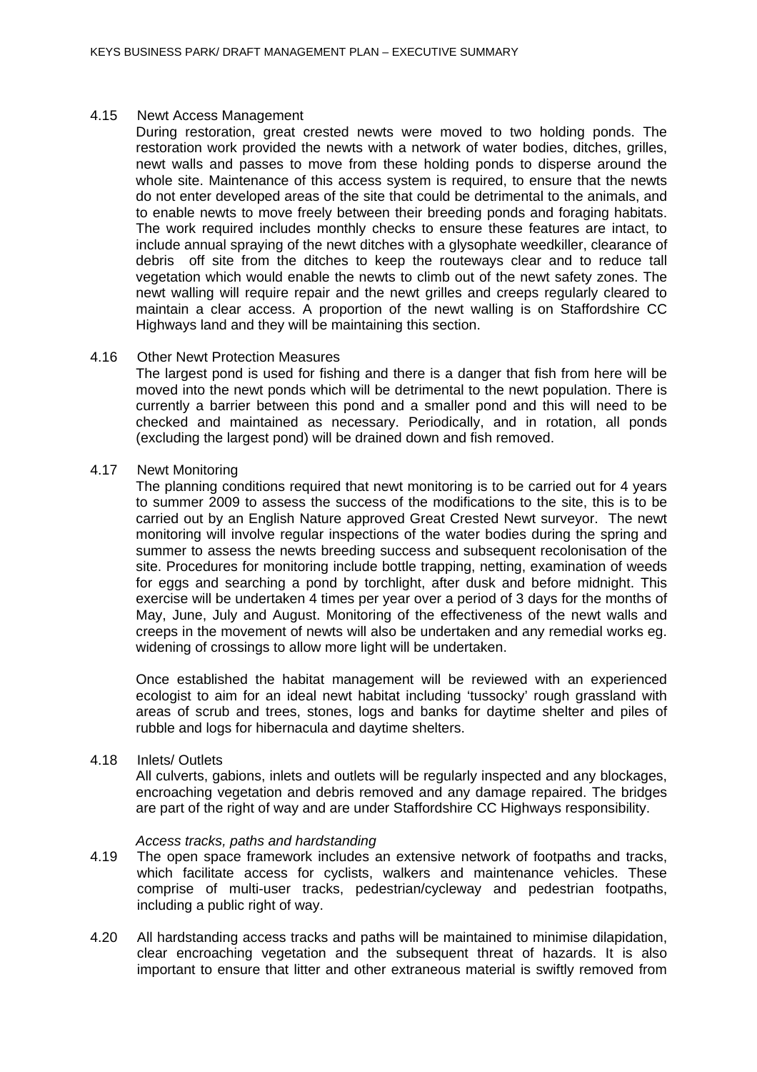4.15 Newt Access Management

During restoration, great crested newts were moved to two holding ponds. The restoration work provided the newts with a network of water bodies, ditches, grilles, newt walls and passes to move from these holding ponds to disperse around the whole site. Maintenance of this access system is required, to ensure that the newts do not enter developed areas of the site that could be detrimental to the animals, and to enable newts to move freely between their breeding ponds and foraging habitats. The work required includes monthly checks to ensure these features are intact, to include annual spraying of the newt ditches with a glysophate weedkiller, clearance of debris off site from the ditches to keep the routeways clear and to reduce tall vegetation which would enable the newts to climb out of the newt safety zones. The newt walling will require repair and the newt grilles and creeps regularly cleared to maintain a clear access. A proportion of the newt walling is on Staffordshire CC Highways land and they will be maintaining this section.

4.16 Other Newt Protection Measures

The largest pond is used for fishing and there is a danger that fish from here will be moved into the newt ponds which will be detrimental to the newt population. There is currently a barrier between this pond and a smaller pond and this will need to be checked and maintained as necessary. Periodically, and in rotation, all ponds (excluding the largest pond) will be drained down and fish removed.

4.17 Newt Monitoring

The planning conditions required that newt monitoring is to be carried out for 4 years to summer 2009 to assess the success of the modifications to the site, this is to be carried out by an English Nature approved Great Crested Newt surveyor. The newt monitoring will involve regular inspections of the water bodies during the spring and summer to assess the newts breeding success and subsequent recolonisation of the site. Procedures for monitoring include bottle trapping, netting, examination of weeds for eggs and searching a pond by torchlight, after dusk and before midnight. This exercise will be undertaken 4 times per year over a period of 3 days for the months of May, June, July and August. Monitoring of the effectiveness of the newt walls and creeps in the movement of newts will also be undertaken and any remedial works eg. widening of crossings to allow more light will be undertaken.

Once established the habitat management will be reviewed with an experienced ecologist to aim for an ideal newt habitat including 'tussocky' rough grassland with areas of scrub and trees, stones, logs and banks for daytime shelter and piles of rubble and logs for hibernacula and daytime shelters.

4.18 Inlets/ Outlets

All culverts, gabions, inlets and outlets will be regularly inspected and any blockages, encroaching vegetation and debris removed and any damage repaired. The bridges are part of the right of way and are under Staffordshire CC Highways responsibility.

*Access tracks, paths and hardstanding*

4.19 The open space framework includes an extensive network of footpaths and tracks, which facilitate access for cyclists, walkers and maintenance vehicles. These comprise of multi-user tracks, pedestrian/cycleway and pedestrian footpaths, including a public right of way.

4.20 All hardstanding access tracks and paths will be maintained to minimise dilapidation, clear encroaching vegetation and the subsequent threat of hazards. It is also important to ensure that litter and other extraneous material is swiftly removed from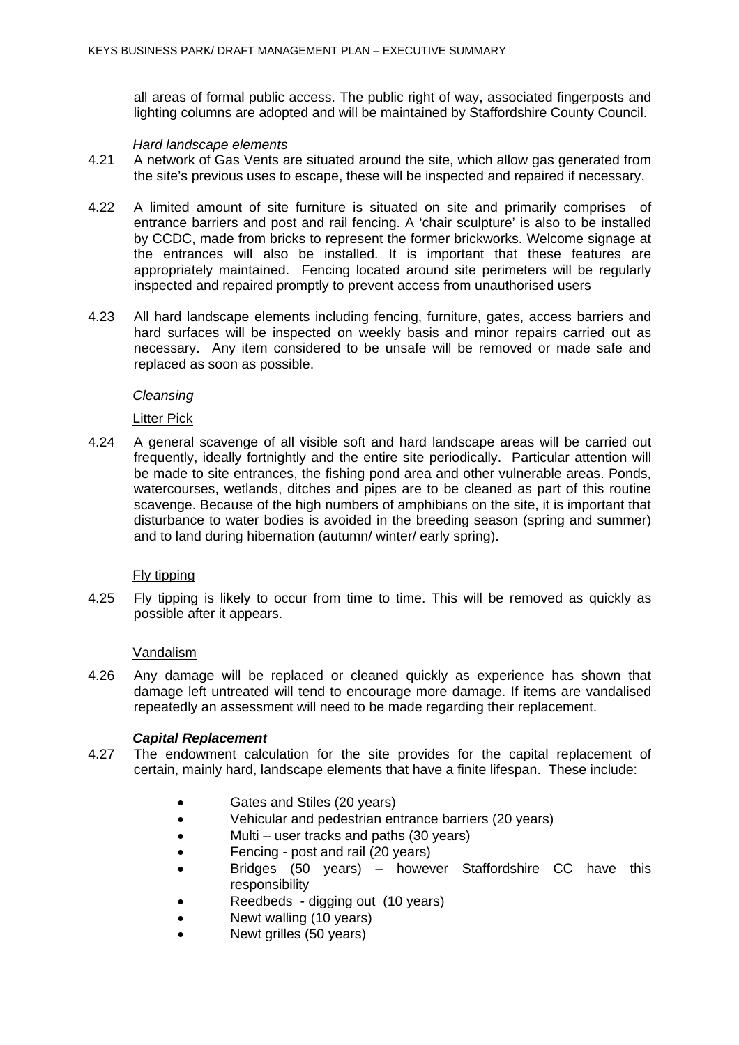all areas of formal public access. The public right of way, associated fingerposts and lighting columns are adopted and will be maintained by Staffordshire County Council.

*Hard landscape elements*

4.21 A network of Gas Vents are situated around the site, which allow gas generated from the site's previous uses to escape, these will be inspected and repaired if necessary.

4.22 A limited amount of site furniture is situated on site and primarily comprises of entrance barriers and post and rail fencing. A 'chair sculpture' is also to be installed by CCDC, made from bricks to represent the former brickworks. Welcome signage at the entrances will also be installed. It is important that these features are appropriately maintained. Fencing located around site perimeters will be regularly inspected and repaired promptly to prevent access from unauthorised users

4.23 All hard landscape elements including fencing, furniture, gates, access barriers and hard surfaces will be inspected on weekly basis and minor repairs carried out as necessary. Any item considered to be unsafe will be removed or made safe and replaced as soon as possible.

*Cleansing*

<u>Litter Pick</u>

4.24 A general scavenge of all visible soft and hard landscape areas will be carried out frequently, ideally fortnightly and the entire site periodically. Particular attention will be made to site entrances, the fishing pond area and other vulnerable areas. Ponds, watercourses, wetlands, ditches and pipes are to be cleaned as part of this routine scavenge. Because of the high numbers of amphibians on the site, it is important that disturbance to water bodies is avoided in the breeding season (spring and summer) and to land during hibernation (autumn/ winter/ early spring).

<u>Fly tipping</u>

4.25 Fly tipping is likely to occur from time to time. This will be removed as quickly as possible after it appears.

<u>Vandalism</u>

4.26 Any damage will be replaced or cleaned quickly as experience has shown that damage left untreated will tend to encourage more damage. If items are vandalised repeatedly an assessment will need to be made regarding their replacement.

***Capital Replacement***

4.27 The endowment calculation for the site provides for the capital replacement of certain, mainly hard, landscape elements that have a finite lifespan. These include:

- Gates and Stiles (20 years)
- Vehicular and pedestrian entrance barriers (20 years)
- Multi – user tracks and paths (30 years)
- Fencing - post and rail (20 years)
- Bridges (50 years) – however Staffordshire CC have this responsibility
- Reedbeds - digging out (10 years)
- Newt walling (10 years)
- Newt grilles (50 years)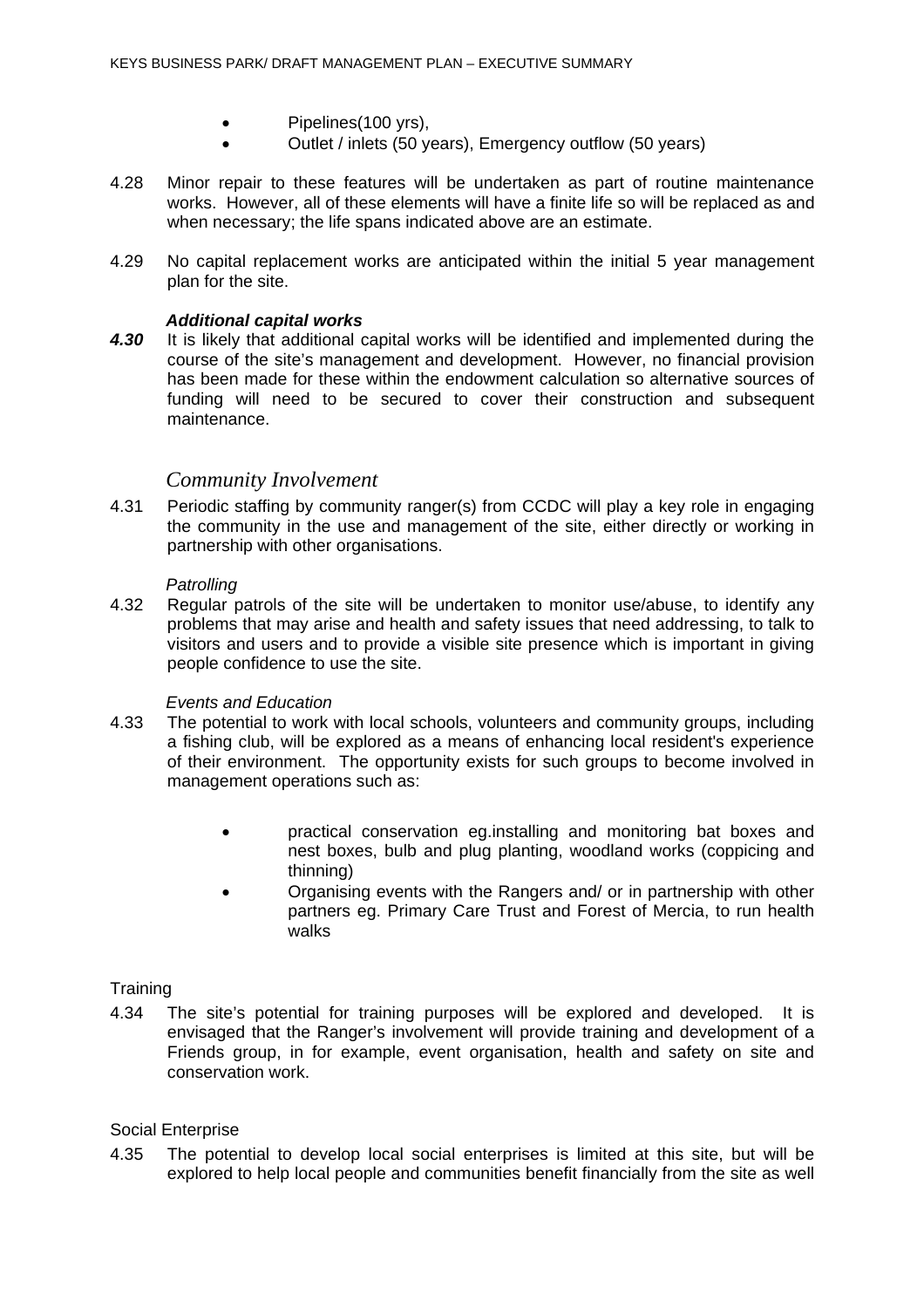- Pipelines(100 yrs),
- Outlet / inlets (50 years), Emergency outflow (50 years)

4.28 Minor repair to these features will be undertaken as part of routine maintenance works. However, all of these elements will have a finite life so will be replaced as and when necessary; the life spans indicated above are an estimate.

4.29 No capital replacement works are anticipated within the initial 5 year management plan for the site.

***Additional capital works***

***4.30*** It is likely that additional capital works will be identified and implemented during the course of the site's management and development. However, no financial provision has been made for these within the endowment calculation so alternative sources of funding will need to be secured to cover their construction and subsequent maintenance.

## *Community Involvement*

4.31 Periodic staffing by community ranger(s) from CCDC will play a key role in engaging the community in the use and management of the site, either directly or working in partnership with other organisations.

*Patrolling*

4.32 Regular patrols of the site will be undertaken to monitor use/abuse, to identify any problems that may arise and health and safety issues that need addressing, to talk to visitors and users and to provide a visible site presence which is important in giving people confidence to use the site.

*Events and Education*

4.33 The potential to work with local schools, volunteers and community groups, including a fishing club, will be explored as a means of enhancing local resident's experience of their environment. The opportunity exists for such groups to become involved in management operations such as:

- practical conservation eg.installing and monitoring bat boxes and nest boxes, bulb and plug planting, woodland works (coppicing and thinning)
- Organising events with the Rangers and/ or in partnership with other partners eg. Primary Care Trust and Forest of Mercia, to run health walks

Training

4.34 The site's potential for training purposes will be explored and developed. It is envisaged that the Ranger's involvement will provide training and development of a Friends group, in for example, event organisation, health and safety on site and conservation work.

Social Enterprise

4.35 The potential to develop local social enterprises is limited at this site, but will be explored to help local people and communities benefit financially from the site as well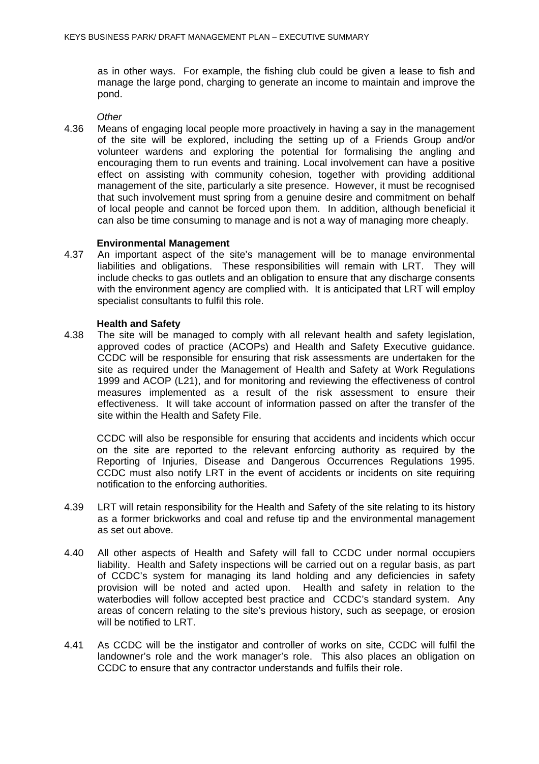as in other ways. For example, the fishing club could be given a lease to fish and manage the large pond, charging to generate an income to maintain and improve the pond.

*Other*

4.36 Means of engaging local people more proactively in having a say in the management of the site will be explored, including the setting up of a Friends Group and/or volunteer wardens and exploring the potential for formalising the angling and encouraging them to run events and training. Local involvement can have a positive effect on assisting with community cohesion, together with providing additional management of the site, particularly a site presence. However, it must be recognised that such involvement must spring from a genuine desire and commitment on behalf of local people and cannot be forced upon them. In addition, although beneficial it can also be time consuming to manage and is not a way of managing more cheaply.

**Environmental Management**

4.37 An important aspect of the site's management will be to manage environmental liabilities and obligations. These responsibilities will remain with LRT. They will include checks to gas outlets and an obligation to ensure that any discharge consents with the environment agency are complied with. It is anticipated that LRT will employ specialist consultants to fulfil this role.

**Health and Safety**

4.38 The site will be managed to comply with all relevant health and safety legislation, approved codes of practice (ACOPs) and Health and Safety Executive guidance. CCDC will be responsible for ensuring that risk assessments are undertaken for the site as required under the Management of Health and Safety at Work Regulations 1999 and ACOP (L21), and for monitoring and reviewing the effectiveness of control measures implemented as a result of the risk assessment to ensure their effectiveness. It will take account of information passed on after the transfer of the site within the Health and Safety File.

CCDC will also be responsible for ensuring that accidents and incidents which occur on the site are reported to the relevant enforcing authority as required by the Reporting of Injuries, Disease and Dangerous Occurrences Regulations 1995. CCDC must also notify LRT in the event of accidents or incidents on site requiring notification to the enforcing authorities.

4.39 LRT will retain responsibility for the Health and Safety of the site relating to its history as a former brickworks and coal and refuse tip and the environmental management as set out above.

4.40 All other aspects of Health and Safety will fall to CCDC under normal occupiers liability. Health and Safety inspections will be carried out on a regular basis, as part of CCDC's system for managing its land holding and any deficiencies in safety provision will be noted and acted upon. Health and safety in relation to the waterbodies will follow accepted best practice and CCDC's standard system. Any areas of concern relating to the site's previous history, such as seepage, or erosion will be notified to LRT.

4.41 As CCDC will be the instigator and controller of works on site, CCDC will fulfil the landowner's role and the work manager's role. This also places an obligation on CCDC to ensure that any contractor understands and fulfils their role.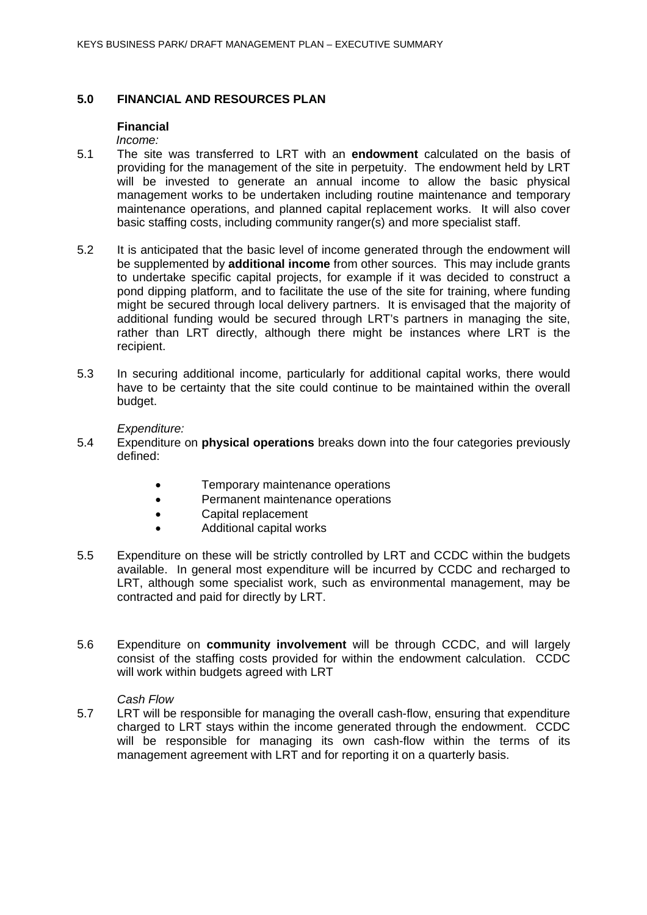## 5.0 FINANCIAL AND RESOURCES PLAN

**Financial**

*Income:*

5.1 The site was transferred to LRT with an **endowment** calculated on the basis of providing for the management of the site in perpetuity. The endowment held by LRT will be invested to generate an annual income to allow the basic physical management works to be undertaken including routine maintenance and temporary maintenance operations, and planned capital replacement works. It will also cover basic staffing costs, including community ranger(s) and more specialist staff.

5.2 It is anticipated that the basic level of income generated through the endowment will be supplemented by **additional income** from other sources. This may include grants to undertake specific capital projects, for example if it was decided to construct a pond dipping platform, and to facilitate the use of the site for training, where funding might be secured through local delivery partners. It is envisaged that the majority of additional funding would be secured through LRT's partners in managing the site, rather than LRT directly, although there might be instances where LRT is the recipient.

5.3 In securing additional income, particularly for additional capital works, there would have to be certainty that the site could continue to be maintained within the overall budget.

*Expenditure:*

5.4 Expenditure on **physical operations** breaks down into the four categories previously defined:

- Temporary maintenance operations
- Permanent maintenance operations
- Capital replacement
- Additional capital works

5.5 Expenditure on these will be strictly controlled by LRT and CCDC within the budgets available. In general most expenditure will be incurred by CCDC and recharged to LRT, although some specialist work, such as environmental management, may be contracted and paid for directly by LRT.

5.6 Expenditure on **community involvement** will be through CCDC, and will largely consist of the staffing costs provided for within the endowment calculation. CCDC will work within budgets agreed with LRT

*Cash Flow*

5.7 LRT will be responsible for managing the overall cash-flow, ensuring that expenditure charged to LRT stays within the income generated through the endowment. CCDC will be responsible for managing its own cash-flow within the terms of its management agreement with LRT and for reporting it on a quarterly basis.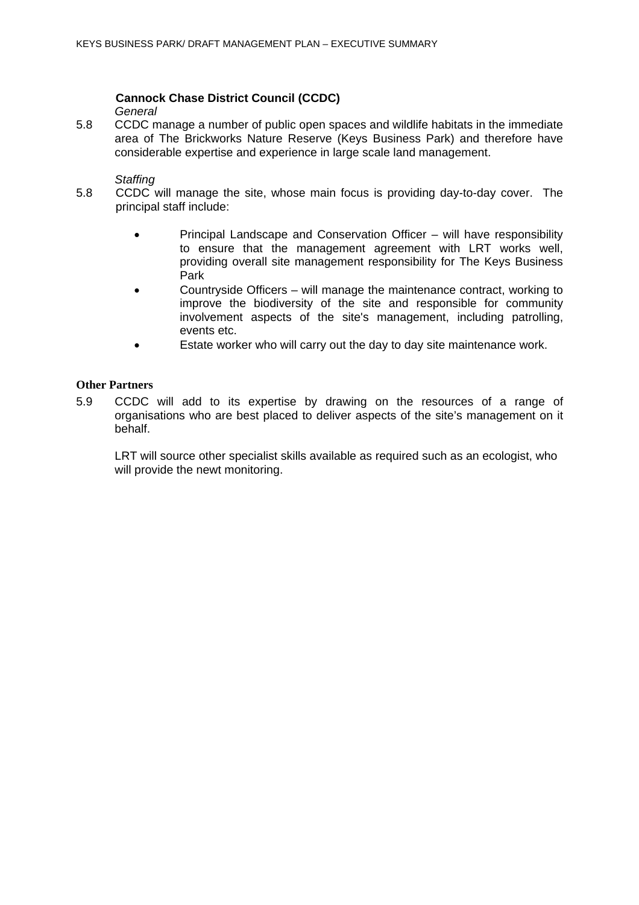**Cannock Chase District Council (CCDC)**

*General*

5.8 CCDC manage a number of public open spaces and wildlife habitats in the immediate area of The Brickworks Nature Reserve (Keys Business Park) and therefore have considerable expertise and experience in large scale land management.

*Staffing*

5.8 CCDC will manage the site, whose main focus is providing day-to-day cover. The principal staff include:

- Principal Landscape and Conservation Officer – will have responsibility to ensure that the management agreement with LRT works well, providing overall site management responsibility for The Keys Business Park
- Countryside Officers – will manage the maintenance contract, working to improve the biodiversity of the site and responsible for community involvement aspects of the site's management, including patrolling, events etc.
- Estate worker who will carry out the day to day site maintenance work.

**Other Partners**

5.9 CCDC will add to its expertise by drawing on the resources of a range of organisations who are best placed to deliver aspects of the site's management on it behalf.

LRT will source other specialist skills available as required such as an ecologist, who will provide the newt monitoring.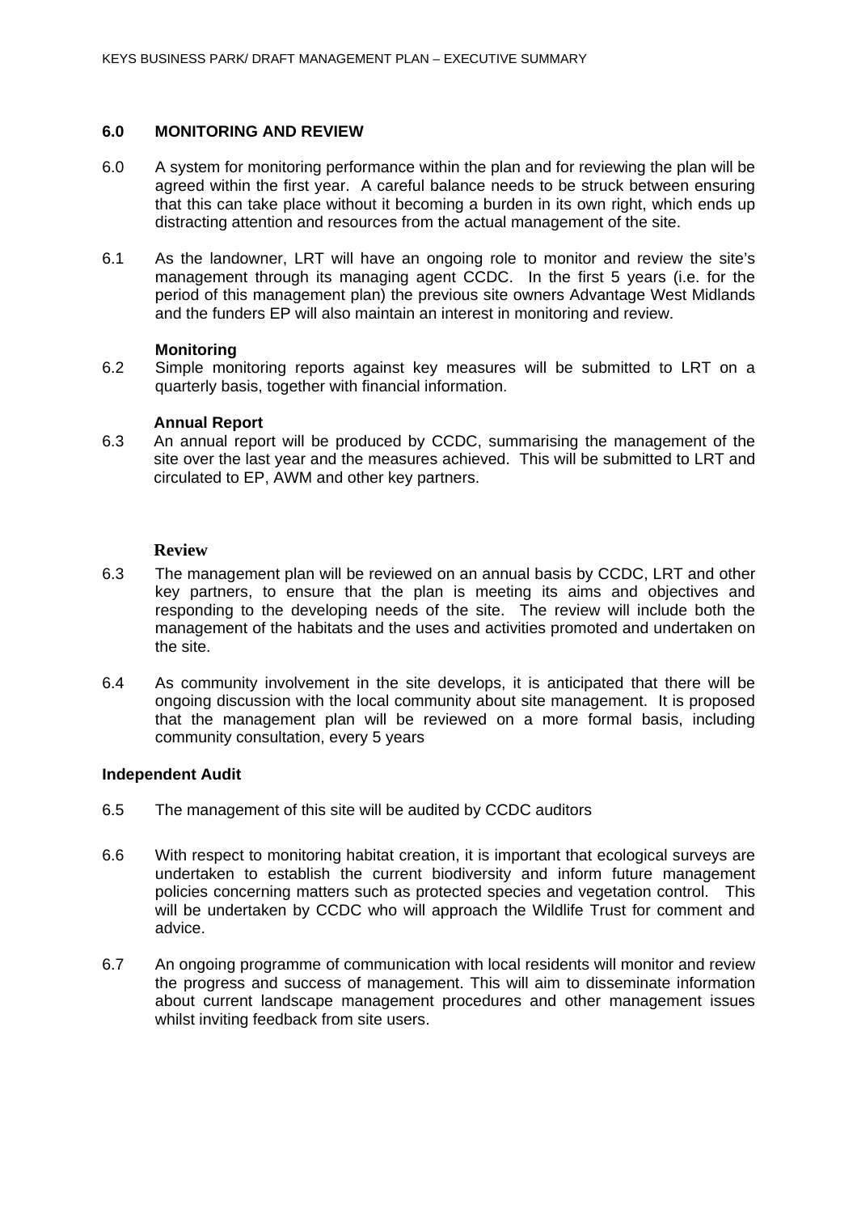## 6.0 MONITORING AND REVIEW

6.0 A system for monitoring performance within the plan and for reviewing the plan will be agreed within the first year. A careful balance needs to be struck between ensuring that this can take place without it becoming a burden in its own right, which ends up distracting attention and resources from the actual management of the site.

6.1 As the landowner, LRT will have an ongoing role to monitor and review the site's management through its managing agent CCDC. In the first 5 years (i.e. for the period of this management plan) the previous site owners Advantage West Midlands and the funders EP will also maintain an interest in monitoring and review.

**Monitoring**

6.2 Simple monitoring reports against key measures will be submitted to LRT on a quarterly basis, together with financial information.

**Annual Report**

6.3 An annual report will be produced by CCDC, summarising the management of the site over the last year and the measures achieved. This will be submitted to LRT and circulated to EP, AWM and other key partners.

**Review**

6.3 The management plan will be reviewed on an annual basis by CCDC, LRT and other key partners, to ensure that the plan is meeting its aims and objectives and responding to the developing needs of the site. The review will include both the management of the habitats and the uses and activities promoted and undertaken on the site.

6.4 As community involvement in the site develops, it is anticipated that there will be ongoing discussion with the local community about site management. It is proposed that the management plan will be reviewed on a more formal basis, including community consultation, every 5 years

**Independent Audit**

6.5 The management of this site will be audited by CCDC auditors

6.6 With respect to monitoring habitat creation, it is important that ecological surveys are undertaken to establish the current biodiversity and inform future management policies concerning matters such as protected species and vegetation control. This will be undertaken by CCDC who will approach the Wildlife Trust for comment and advice.

6.7 An ongoing programme of communication with local residents will monitor and review the progress and success of management. This will aim to disseminate information about current landscape management procedures and other management issues whilst inviting feedback from site users.